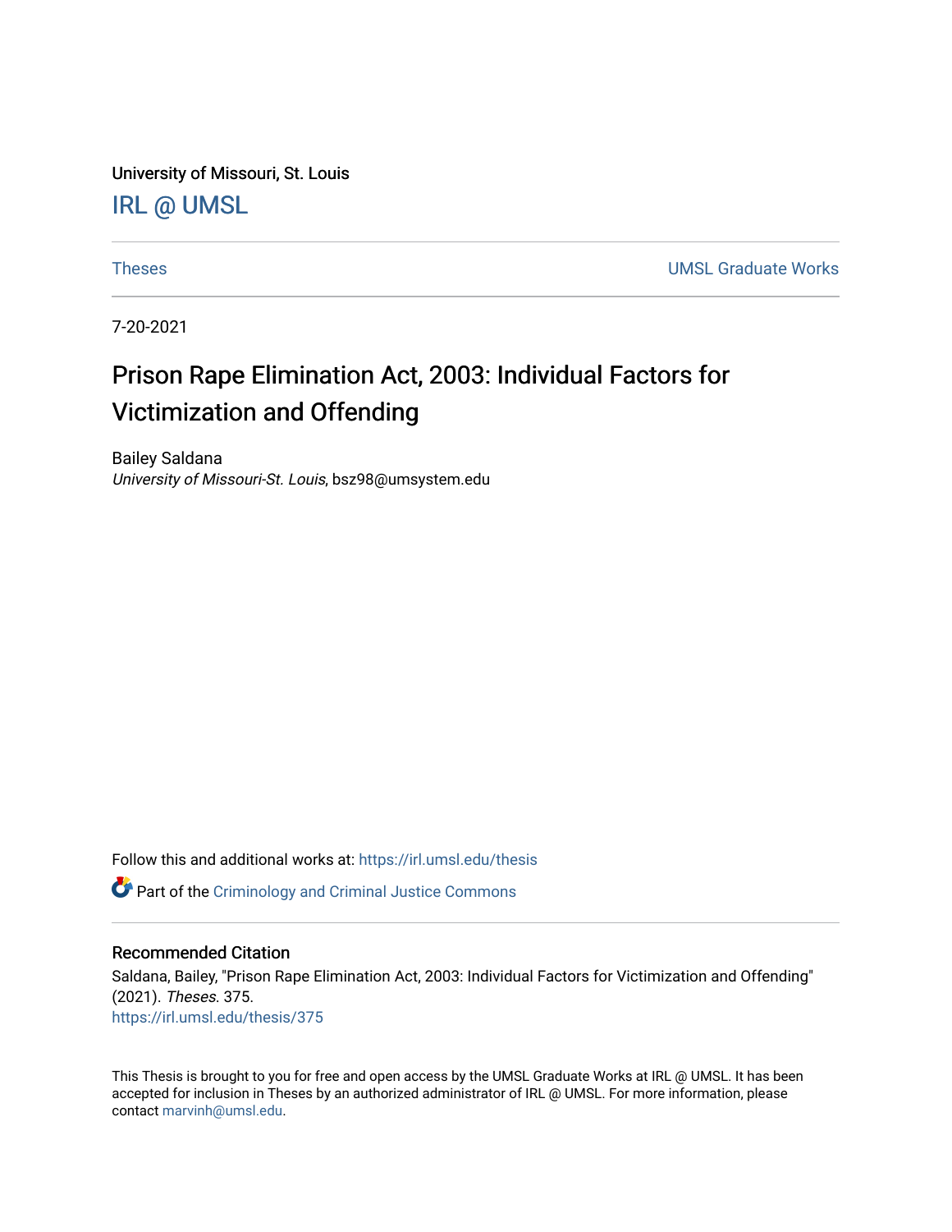University of Missouri, St. Louis

IRL @ UMSL

Theses UMSL Graduate Works

7-20-2021

# Prison Rape Elimination Act, 2003: Individual Factors for Victimization and Offending

Bailey Saldana
*University of Missouri-St. Louis*, bsz98@umsystem.edu

Follow this and additional works at: https://irl.umsl.edu/thesis

Part of the Criminology and Criminal Justice Commons

## Recommended Citation

Saldana, Bailey, "Prison Rape Elimination Act, 2003: Individual Factors for Victimization and Offending" (2021). *Theses*. 375.
https://irl.umsl.edu/thesis/375

This Thesis is brought to you for free and open access by the UMSL Graduate Works at IRL @ UMSL. It has been accepted for inclusion in Theses by an authorized administrator of IRL @ UMSL. For more information, please contact marvinh@umsl.edu.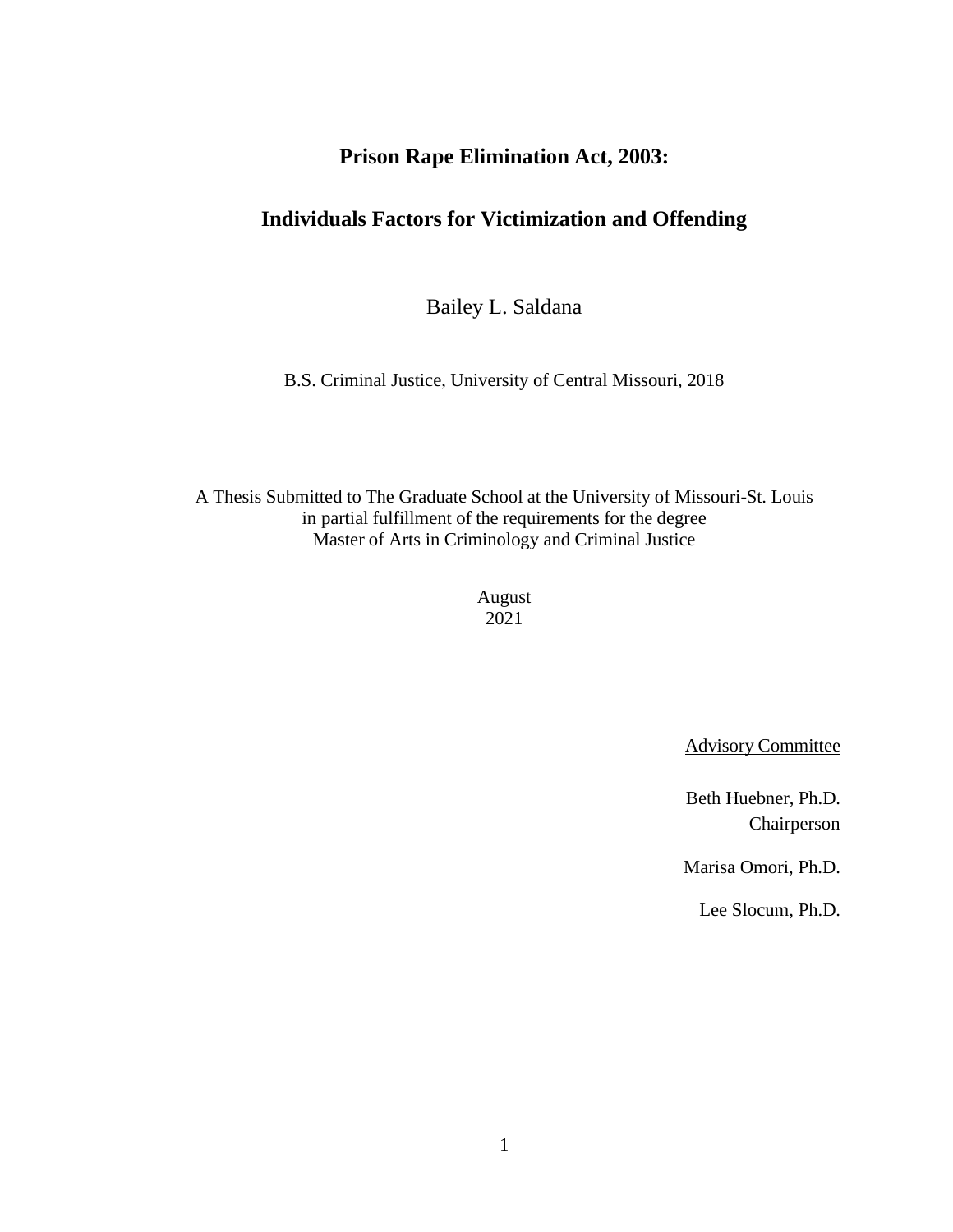# Prison Rape Elimination Act, 2003:

# Individuals Factors for Victimization and Offending

Bailey L. Saldana

B.S. Criminal Justice, University of Central Missouri, 2018

A Thesis Submitted to The Graduate School at the University of Missouri-St. Louis
in partial fulfillment of the requirements for the degree
Master of Arts in Criminology and Criminal Justice

August
2021

<u>Advisory Committee</u>

Beth Huebner, Ph.D.
Chairperson

Marisa Omori, Ph.D.

Lee Slocum, Ph.D.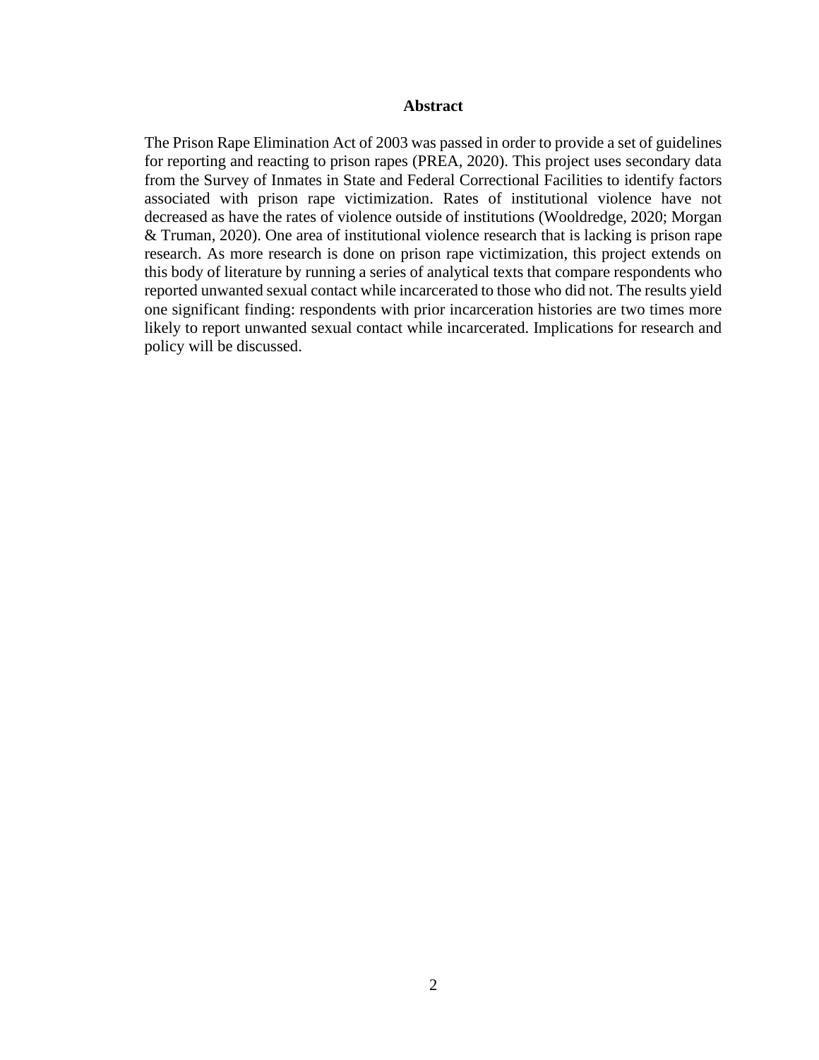# Abstract

The Prison Rape Elimination Act of 2003 was passed in order to provide a set of guidelines for reporting and reacting to prison rapes (PREA, 2020). This project uses secondary data from the Survey of Inmates in State and Federal Correctional Facilities to identify factors associated with prison rape victimization. Rates of institutional violence have not decreased as have the rates of violence outside of institutions (Wooldredge, 2020; Morgan & Truman, 2020). One area of institutional violence research that is lacking is prison rape research. As more research is done on prison rape victimization, this project extends on this body of literature by running a series of analytical texts that compare respondents who reported unwanted sexual contact while incarcerated to those who did not. The results yield one significant finding: respondents with prior incarceration histories are two times more likely to report unwanted sexual contact while incarcerated. Implications for research and policy will be discussed.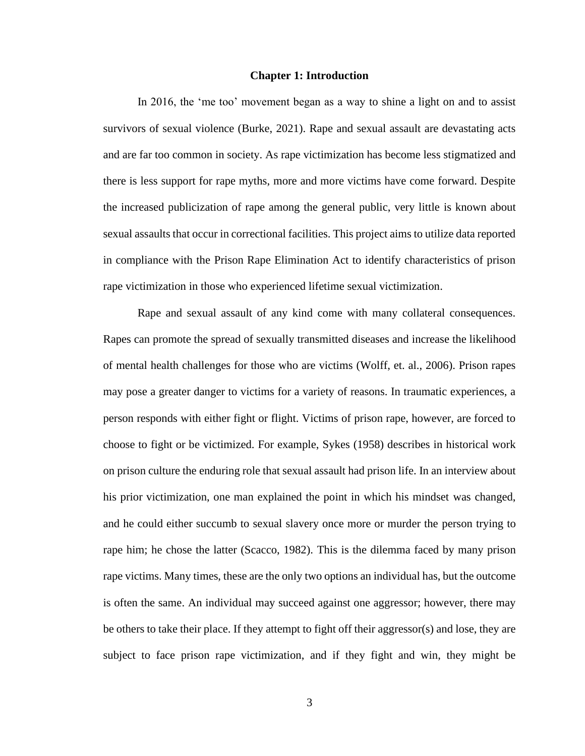# Chapter 1: Introduction

In 2016, the 'me too' movement began as a way to shine a light on and to assist survivors of sexual violence (Burke, 2021). Rape and sexual assault are devastating acts and are far too common in society. As rape victimization has become less stigmatized and there is less support for rape myths, more and more victims have come forward. Despite the increased publicization of rape among the general public, very little is known about sexual assaults that occur in correctional facilities. This project aims to utilize data reported in compliance with the Prison Rape Elimination Act to identify characteristics of prison rape victimization in those who experienced lifetime sexual victimization.

Rape and sexual assault of any kind come with many collateral consequences. Rapes can promote the spread of sexually transmitted diseases and increase the likelihood of mental health challenges for those who are victims (Wolff, et. al., 2006). Prison rapes may pose a greater danger to victims for a variety of reasons. In traumatic experiences, a person responds with either fight or flight. Victims of prison rape, however, are forced to choose to fight or be victimized. For example, Sykes (1958) describes in historical work on prison culture the enduring role that sexual assault had prison life. In an interview about his prior victimization, one man explained the point in which his mindset was changed, and he could either succumb to sexual slavery once more or murder the person trying to rape him; he chose the latter (Scacco, 1982). This is the dilemma faced by many prison rape victims. Many times, these are the only two options an individual has, but the outcome is often the same. An individual may succeed against one aggressor; however, there may be others to take their place. If they attempt to fight off their aggressor(s) and lose, they are subject to face prison rape victimization, and if they fight and win, they might be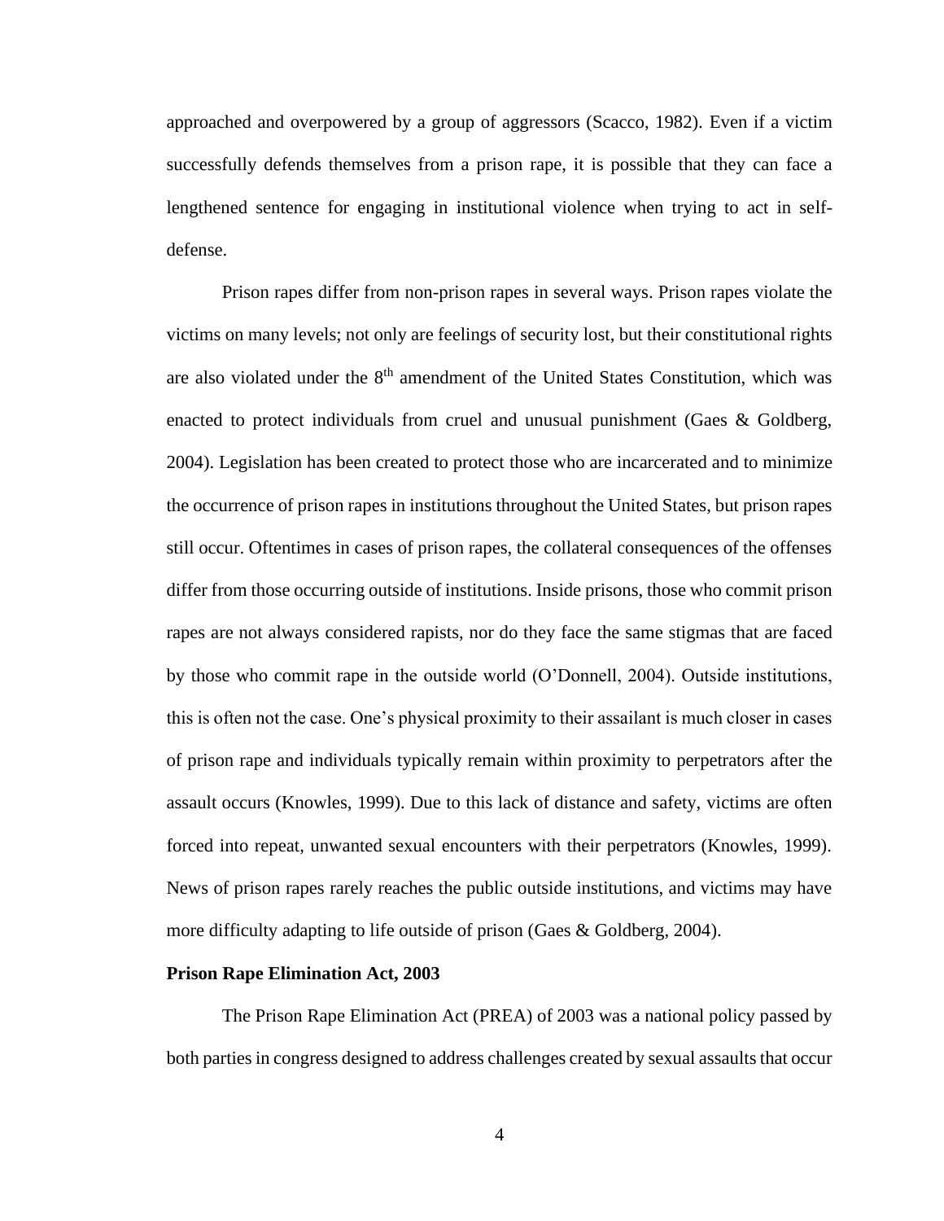approached and overpowered by a group of aggressors (Scacco, 1982). Even if a victim successfully defends themselves from a prison rape, it is possible that they can face a lengthened sentence for engaging in institutional violence when trying to act in self-defense.

Prison rapes differ from non-prison rapes in several ways. Prison rapes violate the victims on many levels; not only are feelings of security lost, but their constitutional rights are also violated under the 8th amendment of the United States Constitution, which was enacted to protect individuals from cruel and unusual punishment (Gaes & Goldberg, 2004). Legislation has been created to protect those who are incarcerated and to minimize the occurrence of prison rapes in institutions throughout the United States, but prison rapes still occur. Oftentimes in cases of prison rapes, the collateral consequences of the offenses differ from those occurring outside of institutions. Inside prisons, those who commit prison rapes are not always considered rapists, nor do they face the same stigmas that are faced by those who commit rape in the outside world (O'Donnell, 2004). Outside institutions, this is often not the case. One's physical proximity to their assailant is much closer in cases of prison rape and individuals typically remain within proximity to perpetrators after the assault occurs (Knowles, 1999). Due to this lack of distance and safety, victims are often forced into repeat, unwanted sexual encounters with their perpetrators (Knowles, 1999). News of prison rapes rarely reaches the public outside institutions, and victims may have more difficulty adapting to life outside of prison (Gaes & Goldberg, 2004).

**Prison Rape Elimination Act, 2003**

The Prison Rape Elimination Act (PREA) of 2003 was a national policy passed by both parties in congress designed to address challenges created by sexual assaults that occur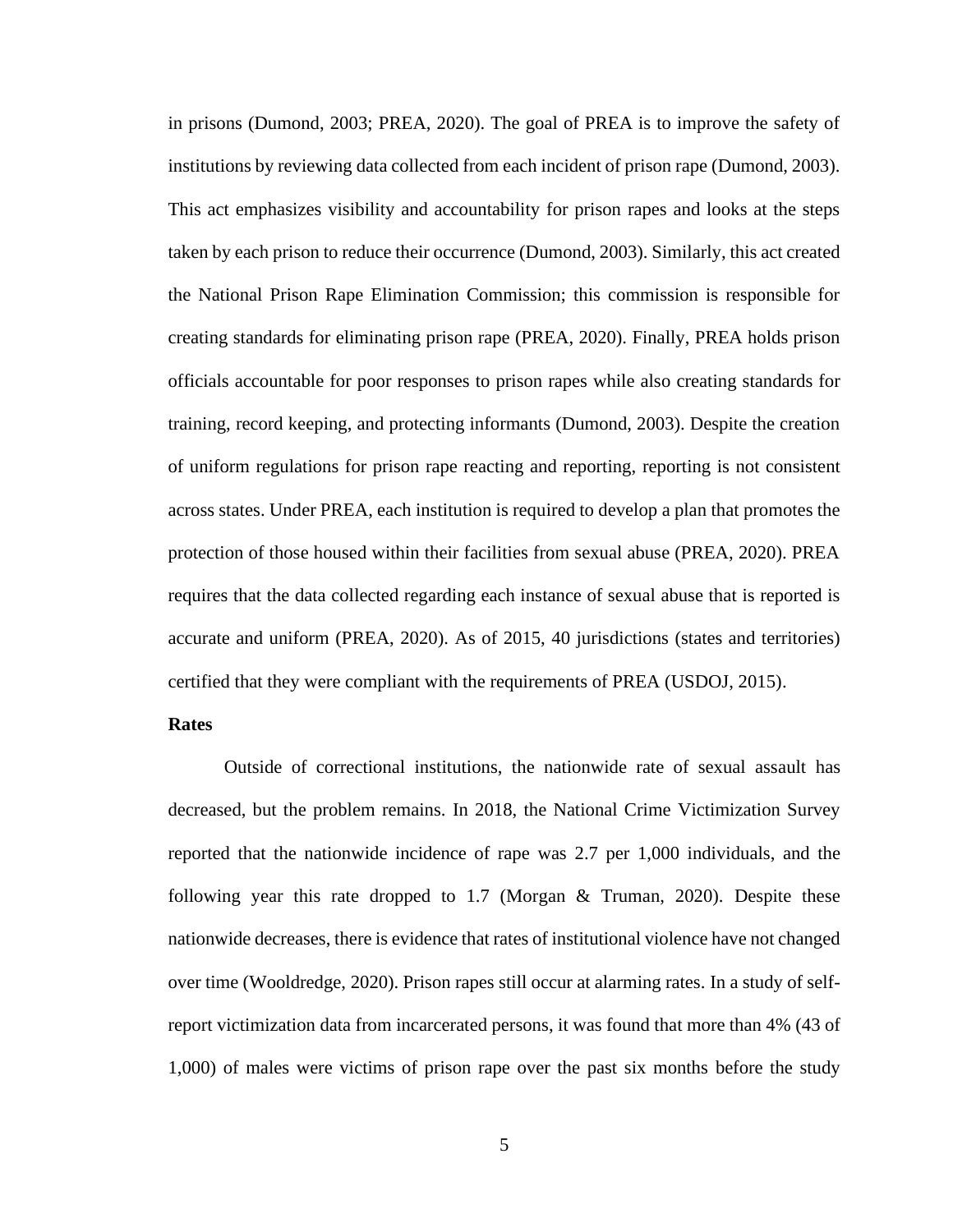in prisons (Dumond, 2003; PREA, 2020). The goal of PREA is to improve the safety of institutions by reviewing data collected from each incident of prison rape (Dumond, 2003). This act emphasizes visibility and accountability for prison rapes and looks at the steps taken by each prison to reduce their occurrence (Dumond, 2003). Similarly, this act created the National Prison Rape Elimination Commission; this commission is responsible for creating standards for eliminating prison rape (PREA, 2020). Finally, PREA holds prison officials accountable for poor responses to prison rapes while also creating standards for training, record keeping, and protecting informants (Dumond, 2003). Despite the creation of uniform regulations for prison rape reacting and reporting, reporting is not consistent across states. Under PREA, each institution is required to develop a plan that promotes the protection of those housed within their facilities from sexual abuse (PREA, 2020). PREA requires that the data collected regarding each instance of sexual abuse that is reported is accurate and uniform (PREA, 2020). As of 2015, 40 jurisdictions (states and territories) certified that they were compliant with the requirements of PREA (USDOJ, 2015).

**Rates**

Outside of correctional institutions, the nationwide rate of sexual assault has decreased, but the problem remains. In 2018, the National Crime Victimization Survey reported that the nationwide incidence of rape was 2.7 per 1,000 individuals, and the following year this rate dropped to 1.7 (Morgan & Truman, 2020). Despite these nationwide decreases, there is evidence that rates of institutional violence have not changed over time (Wooldredge, 2020). Prison rapes still occur at alarming rates. In a study of self-report victimization data from incarcerated persons, it was found that more than 4% (43 of 1,000) of males were victims of prison rape over the past six months before the study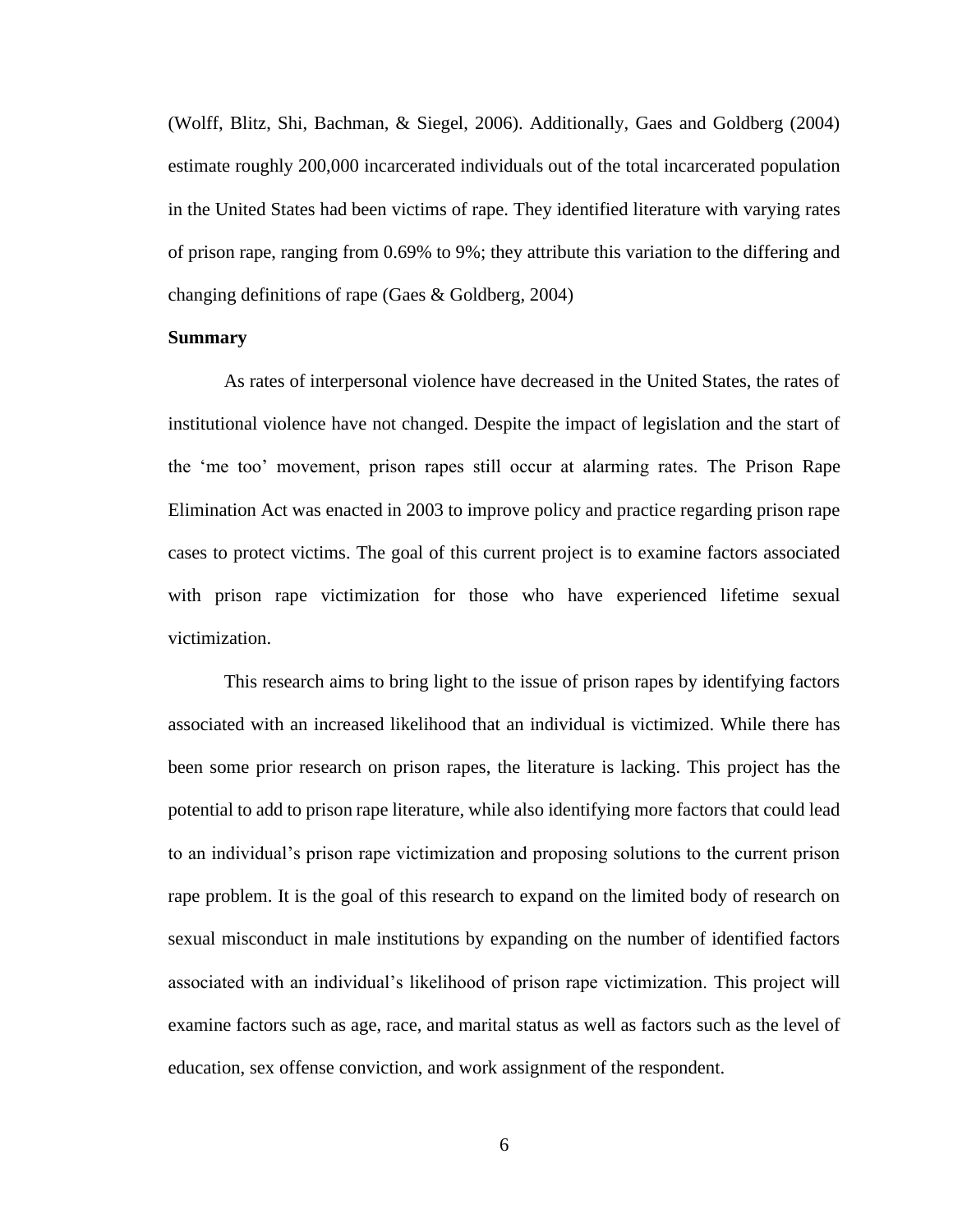(Wolff, Blitz, Shi, Bachman, & Siegel, 2006). Additionally, Gaes and Goldberg (2004) estimate roughly 200,000 incarcerated individuals out of the total incarcerated population in the United States had been victims of rape. They identified literature with varying rates of prison rape, ranging from 0.69% to 9%; they attribute this variation to the differing and changing definitions of rape (Gaes & Goldberg, 2004)

**Summary**

As rates of interpersonal violence have decreased in the United States, the rates of institutional violence have not changed. Despite the impact of legislation and the start of the 'me too' movement, prison rapes still occur at alarming rates. The Prison Rape Elimination Act was enacted in 2003 to improve policy and practice regarding prison rape cases to protect victims. The goal of this current project is to examine factors associated with prison rape victimization for those who have experienced lifetime sexual victimization.

This research aims to bring light to the issue of prison rapes by identifying factors associated with an increased likelihood that an individual is victimized. While there has been some prior research on prison rapes, the literature is lacking. This project has the potential to add to prison rape literature, while also identifying more factors that could lead to an individual's prison rape victimization and proposing solutions to the current prison rape problem. It is the goal of this research to expand on the limited body of research on sexual misconduct in male institutions by expanding on the number of identified factors associated with an individual's likelihood of prison rape victimization. This project will examine factors such as age, race, and marital status as well as factors such as the level of education, sex offense conviction, and work assignment of the respondent.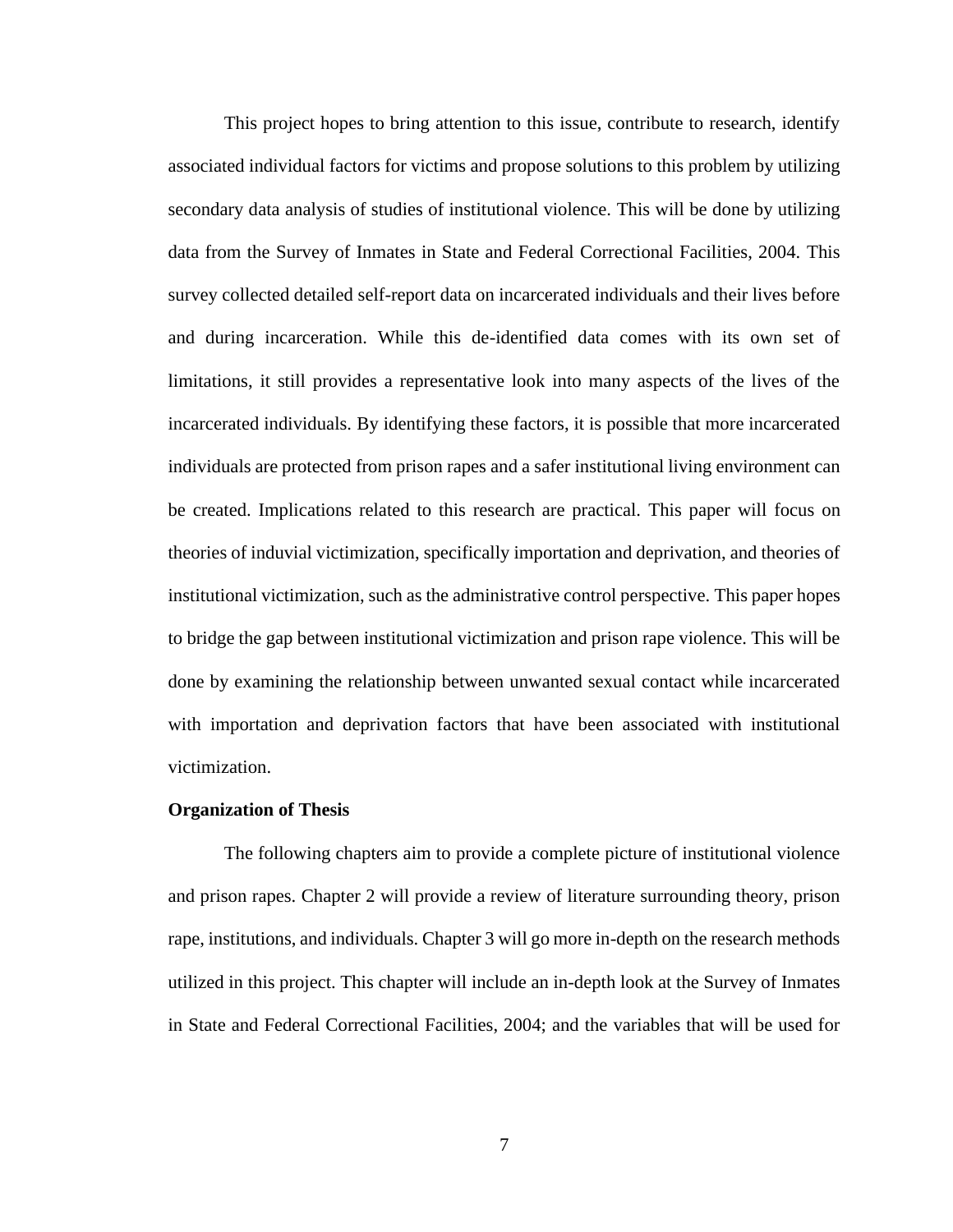This project hopes to bring attention to this issue, contribute to research, identify associated individual factors for victims and propose solutions to this problem by utilizing secondary data analysis of studies of institutional violence. This will be done by utilizing data from the Survey of Inmates in State and Federal Correctional Facilities, 2004. This survey collected detailed self-report data on incarcerated individuals and their lives before and during incarceration. While this de-identified data comes with its own set of limitations, it still provides a representative look into many aspects of the lives of the incarcerated individuals. By identifying these factors, it is possible that more incarcerated individuals are protected from prison rapes and a safer institutional living environment can be created. Implications related to this research are practical. This paper will focus on theories of induvial victimization, specifically importation and deprivation, and theories of institutional victimization, such as the administrative control perspective. This paper hopes to bridge the gap between institutional victimization and prison rape violence. This will be done by examining the relationship between unwanted sexual contact while incarcerated with importation and deprivation factors that have been associated with institutional victimization.

**Organization of Thesis**

The following chapters aim to provide a complete picture of institutional violence and prison rapes. Chapter 2 will provide a review of literature surrounding theory, prison rape, institutions, and individuals. Chapter 3 will go more in-depth on the research methods utilized in this project. This chapter will include an in-depth look at the Survey of Inmates in State and Federal Correctional Facilities, 2004; and the variables that will be used for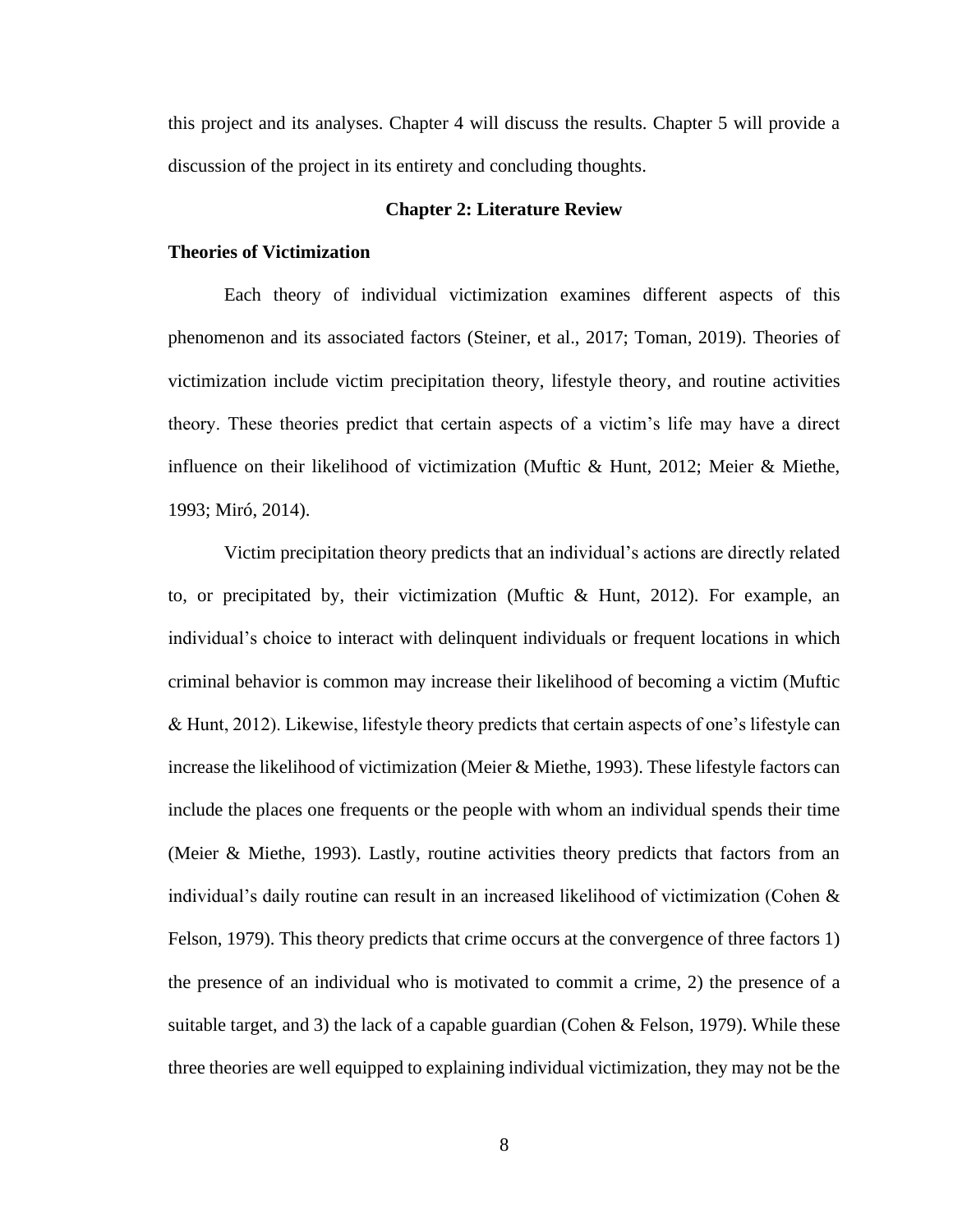this project and its analyses. Chapter 4 will discuss the results. Chapter 5 will provide a discussion of the project in its entirety and concluding thoughts.

# Chapter 2: Literature Review

## Theories of Victimization

Each theory of individual victimization examines different aspects of this phenomenon and its associated factors (Steiner, et al., 2017; Toman, 2019). Theories of victimization include victim precipitation theory, lifestyle theory, and routine activities theory. These theories predict that certain aspects of a victim's life may have a direct influence on their likelihood of victimization (Muftic & Hunt, 2012; Meier & Miethe, 1993; Miró, 2014).

Victim precipitation theory predicts that an individual's actions are directly related to, or precipitated by, their victimization (Muftic & Hunt, 2012). For example, an individual's choice to interact with delinquent individuals or frequent locations in which criminal behavior is common may increase their likelihood of becoming a victim (Muftic & Hunt, 2012). Likewise, lifestyle theory predicts that certain aspects of one's lifestyle can increase the likelihood of victimization (Meier & Miethe, 1993). These lifestyle factors can include the places one frequents or the people with whom an individual spends their time (Meier & Miethe, 1993). Lastly, routine activities theory predicts that factors from an individual's daily routine can result in an increased likelihood of victimization (Cohen & Felson, 1979). This theory predicts that crime occurs at the convergence of three factors 1) the presence of an individual who is motivated to commit a crime, 2) the presence of a suitable target, and 3) the lack of a capable guardian (Cohen & Felson, 1979). While these three theories are well equipped to explaining individual victimization, they may not be the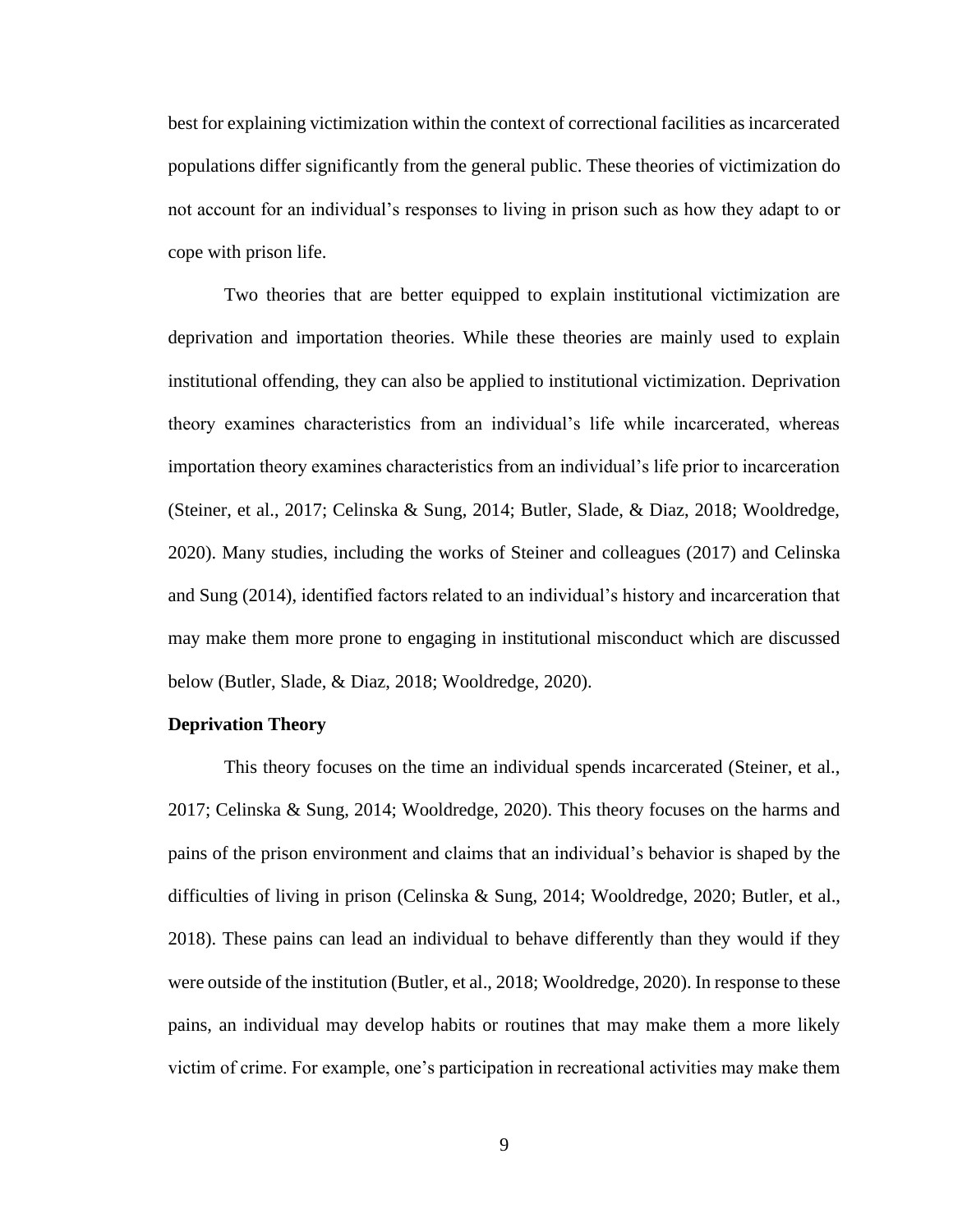best for explaining victimization within the context of correctional facilities as incarcerated populations differ significantly from the general public. These theories of victimization do not account for an individual's responses to living in prison such as how they adapt to or cope with prison life.

Two theories that are better equipped to explain institutional victimization are deprivation and importation theories. While these theories are mainly used to explain institutional offending, they can also be applied to institutional victimization. Deprivation theory examines characteristics from an individual's life while incarcerated, whereas importation theory examines characteristics from an individual's life prior to incarceration (Steiner, et al., 2017; Celinska & Sung, 2014; Butler, Slade, & Diaz, 2018; Wooldredge, 2020). Many studies, including the works of Steiner and colleagues (2017) and Celinska and Sung (2014), identified factors related to an individual's history and incarceration that may make them more prone to engaging in institutional misconduct which are discussed below (Butler, Slade, & Diaz, 2018; Wooldredge, 2020).

### Deprivation Theory

This theory focuses on the time an individual spends incarcerated (Steiner, et al., 2017; Celinska & Sung, 2014; Wooldredge, 2020). This theory focuses on the harms and pains of the prison environment and claims that an individual's behavior is shaped by the difficulties of living in prison (Celinska & Sung, 2014; Wooldredge, 2020; Butler, et al., 2018). These pains can lead an individual to behave differently than they would if they were outside of the institution (Butler, et al., 2018; Wooldredge, 2020). In response to these pains, an individual may develop habits or routines that may make them a more likely victim of crime. For example, one's participation in recreational activities may make them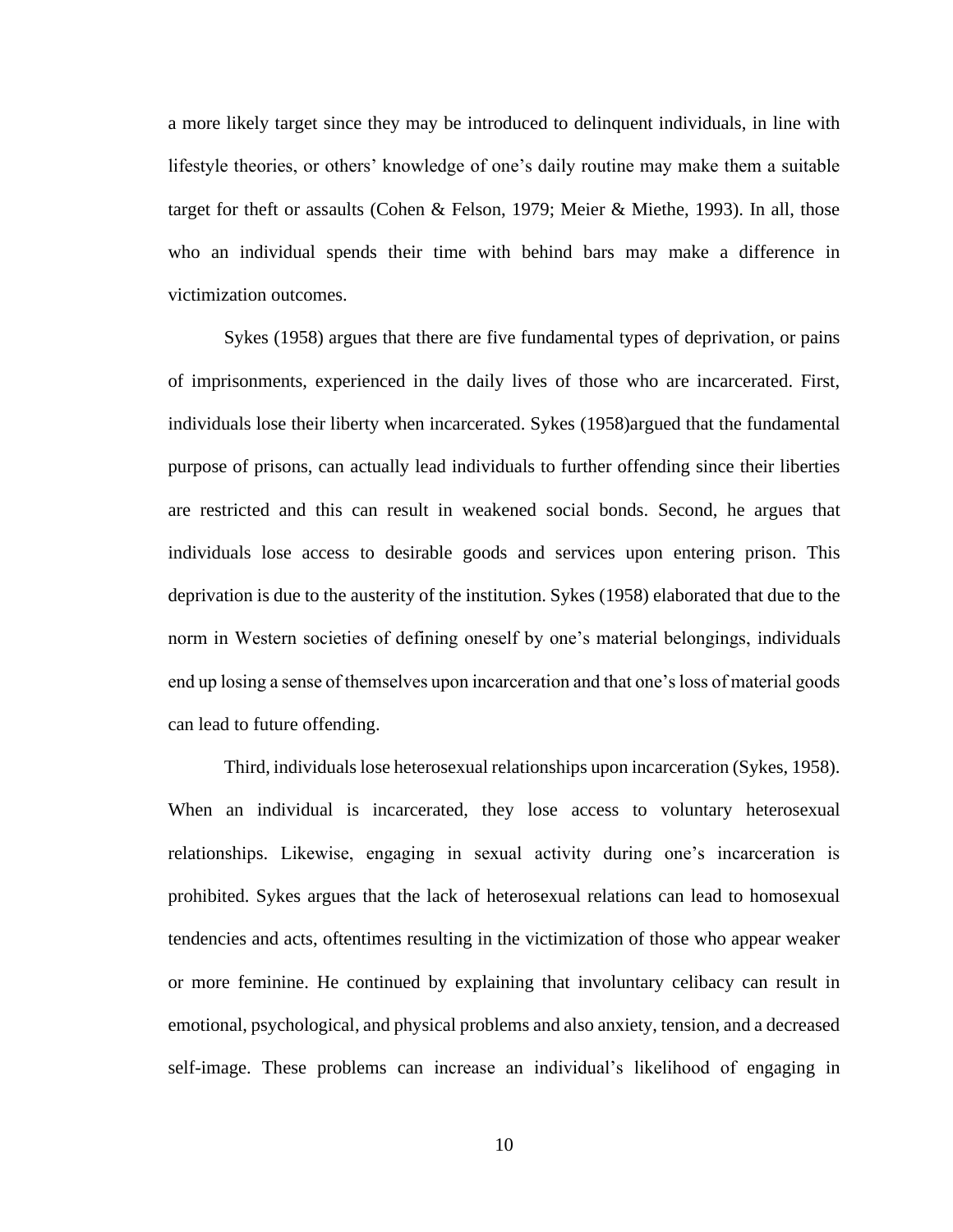a more likely target since they may be introduced to delinquent individuals, in line with lifestyle theories, or others' knowledge of one's daily routine may make them a suitable target for theft or assaults (Cohen & Felson, 1979; Meier & Miethe, 1993). In all, those who an individual spends their time with behind bars may make a difference in victimization outcomes.

Sykes (1958) argues that there are five fundamental types of deprivation, or pains of imprisonments, experienced in the daily lives of those who are incarcerated. First, individuals lose their liberty when incarcerated. Sykes (1958)argued that the fundamental purpose of prisons, can actually lead individuals to further offending since their liberties are restricted and this can result in weakened social bonds. Second, he argues that individuals lose access to desirable goods and services upon entering prison. This deprivation is due to the austerity of the institution. Sykes (1958) elaborated that due to the norm in Western societies of defining oneself by one's material belongings, individuals end up losing a sense of themselves upon incarceration and that one's loss of material goods can lead to future offending.

Third, individuals lose heterosexual relationships upon incarceration (Sykes, 1958). When an individual is incarcerated, they lose access to voluntary heterosexual relationships. Likewise, engaging in sexual activity during one's incarceration is prohibited. Sykes argues that the lack of heterosexual relations can lead to homosexual tendencies and acts, oftentimes resulting in the victimization of those who appear weaker or more feminine. He continued by explaining that involuntary celibacy can result in emotional, psychological, and physical problems and also anxiety, tension, and a decreased self-image. These problems can increase an individual's likelihood of engaging in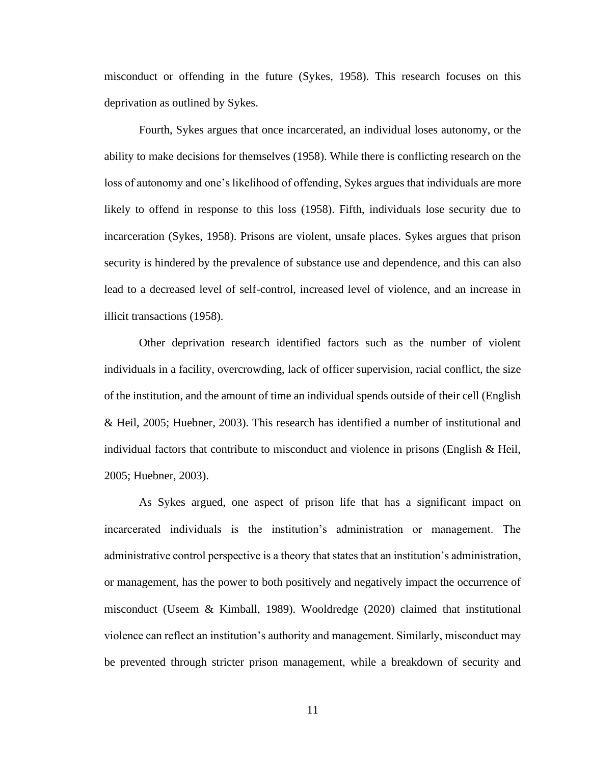misconduct or offending in the future (Sykes, 1958). This research focuses on this deprivation as outlined by Sykes.

Fourth, Sykes argues that once incarcerated, an individual loses autonomy, or the ability to make decisions for themselves (1958). While there is conflicting research on the loss of autonomy and one's likelihood of offending, Sykes argues that individuals are more likely to offend in response to this loss (1958). Fifth, individuals lose security due to incarceration (Sykes, 1958). Prisons are violent, unsafe places. Sykes argues that prison security is hindered by the prevalence of substance use and dependence, and this can also lead to a decreased level of self-control, increased level of violence, and an increase in illicit transactions (1958).

Other deprivation research identified factors such as the number of violent individuals in a facility, overcrowding, lack of officer supervision, racial conflict, the size of the institution, and the amount of time an individual spends outside of their cell (English & Heil, 2005; Huebner, 2003). This research has identified a number of institutional and individual factors that contribute to misconduct and violence in prisons (English & Heil, 2005; Huebner, 2003).

As Sykes argued, one aspect of prison life that has a significant impact on incarcerated individuals is the institution's administration or management. The administrative control perspective is a theory that states that an institution's administration, or management, has the power to both positively and negatively impact the occurrence of misconduct (Useem & Kimball, 1989). Wooldredge (2020) claimed that institutional violence can reflect an institution's authority and management. Similarly, misconduct may be prevented through stricter prison management, while a breakdown of security and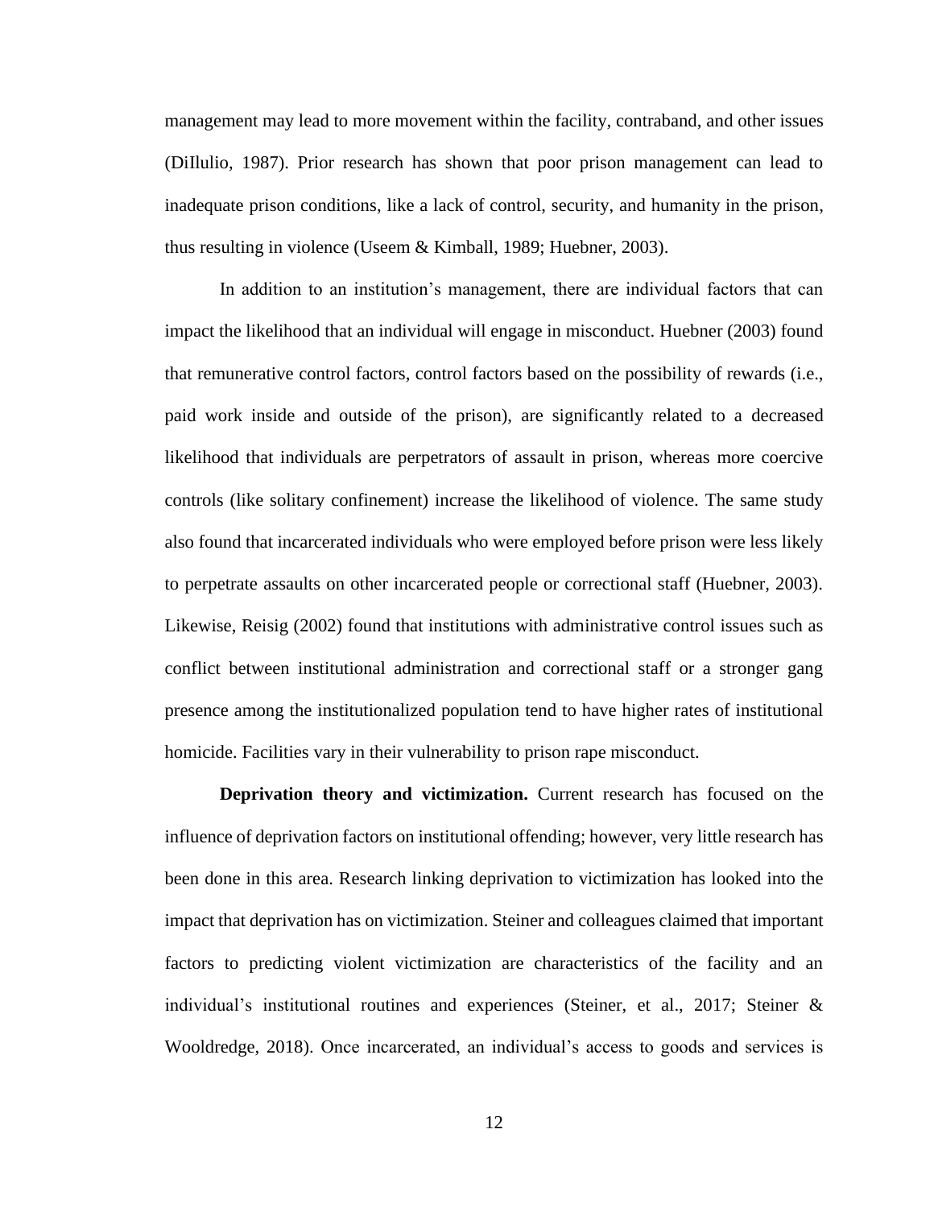management may lead to more movement within the facility, contraband, and other issues (DiIlulio, 1987). Prior research has shown that poor prison management can lead to inadequate prison conditions, like a lack of control, security, and humanity in the prison, thus resulting in violence (Useem & Kimball, 1989; Huebner, 2003).

In addition to an institution's management, there are individual factors that can impact the likelihood that an individual will engage in misconduct. Huebner (2003) found that remunerative control factors, control factors based on the possibility of rewards (i.e., paid work inside and outside of the prison), are significantly related to a decreased likelihood that individuals are perpetrators of assault in prison, whereas more coercive controls (like solitary confinement) increase the likelihood of violence. The same study also found that incarcerated individuals who were employed before prison were less likely to perpetrate assaults on other incarcerated people or correctional staff (Huebner, 2003). Likewise, Reisig (2002) found that institutions with administrative control issues such as conflict between institutional administration and correctional staff or a stronger gang presence among the institutionalized population tend to have higher rates of institutional homicide. Facilities vary in their vulnerability to prison rape misconduct.

**Deprivation theory and victimization.** Current research has focused on the influence of deprivation factors on institutional offending; however, very little research has been done in this area. Research linking deprivation to victimization has looked into the impact that deprivation has on victimization. Steiner and colleagues claimed that important factors to predicting violent victimization are characteristics of the facility and an individual's institutional routines and experiences (Steiner, et al., 2017; Steiner & Wooldredge, 2018). Once incarcerated, an individual's access to goods and services is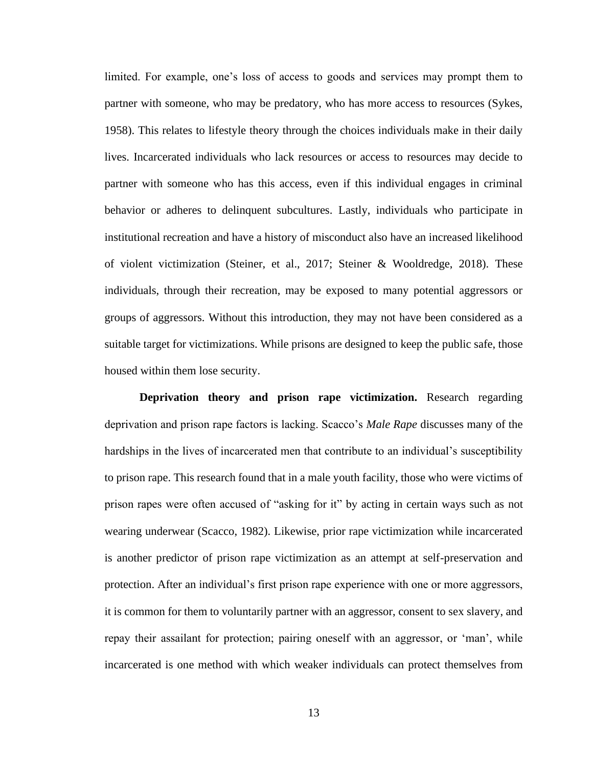limited. For example, one's loss of access to goods and services may prompt them to partner with someone, who may be predatory, who has more access to resources (Sykes, 1958). This relates to lifestyle theory through the choices individuals make in their daily lives. Incarcerated individuals who lack resources or access to resources may decide to partner with someone who has this access, even if this individual engages in criminal behavior or adheres to delinquent subcultures. Lastly, individuals who participate in institutional recreation and have a history of misconduct also have an increased likelihood of violent victimization (Steiner, et al., 2017; Steiner & Wooldredge, 2018). These individuals, through their recreation, may be exposed to many potential aggressors or groups of aggressors. Without this introduction, they may not have been considered as a suitable target for victimizations. While prisons are designed to keep the public safe, those housed within them lose security.

**Deprivation theory and prison rape victimization.** Research regarding deprivation and prison rape factors is lacking. Scacco's *Male Rape* discusses many of the hardships in the lives of incarcerated men that contribute to an individual's susceptibility to prison rape. This research found that in a male youth facility, those who were victims of prison rapes were often accused of "asking for it" by acting in certain ways such as not wearing underwear (Scacco, 1982). Likewise, prior rape victimization while incarcerated is another predictor of prison rape victimization as an attempt at self-preservation and protection. After an individual's first prison rape experience with one or more aggressors, it is common for them to voluntarily partner with an aggressor, consent to sex slavery, and repay their assailant for protection; pairing oneself with an aggressor, or 'man', while incarcerated is one method with which weaker individuals can protect themselves from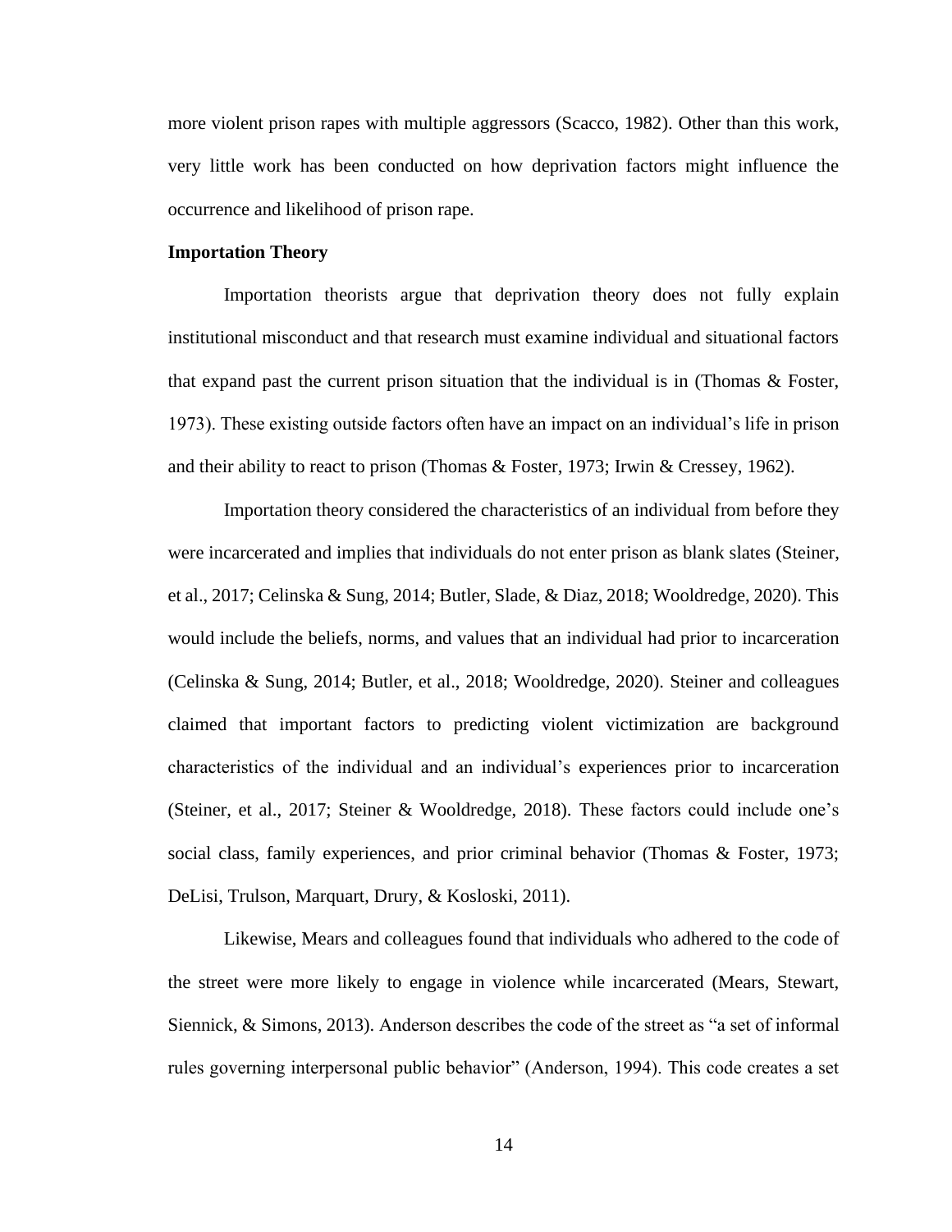more violent prison rapes with multiple aggressors (Scacco, 1982). Other than this work, very little work has been conducted on how deprivation factors might influence the occurrence and likelihood of prison rape.

**Importation Theory**

Importation theorists argue that deprivation theory does not fully explain institutional misconduct and that research must examine individual and situational factors that expand past the current prison situation that the individual is in (Thomas & Foster, 1973). These existing outside factors often have an impact on an individual's life in prison and their ability to react to prison (Thomas & Foster, 1973; Irwin & Cressey, 1962).

Importation theory considered the characteristics of an individual from before they were incarcerated and implies that individuals do not enter prison as blank slates (Steiner, et al., 2017; Celinska & Sung, 2014; Butler, Slade, & Diaz, 2018; Wooldredge, 2020). This would include the beliefs, norms, and values that an individual had prior to incarceration (Celinska & Sung, 2014; Butler, et al., 2018; Wooldredge, 2020). Steiner and colleagues claimed that important factors to predicting violent victimization are background characteristics of the individual and an individual's experiences prior to incarceration (Steiner, et al., 2017; Steiner & Wooldredge, 2018). These factors could include one's social class, family experiences, and prior criminal behavior (Thomas & Foster, 1973; DeLisi, Trulson, Marquart, Drury, & Kosloski, 2011).

Likewise, Mears and colleagues found that individuals who adhered to the code of the street were more likely to engage in violence while incarcerated (Mears, Stewart, Siennick, & Simons, 2013). Anderson describes the code of the street as "a set of informal rules governing interpersonal public behavior" (Anderson, 1994). This code creates a set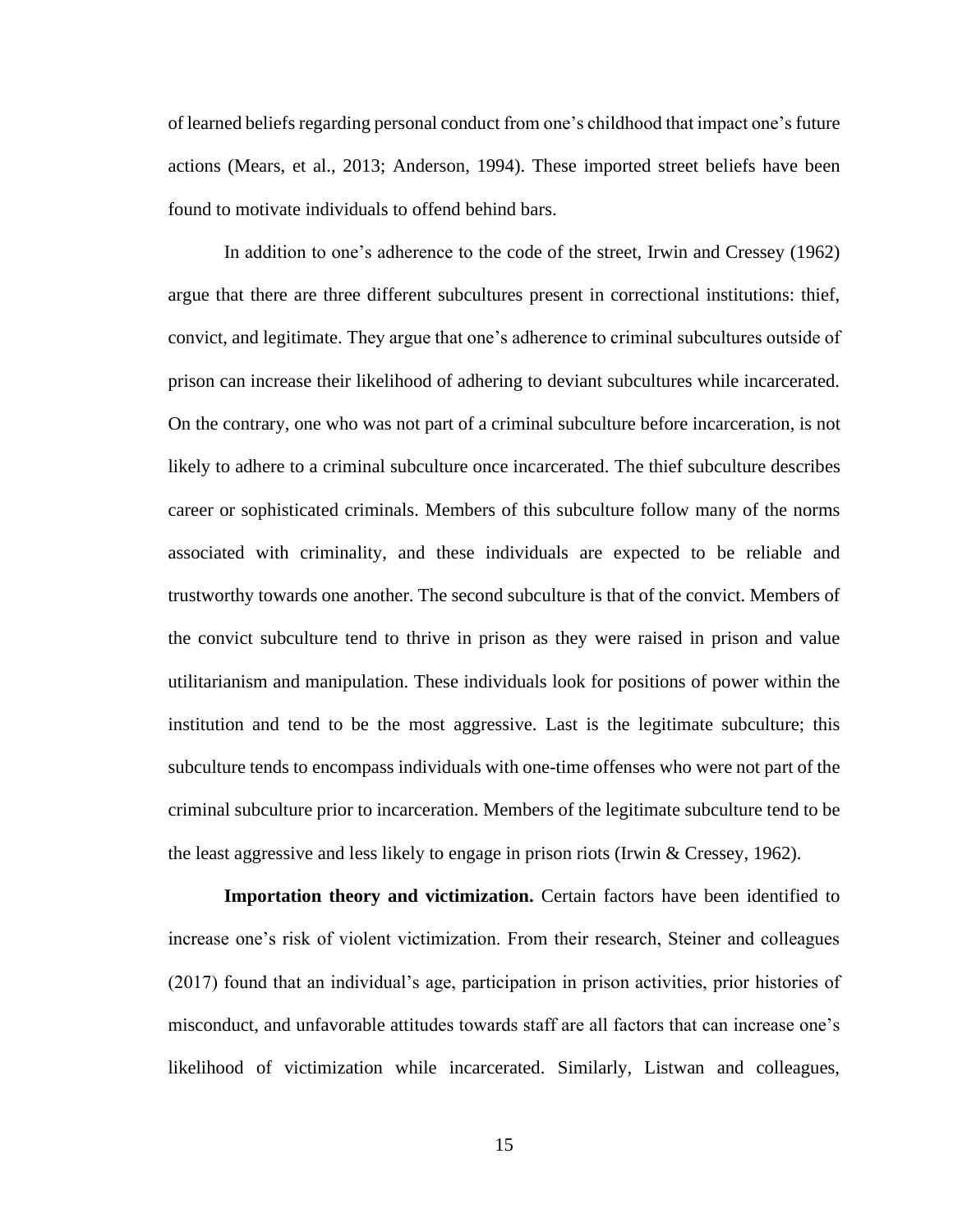of learned beliefs regarding personal conduct from one's childhood that impact one's future actions (Mears, et al., 2013; Anderson, 1994). These imported street beliefs have been found to motivate individuals to offend behind bars.

In addition to one's adherence to the code of the street, Irwin and Cressey (1962) argue that there are three different subcultures present in correctional institutions: thief, convict, and legitimate. They argue that one's adherence to criminal subcultures outside of prison can increase their likelihood of adhering to deviant subcultures while incarcerated. On the contrary, one who was not part of a criminal subculture before incarceration, is not likely to adhere to a criminal subculture once incarcerated. The thief subculture describes career or sophisticated criminals. Members of this subculture follow many of the norms associated with criminality, and these individuals are expected to be reliable and trustworthy towards one another. The second subculture is that of the convict. Members of the convict subculture tend to thrive in prison as they were raised in prison and value utilitarianism and manipulation. These individuals look for positions of power within the institution and tend to be the most aggressive. Last is the legitimate subculture; this subculture tends to encompass individuals with one-time offenses who were not part of the criminal subculture prior to incarceration. Members of the legitimate subculture tend to be the least aggressive and less likely to engage in prison riots (Irwin & Cressey, 1962).

**Importation theory and victimization.** Certain factors have been identified to increase one's risk of violent victimization. From their research, Steiner and colleagues (2017) found that an individual's age, participation in prison activities, prior histories of misconduct, and unfavorable attitudes towards staff are all factors that can increase one's likelihood of victimization while incarcerated. Similarly, Listwan and colleagues,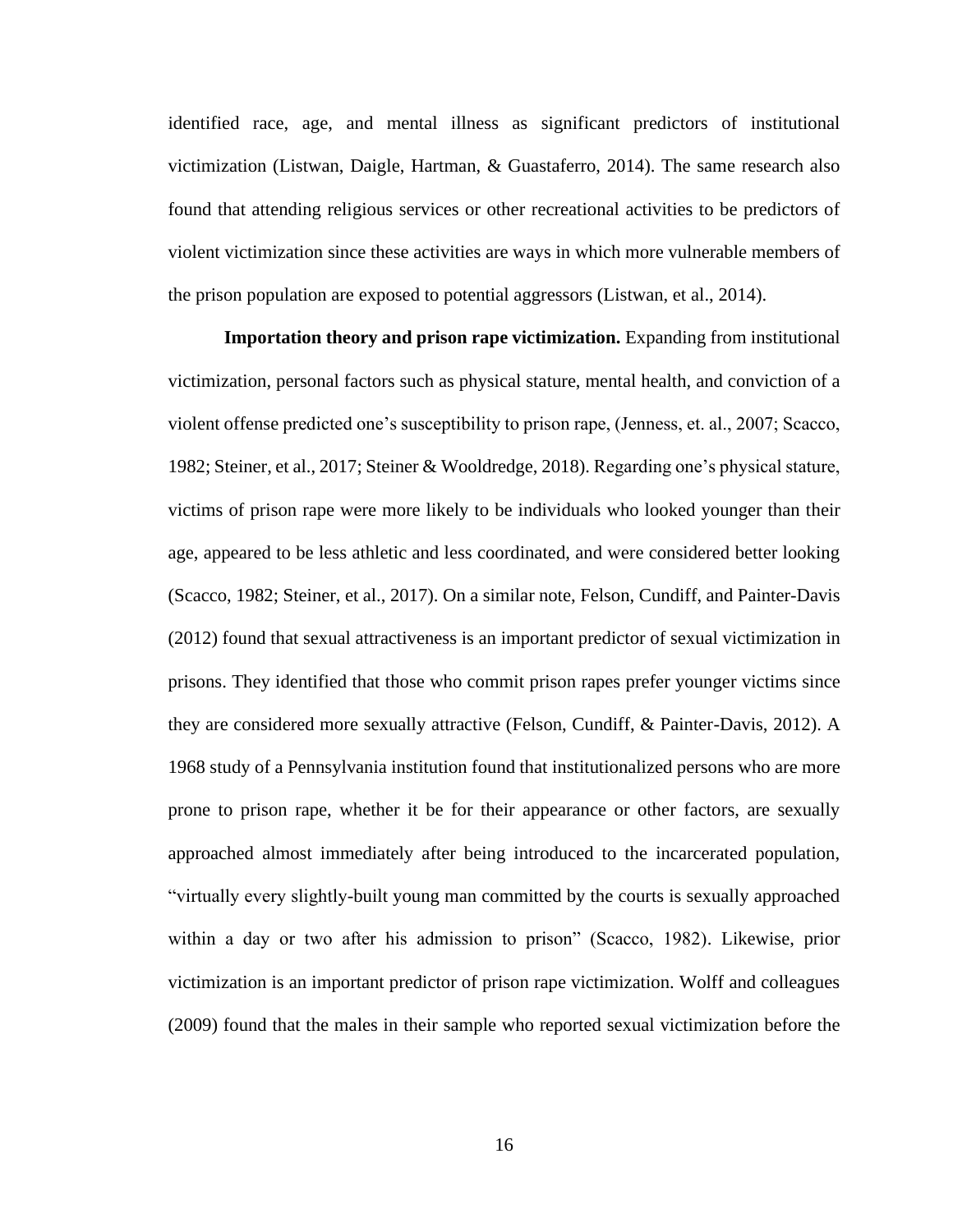identified race, age, and mental illness as significant predictors of institutional victimization (Listwan, Daigle, Hartman, & Guastaferro, 2014). The same research also found that attending religious services or other recreational activities to be predictors of violent victimization since these activities are ways in which more vulnerable members of the prison population are exposed to potential aggressors (Listwan, et al., 2014).

**Importation theory and prison rape victimization.** Expanding from institutional victimization, personal factors such as physical stature, mental health, and conviction of a violent offense predicted one's susceptibility to prison rape, (Jenness, et. al., 2007; Scacco, 1982; Steiner, et al., 2017; Steiner & Wooldredge, 2018). Regarding one's physical stature, victims of prison rape were more likely to be individuals who looked younger than their age, appeared to be less athletic and less coordinated, and were considered better looking (Scacco, 1982; Steiner, et al., 2017). On a similar note, Felson, Cundiff, and Painter-Davis (2012) found that sexual attractiveness is an important predictor of sexual victimization in prisons. They identified that those who commit prison rapes prefer younger victims since they are considered more sexually attractive (Felson, Cundiff, & Painter-Davis, 2012). A 1968 study of a Pennsylvania institution found that institutionalized persons who are more prone to prison rape, whether it be for their appearance or other factors, are sexually approached almost immediately after being introduced to the incarcerated population, "virtually every slightly-built young man committed by the courts is sexually approached within a day or two after his admission to prison" (Scacco, 1982). Likewise, prior victimization is an important predictor of prison rape victimization. Wolff and colleagues (2009) found that the males in their sample who reported sexual victimization before the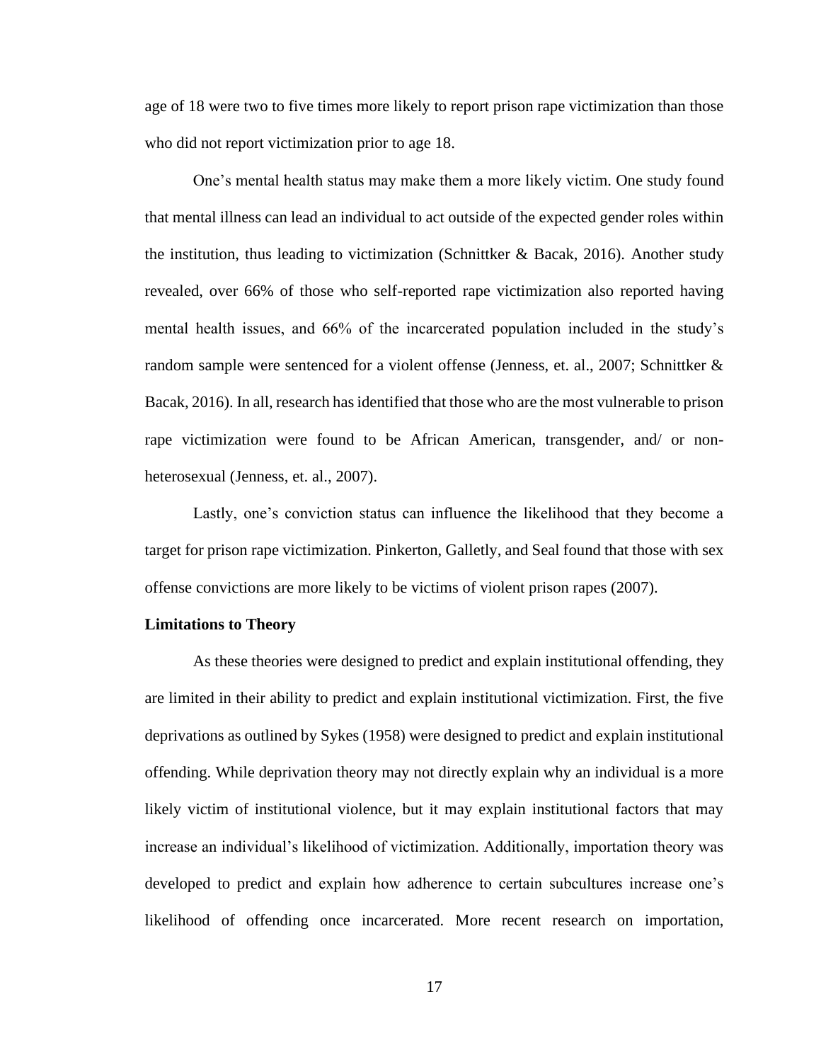age of 18 were two to five times more likely to report prison rape victimization than those who did not report victimization prior to age 18.

One's mental health status may make them a more likely victim. One study found that mental illness can lead an individual to act outside of the expected gender roles within the institution, thus leading to victimization (Schnittker & Bacak, 2016). Another study revealed, over 66% of those who self-reported rape victimization also reported having mental health issues, and 66% of the incarcerated population included in the study's random sample were sentenced for a violent offense (Jenness, et. al., 2007; Schnittker & Bacak, 2016). In all, research has identified that those who are the most vulnerable to prison rape victimization were found to be African American, transgender, and/ or non-heterosexual (Jenness, et. al., 2007).

Lastly, one's conviction status can influence the likelihood that they become a target for prison rape victimization. Pinkerton, Galletly, and Seal found that those with sex offense convictions are more likely to be victims of violent prison rapes (2007).

**Limitations to Theory**

As these theories were designed to predict and explain institutional offending, they are limited in their ability to predict and explain institutional victimization. First, the five deprivations as outlined by Sykes (1958) were designed to predict and explain institutional offending. While deprivation theory may not directly explain why an individual is a more likely victim of institutional violence, but it may explain institutional factors that may increase an individual's likelihood of victimization. Additionally, importation theory was developed to predict and explain how adherence to certain subcultures increase one's likelihood of offending once incarcerated. More recent research on importation,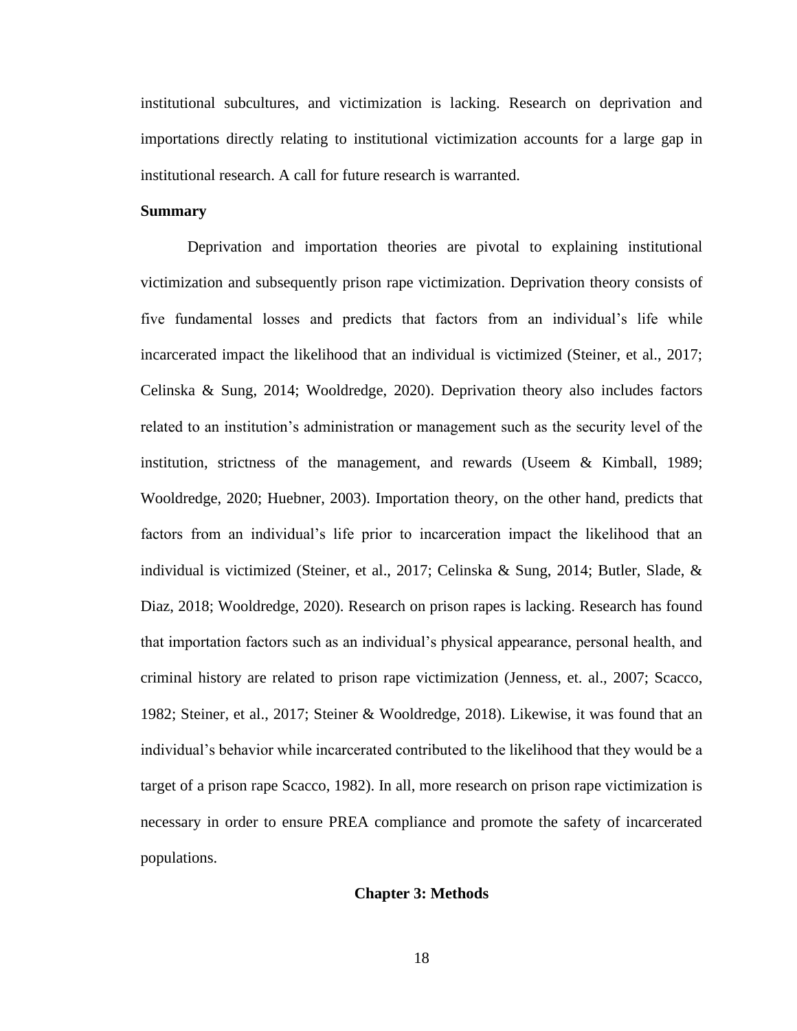institutional subcultures, and victimization is lacking. Research on deprivation and importations directly relating to institutional victimization accounts for a large gap in institutional research. A call for future research is warranted.

**Summary**

Deprivation and importation theories are pivotal to explaining institutional victimization and subsequently prison rape victimization. Deprivation theory consists of five fundamental losses and predicts that factors from an individual's life while incarcerated impact the likelihood that an individual is victimized (Steiner, et al., 2017; Celinska & Sung, 2014; Wooldredge, 2020). Deprivation theory also includes factors related to an institution's administration or management such as the security level of the institution, strictness of the management, and rewards (Useem & Kimball, 1989; Wooldredge, 2020; Huebner, 2003). Importation theory, on the other hand, predicts that factors from an individual's life prior to incarceration impact the likelihood that an individual is victimized (Steiner, et al., 2017; Celinska & Sung, 2014; Butler, Slade, & Diaz, 2018; Wooldredge, 2020). Research on prison rapes is lacking. Research has found that importation factors such as an individual's physical appearance, personal health, and criminal history are related to prison rape victimization (Jenness, et. al., 2007; Scacco, 1982; Steiner, et al., 2017; Steiner & Wooldredge, 2018). Likewise, it was found that an individual's behavior while incarcerated contributed to the likelihood that they would be a target of a prison rape Scacco, 1982). In all, more research on prison rape victimization is necessary in order to ensure PREA compliance and promote the safety of incarcerated populations.

# Chapter 3: Methods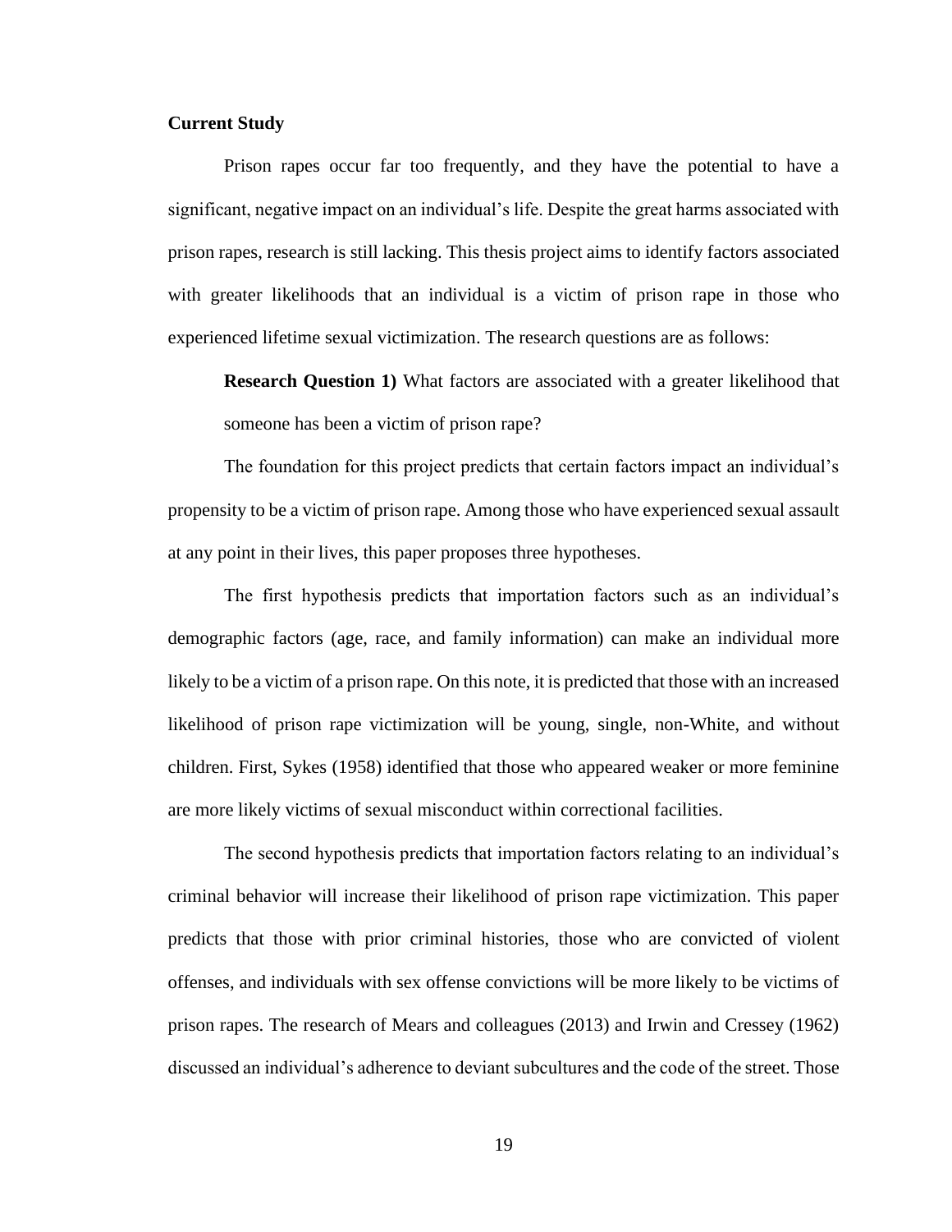**Current Study**

Prison rapes occur far too frequently, and they have the potential to have a significant, negative impact on an individual's life. Despite the great harms associated with prison rapes, research is still lacking. This thesis project aims to identify factors associated with greater likelihoods that an individual is a victim of prison rape in those who experienced lifetime sexual victimization. The research questions are as follows:

> **Research Question 1)** What factors are associated with a greater likelihood that someone has been a victim of prison rape?

The foundation for this project predicts that certain factors impact an individual's propensity to be a victim of prison rape. Among those who have experienced sexual assault at any point in their lives, this paper proposes three hypotheses.

The first hypothesis predicts that importation factors such as an individual's demographic factors (age, race, and family information) can make an individual more likely to be a victim of a prison rape. On this note, it is predicted that those with an increased likelihood of prison rape victimization will be young, single, non-White, and without children. First, Sykes (1958) identified that those who appeared weaker or more feminine are more likely victims of sexual misconduct within correctional facilities.

The second hypothesis predicts that importation factors relating to an individual's criminal behavior will increase their likelihood of prison rape victimization. This paper predicts that those with prior criminal histories, those who are convicted of violent offenses, and individuals with sex offense convictions will be more likely to be victims of prison rapes. The research of Mears and colleagues (2013) and Irwin and Cressey (1962) discussed an individual's adherence to deviant subcultures and the code of the street. Those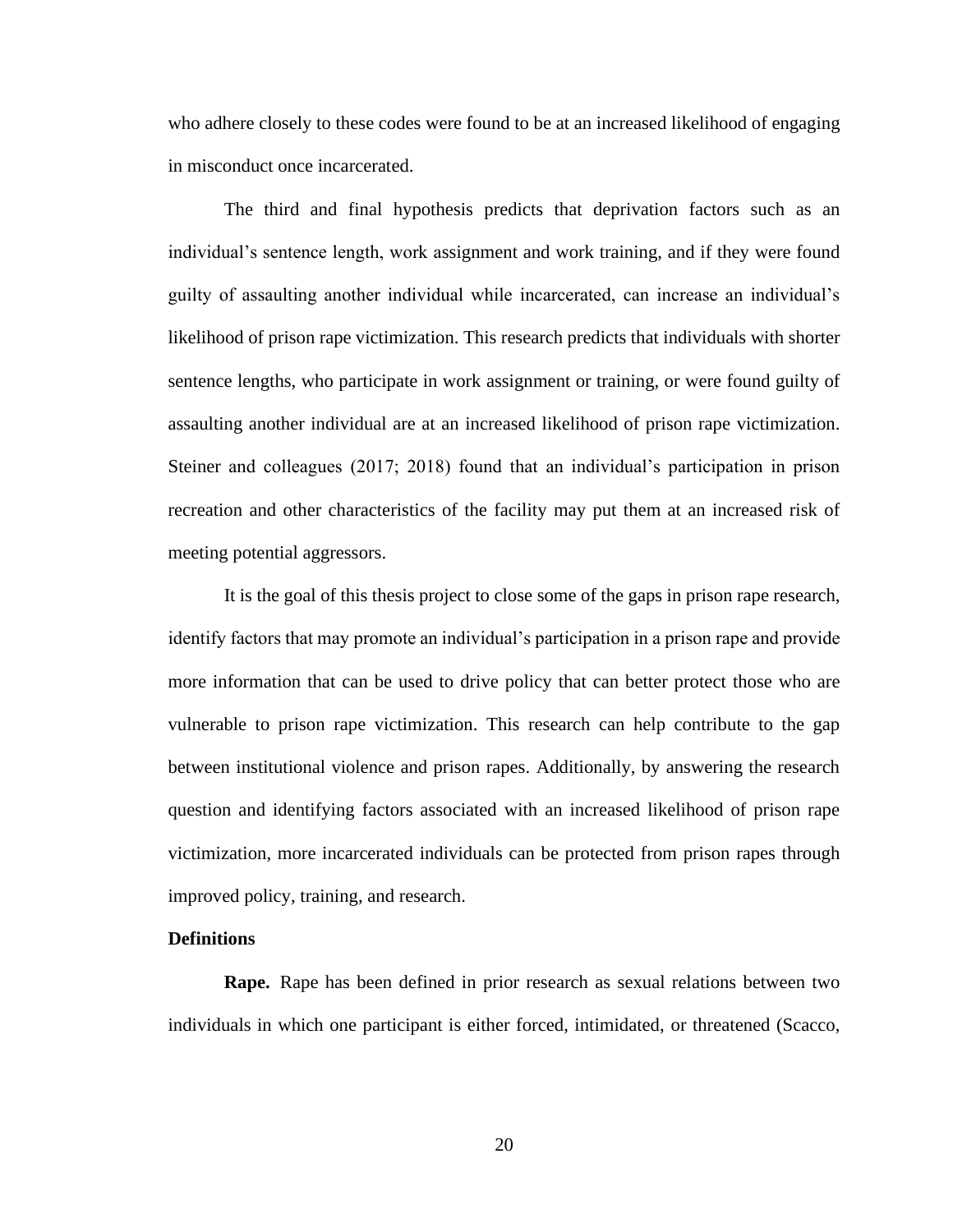who adhere closely to these codes were found to be at an increased likelihood of engaging in misconduct once incarcerated.

The third and final hypothesis predicts that deprivation factors such as an individual's sentence length, work assignment and work training, and if they were found guilty of assaulting another individual while incarcerated, can increase an individual's likelihood of prison rape victimization. This research predicts that individuals with shorter sentence lengths, who participate in work assignment or training, or were found guilty of assaulting another individual are at an increased likelihood of prison rape victimization. Steiner and colleagues (2017; 2018) found that an individual's participation in prison recreation and other characteristics of the facility may put them at an increased risk of meeting potential aggressors.

It is the goal of this thesis project to close some of the gaps in prison rape research, identify factors that may promote an individual's participation in a prison rape and provide more information that can be used to drive policy that can better protect those who are vulnerable to prison rape victimization. This research can help contribute to the gap between institutional violence and prison rapes. Additionally, by answering the research question and identifying factors associated with an increased likelihood of prison rape victimization, more incarcerated individuals can be protected from prison rapes through improved policy, training, and research.

**Definitions**

**Rape.** Rape has been defined in prior research as sexual relations between two individuals in which one participant is either forced, intimidated, or threatened (Scacco,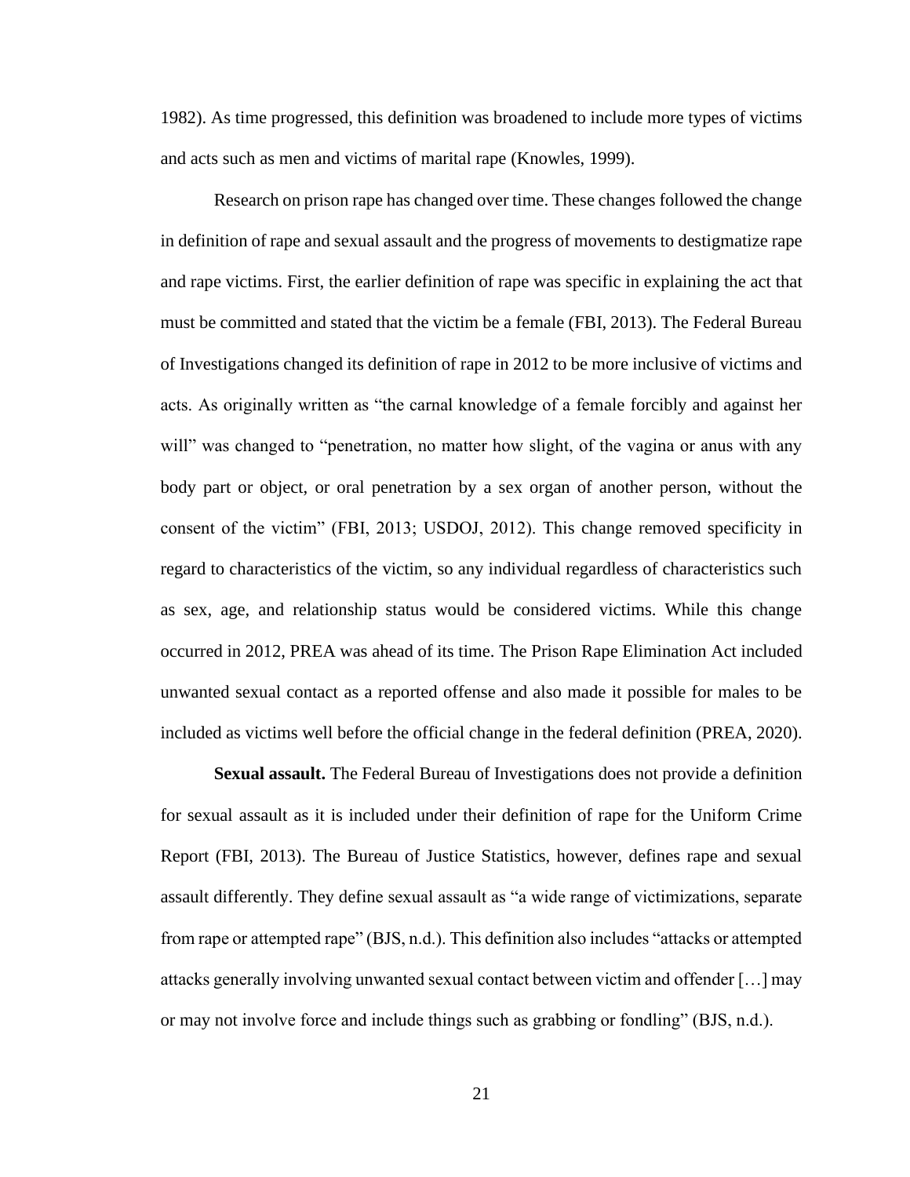1982). As time progressed, this definition was broadened to include more types of victims and acts such as men and victims of marital rape (Knowles, 1999).

Research on prison rape has changed over time. These changes followed the change in definition of rape and sexual assault and the progress of movements to destigmatize rape and rape victims. First, the earlier definition of rape was specific in explaining the act that must be committed and stated that the victim be a female (FBI, 2013). The Federal Bureau of Investigations changed its definition of rape in 2012 to be more inclusive of victims and acts. As originally written as "the carnal knowledge of a female forcibly and against her will" was changed to "penetration, no matter how slight, of the vagina or anus with any body part or object, or oral penetration by a sex organ of another person, without the consent of the victim" (FBI, 2013; USDOJ, 2012). This change removed specificity in regard to characteristics of the victim, so any individual regardless of characteristics such as sex, age, and relationship status would be considered victims. While this change occurred in 2012, PREA was ahead of its time. The Prison Rape Elimination Act included unwanted sexual contact as a reported offense and also made it possible for males to be included as victims well before the official change in the federal definition (PREA, 2020).

**Sexual assault.** The Federal Bureau of Investigations does not provide a definition for sexual assault as it is included under their definition of rape for the Uniform Crime Report (FBI, 2013). The Bureau of Justice Statistics, however, defines rape and sexual assault differently. They define sexual assault as "a wide range of victimizations, separate from rape or attempted rape" (BJS, n.d.). This definition also includes "attacks or attempted attacks generally involving unwanted sexual contact between victim and offender [...] may or may not involve force and include things such as grabbing or fondling" (BJS, n.d.).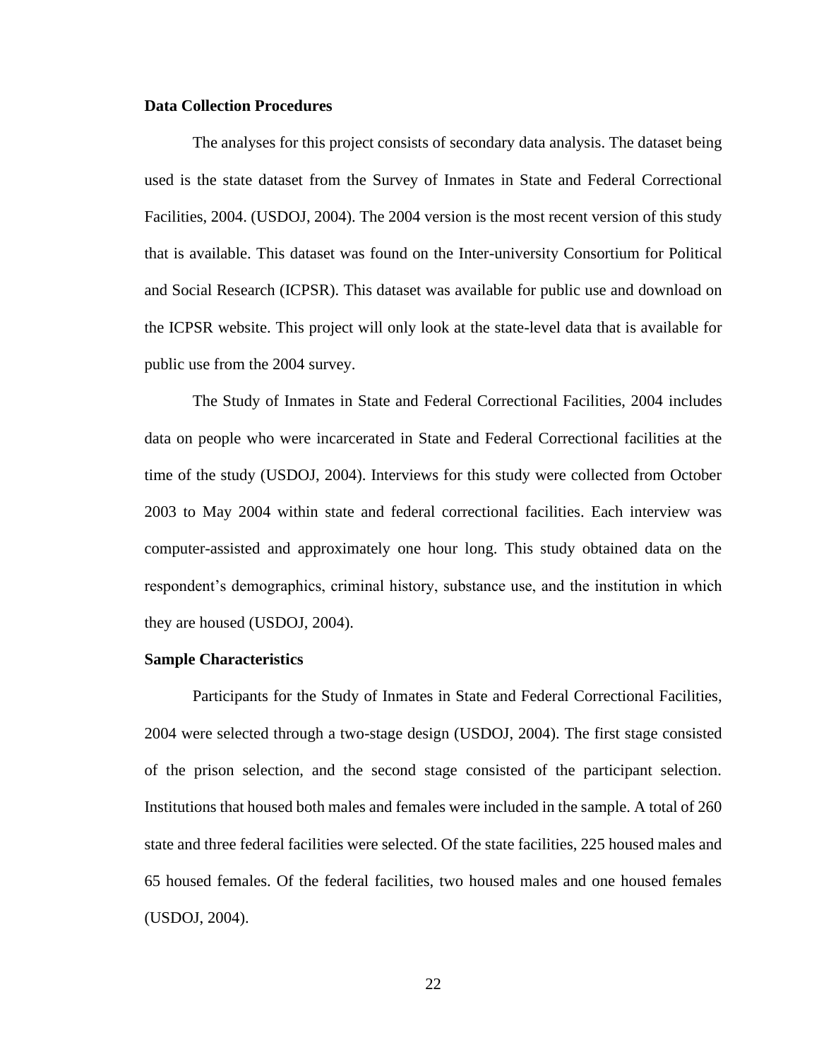**Data Collection Procedures**

The analyses for this project consists of secondary data analysis. The dataset being used is the state dataset from the Survey of Inmates in State and Federal Correctional Facilities, 2004. (USDOJ, 2004). The 2004 version is the most recent version of this study that is available. This dataset was found on the Inter-university Consortium for Political and Social Research (ICPSR). This dataset was available for public use and download on the ICPSR website. This project will only look at the state-level data that is available for public use from the 2004 survey.

The Study of Inmates in State and Federal Correctional Facilities, 2004 includes data on people who were incarcerated in State and Federal Correctional facilities at the time of the study (USDOJ, 2004). Interviews for this study were collected from October 2003 to May 2004 within state and federal correctional facilities. Each interview was computer-assisted and approximately one hour long. This study obtained data on the respondent's demographics, criminal history, substance use, and the institution in which they are housed (USDOJ, 2004).

**Sample Characteristics**

Participants for the Study of Inmates in State and Federal Correctional Facilities, 2004 were selected through a two-stage design (USDOJ, 2004). The first stage consisted of the prison selection, and the second stage consisted of the participant selection. Institutions that housed both males and females were included in the sample. A total of 260 state and three federal facilities were selected. Of the state facilities, 225 housed males and 65 housed females. Of the federal facilities, two housed males and one housed females (USDOJ, 2004).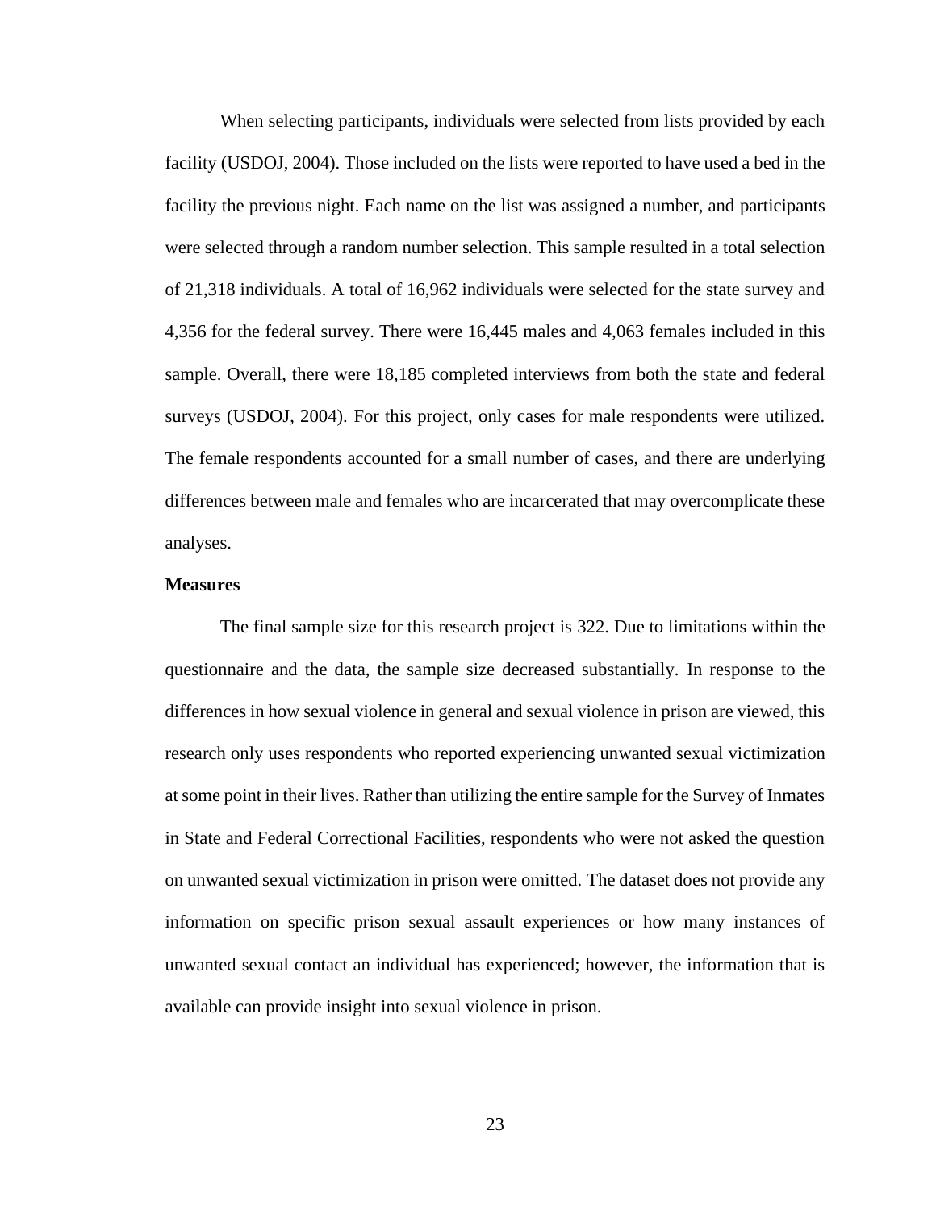When selecting participants, individuals were selected from lists provided by each facility (USDOJ, 2004). Those included on the lists were reported to have used a bed in the facility the previous night. Each name on the list was assigned a number, and participants were selected through a random number selection. This sample resulted in a total selection of 21,318 individuals. A total of 16,962 individuals were selected for the state survey and 4,356 for the federal survey. There were 16,445 males and 4,063 females included in this sample. Overall, there were 18,185 completed interviews from both the state and federal surveys (USDOJ, 2004). For this project, only cases for male respondents were utilized. The female respondents accounted for a small number of cases, and there are underlying differences between male and females who are incarcerated that may overcomplicate these analyses.

### Measures

The final sample size for this research project is 322. Due to limitations within the questionnaire and the data, the sample size decreased substantially. In response to the differences in how sexual violence in general and sexual violence in prison are viewed, this research only uses respondents who reported experiencing unwanted sexual victimization at some point in their lives. Rather than utilizing the entire sample for the Survey of Inmates in State and Federal Correctional Facilities, respondents who were not asked the question on unwanted sexual victimization in prison were omitted. The dataset does not provide any information on specific prison sexual assault experiences or how many instances of unwanted sexual contact an individual has experienced; however, the information that is available can provide insight into sexual violence in prison.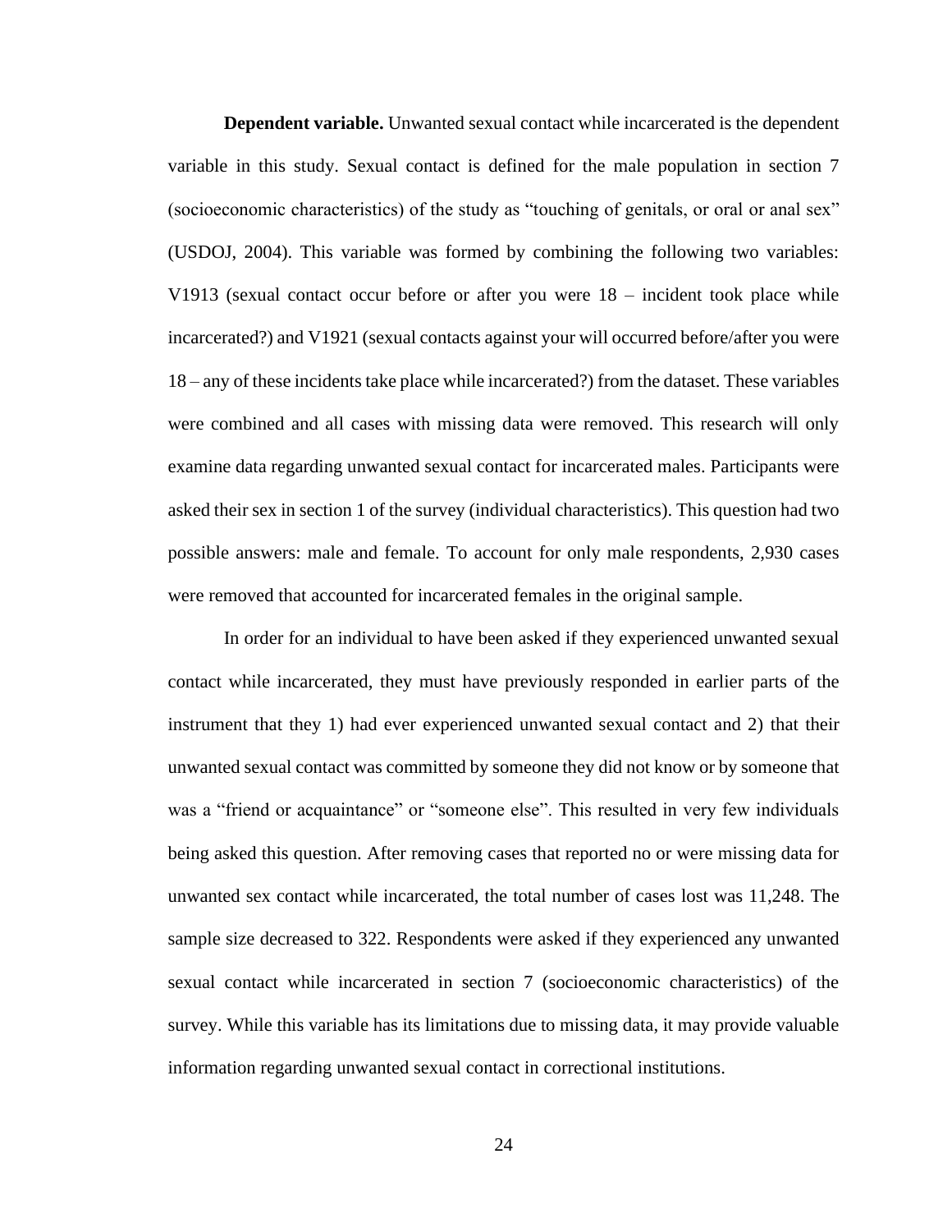**Dependent variable.** Unwanted sexual contact while incarcerated is the dependent variable in this study. Sexual contact is defined for the male population in section 7 (socioeconomic characteristics) of the study as "touching of genitals, or oral or anal sex" (USDOJ, 2004). This variable was formed by combining the following two variables: V1913 (sexual contact occur before or after you were 18 – incident took place while incarcerated?) and V1921 (sexual contacts against your will occurred before/after you were 18 – any of these incidents take place while incarcerated?) from the dataset. These variables were combined and all cases with missing data were removed. This research will only examine data regarding unwanted sexual contact for incarcerated males. Participants were asked their sex in section 1 of the survey (individual characteristics). This question had two possible answers: male and female. To account for only male respondents, 2,930 cases were removed that accounted for incarcerated females in the original sample.

In order for an individual to have been asked if they experienced unwanted sexual contact while incarcerated, they must have previously responded in earlier parts of the instrument that they 1) had ever experienced unwanted sexual contact and 2) that their unwanted sexual contact was committed by someone they did not know or by someone that was a "friend or acquaintance" or "someone else". This resulted in very few individuals being asked this question. After removing cases that reported no or were missing data for unwanted sex contact while incarcerated, the total number of cases lost was 11,248. The sample size decreased to 322. Respondents were asked if they experienced any unwanted sexual contact while incarcerated in section 7 (socioeconomic characteristics) of the survey. While this variable has its limitations due to missing data, it may provide valuable information regarding unwanted sexual contact in correctional institutions.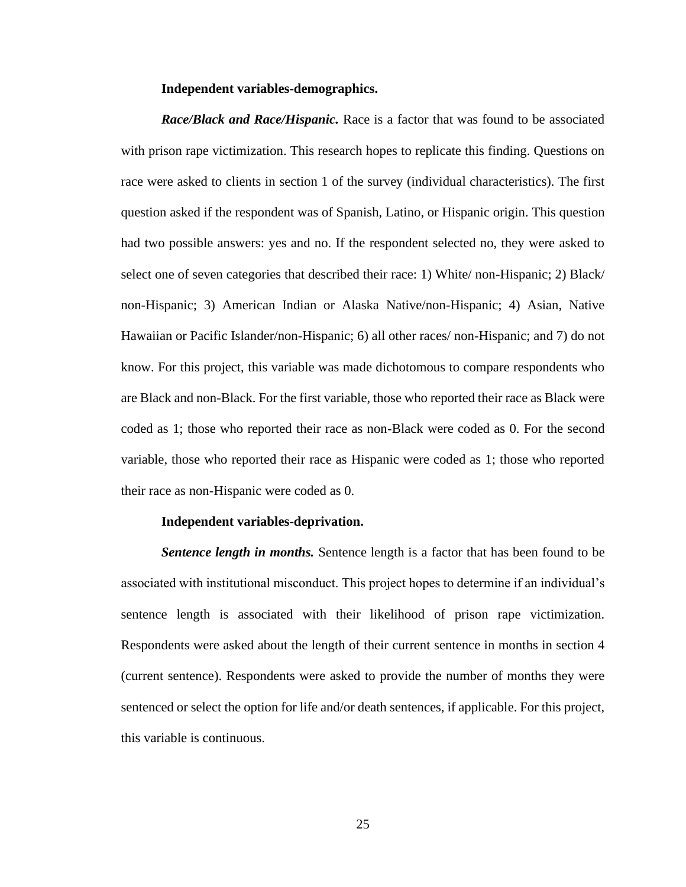**Independent variables-demographics.**

***Race/Black and Race/Hispanic.*** Race is a factor that was found to be associated with prison rape victimization. This research hopes to replicate this finding. Questions on race were asked to clients in section 1 of the survey (individual characteristics). The first question asked if the respondent was of Spanish, Latino, or Hispanic origin. This question had two possible answers: yes and no. If the respondent selected no, they were asked to select one of seven categories that described their race: 1) White/ non-Hispanic; 2) Black/ non-Hispanic; 3) American Indian or Alaska Native/non-Hispanic; 4) Asian, Native Hawaiian or Pacific Islander/non-Hispanic; 6) all other races/ non-Hispanic; and 7) do not know. For this project, this variable was made dichotomous to compare respondents who are Black and non-Black. For the first variable, those who reported their race as Black were coded as 1; those who reported their race as non-Black were coded as 0. For the second variable, those who reported their race as Hispanic were coded as 1; those who reported their race as non-Hispanic were coded as 0.

**Independent variables-deprivation.**

***Sentence length in months.*** Sentence length is a factor that has been found to be associated with institutional misconduct. This project hopes to determine if an individual's sentence length is associated with their likelihood of prison rape victimization. Respondents were asked about the length of their current sentence in months in section 4 (current sentence). Respondents were asked to provide the number of months they were sentenced or select the option for life and/or death sentences, if applicable. For this project, this variable is continuous.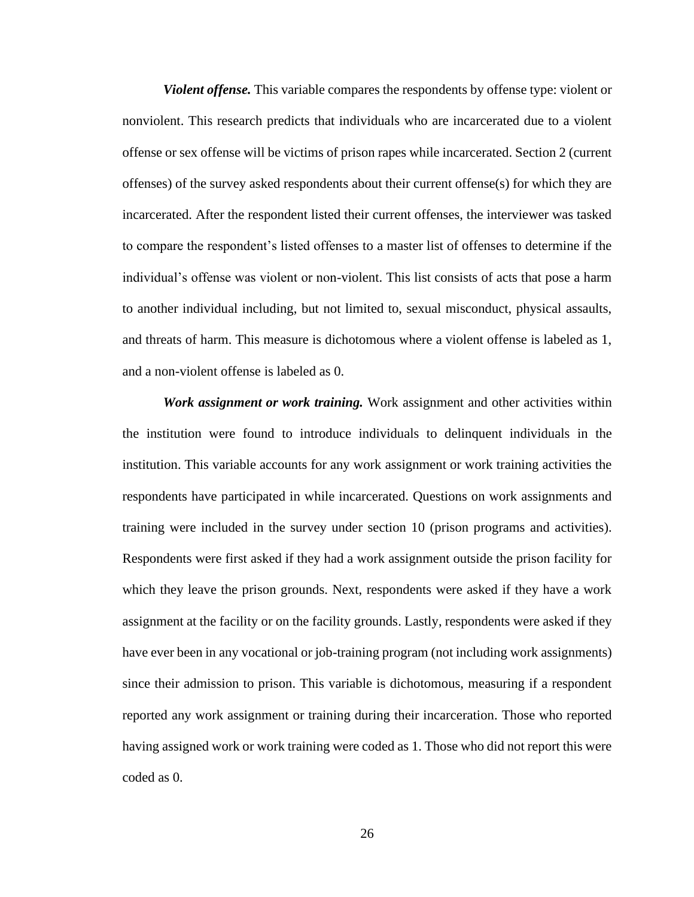***Violent offense.*** This variable compares the respondents by offense type: violent or nonviolent. This research predicts that individuals who are incarcerated due to a violent offense or sex offense will be victims of prison rapes while incarcerated. Section 2 (current offenses) of the survey asked respondents about their current offense(s) for which they are incarcerated. After the respondent listed their current offenses, the interviewer was tasked to compare the respondent's listed offenses to a master list of offenses to determine if the individual's offense was violent or non-violent. This list consists of acts that pose a harm to another individual including, but not limited to, sexual misconduct, physical assaults, and threats of harm. This measure is dichotomous where a violent offense is labeled as 1, and a non-violent offense is labeled as 0.

***Work assignment or work training.*** Work assignment and other activities within the institution were found to introduce individuals to delinquent individuals in the institution. This variable accounts for any work assignment or work training activities the respondents have participated in while incarcerated. Questions on work assignments and training were included in the survey under section 10 (prison programs and activities). Respondents were first asked if they had a work assignment outside the prison facility for which they leave the prison grounds. Next, respondents were asked if they have a work assignment at the facility or on the facility grounds. Lastly, respondents were asked if they have ever been in any vocational or job-training program (not including work assignments) since their admission to prison. This variable is dichotomous, measuring if a respondent reported any work assignment or training during their incarceration. Those who reported having assigned work or work training were coded as 1. Those who did not report this were coded as 0.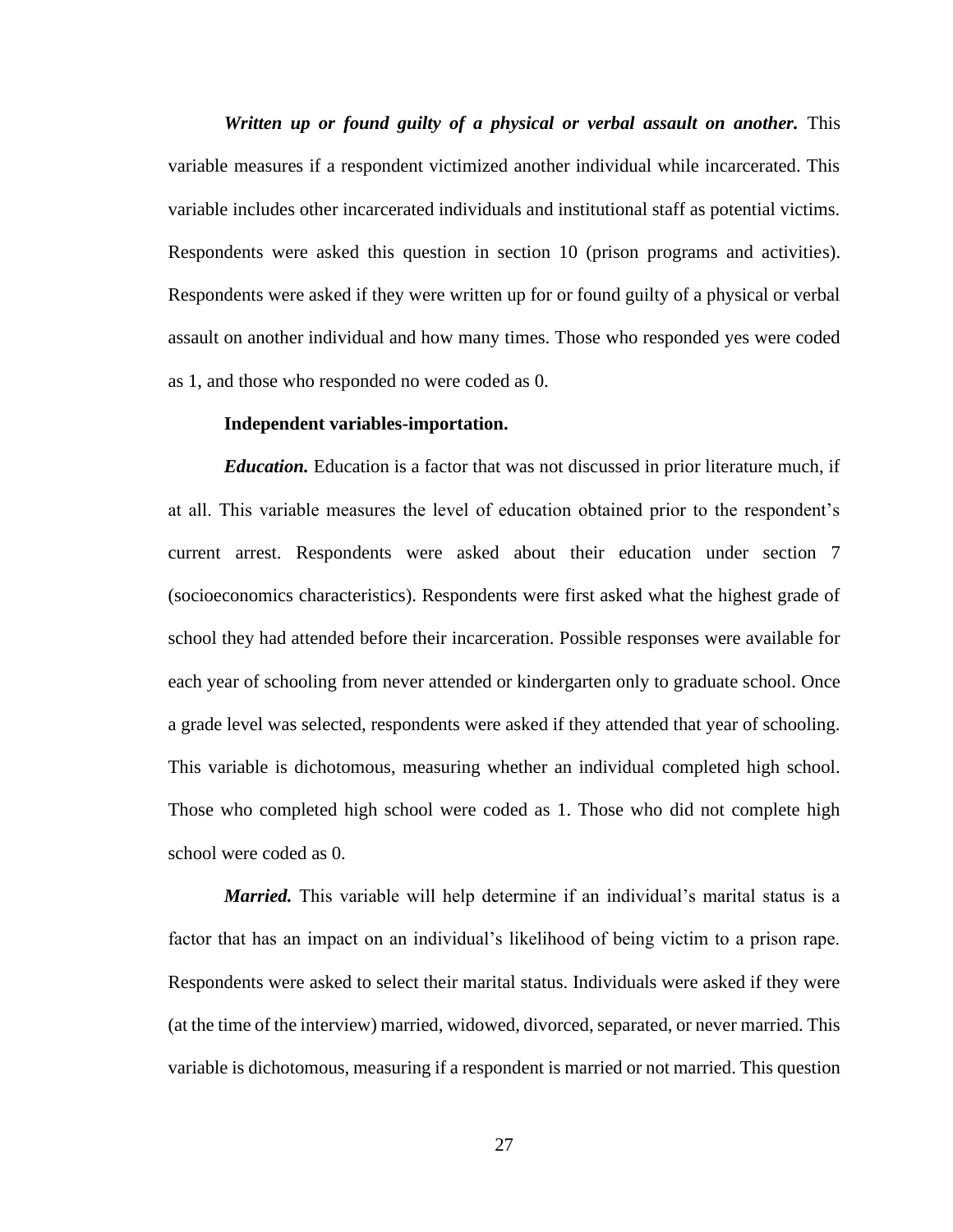***Written up or found guilty of a physical or verbal assault on another.*** This variable measures if a respondent victimized another individual while incarcerated. This variable includes other incarcerated individuals and institutional staff as potential victims. Respondents were asked this question in section 10 (prison programs and activities). Respondents were asked if they were written up for or found guilty of a physical or verbal assault on another individual and how many times. Those who responded yes were coded as 1, and those who responded no were coded as 0.

**Independent variables-importation.**

***Education.*** Education is a factor that was not discussed in prior literature much, if at all. This variable measures the level of education obtained prior to the respondent's current arrest. Respondents were asked about their education under section 7 (socioeconomics characteristics). Respondents were first asked what the highest grade of school they had attended before their incarceration. Possible responses were available for each year of schooling from never attended or kindergarten only to graduate school. Once a grade level was selected, respondents were asked if they attended that year of schooling. This variable is dichotomous, measuring whether an individual completed high school. Those who completed high school were coded as 1. Those who did not complete high school were coded as 0.

***Married.*** This variable will help determine if an individual's marital status is a factor that has an impact on an individual's likelihood of being victim to a prison rape. Respondents were asked to select their marital status. Individuals were asked if they were (at the time of the interview) married, widowed, divorced, separated, or never married. This variable is dichotomous, measuring if a respondent is married or not married. This question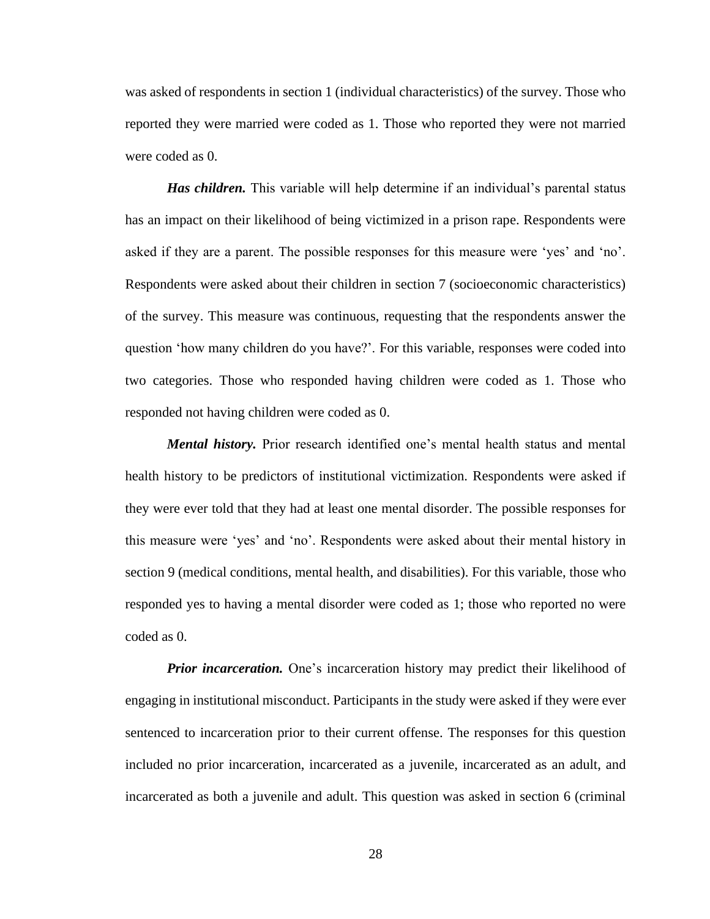was asked of respondents in section 1 (individual characteristics) of the survey. Those who reported they were married were coded as 1. Those who reported they were not married were coded as 0.

***Has children.*** This variable will help determine if an individual's parental status has an impact on their likelihood of being victimized in a prison rape. Respondents were asked if they are a parent. The possible responses for this measure were 'yes' and 'no'. Respondents were asked about their children in section 7 (socioeconomic characteristics) of the survey. This measure was continuous, requesting that the respondents answer the question 'how many children do you have?'. For this variable, responses were coded into two categories. Those who responded having children were coded as 1. Those who responded not having children were coded as 0.

***Mental history.*** Prior research identified one's mental health status and mental health history to be predictors of institutional victimization. Respondents were asked if they were ever told that they had at least one mental disorder. The possible responses for this measure were 'yes' and 'no'. Respondents were asked about their mental history in section 9 (medical conditions, mental health, and disabilities). For this variable, those who responded yes to having a mental disorder were coded as 1; those who reported no were coded as 0.

***Prior incarceration.*** One's incarceration history may predict their likelihood of engaging in institutional misconduct. Participants in the study were asked if they were ever sentenced to incarceration prior to their current offense. The responses for this question included no prior incarceration, incarcerated as a juvenile, incarcerated as an adult, and incarcerated as both a juvenile and adult. This question was asked in section 6 (criminal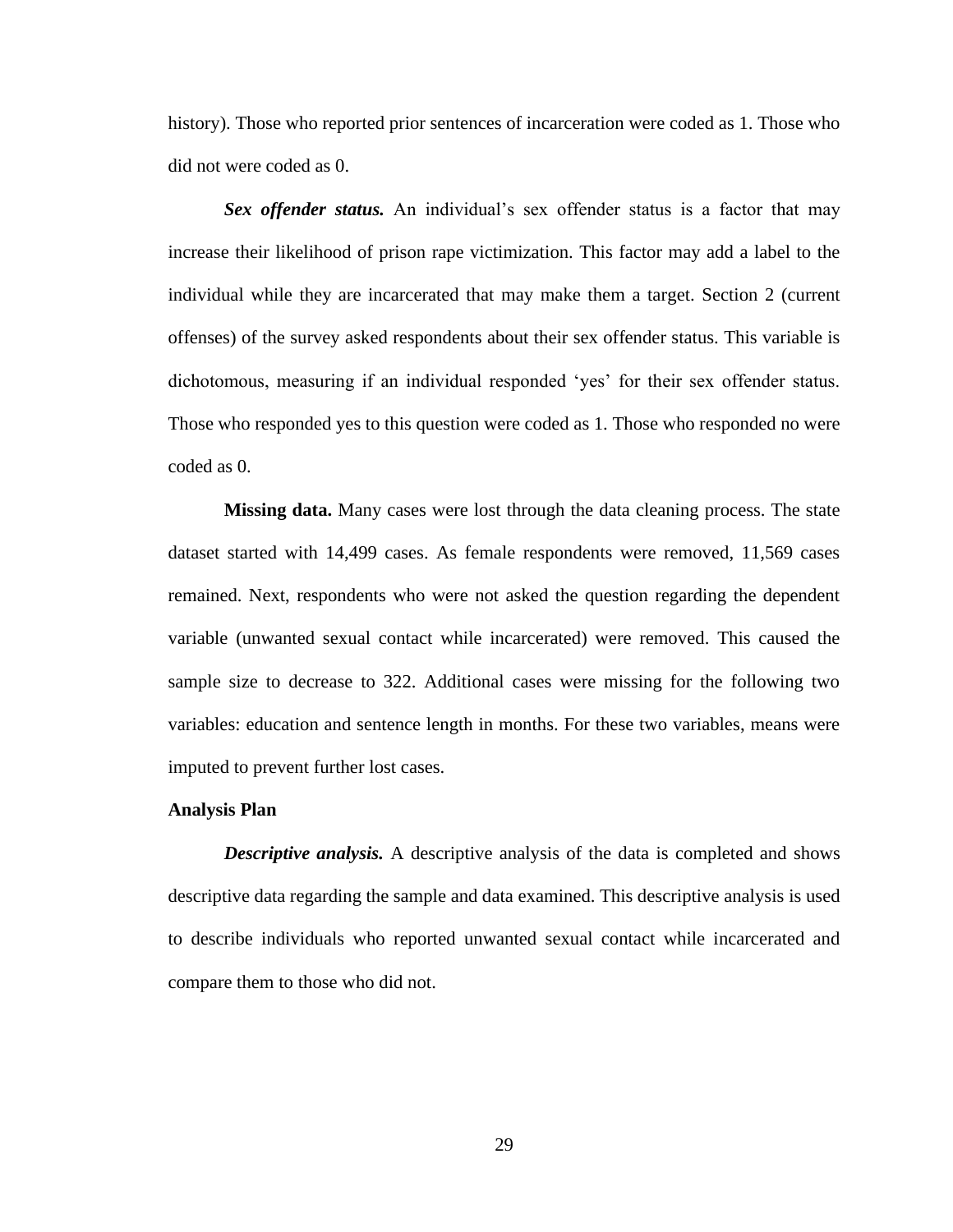history). Those who reported prior sentences of incarceration were coded as 1. Those who did not were coded as 0.

***Sex offender status.*** An individual's sex offender status is a factor that may increase their likelihood of prison rape victimization. This factor may add a label to the individual while they are incarcerated that may make them a target. Section 2 (current offenses) of the survey asked respondents about their sex offender status. This variable is dichotomous, measuring if an individual responded 'yes' for their sex offender status. Those who responded yes to this question were coded as 1. Those who responded no were coded as 0.

**Missing data.** Many cases were lost through the data cleaning process. The state dataset started with 14,499 cases. As female respondents were removed, 11,569 cases remained. Next, respondents who were not asked the question regarding the dependent variable (unwanted sexual contact while incarcerated) were removed. This caused the sample size to decrease to 322. Additional cases were missing for the following two variables: education and sentence length in months. For these two variables, means were imputed to prevent further lost cases.

### Analysis Plan

***Descriptive analysis.*** A descriptive analysis of the data is completed and shows descriptive data regarding the sample and data examined. This descriptive analysis is used to describe individuals who reported unwanted sexual contact while incarcerated and compare them to those who did not.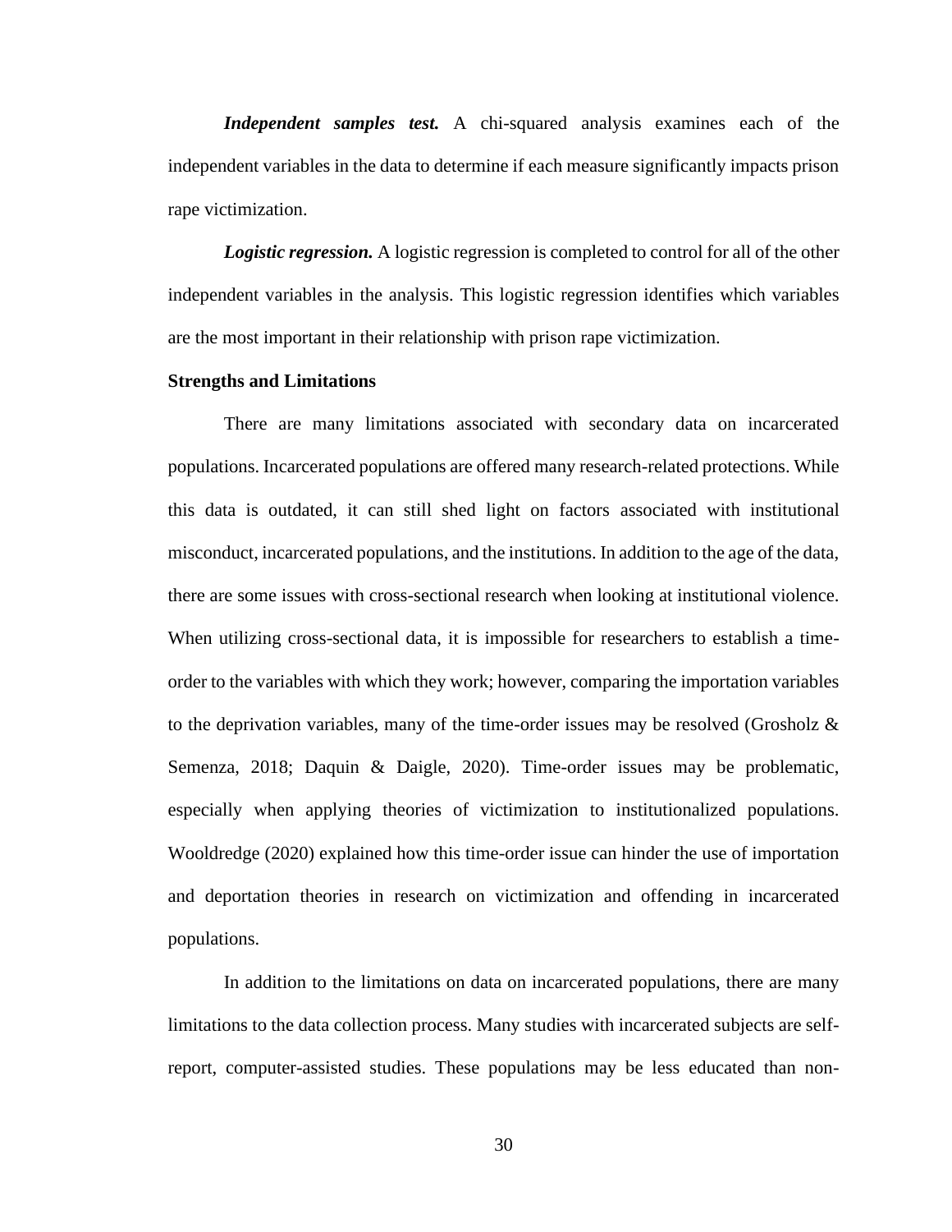***Independent samples test.*** A chi-squared analysis examines each of the independent variables in the data to determine if each measure significantly impacts prison rape victimization.

***Logistic regression.*** A logistic regression is completed to control for all of the other independent variables in the analysis. This logistic regression identifies which variables are the most important in their relationship with prison rape victimization.

**Strengths and Limitations**

There are many limitations associated with secondary data on incarcerated populations. Incarcerated populations are offered many research-related protections. While this data is outdated, it can still shed light on factors associated with institutional misconduct, incarcerated populations, and the institutions. In addition to the age of the data, there are some issues with cross-sectional research when looking at institutional violence. When utilizing cross-sectional data, it is impossible for researchers to establish a time-order to the variables with which they work; however, comparing the importation variables to the deprivation variables, many of the time-order issues may be resolved (Grosholz & Semenza, 2018; Daquin & Daigle, 2020). Time-order issues may be problematic, especially when applying theories of victimization to institutionalized populations. Wooldredge (2020) explained how this time-order issue can hinder the use of importation and deportation theories in research on victimization and offending in incarcerated populations.

In addition to the limitations on data on incarcerated populations, there are many limitations to the data collection process. Many studies with incarcerated subjects are self-report, computer-assisted studies. These populations may be less educated than non-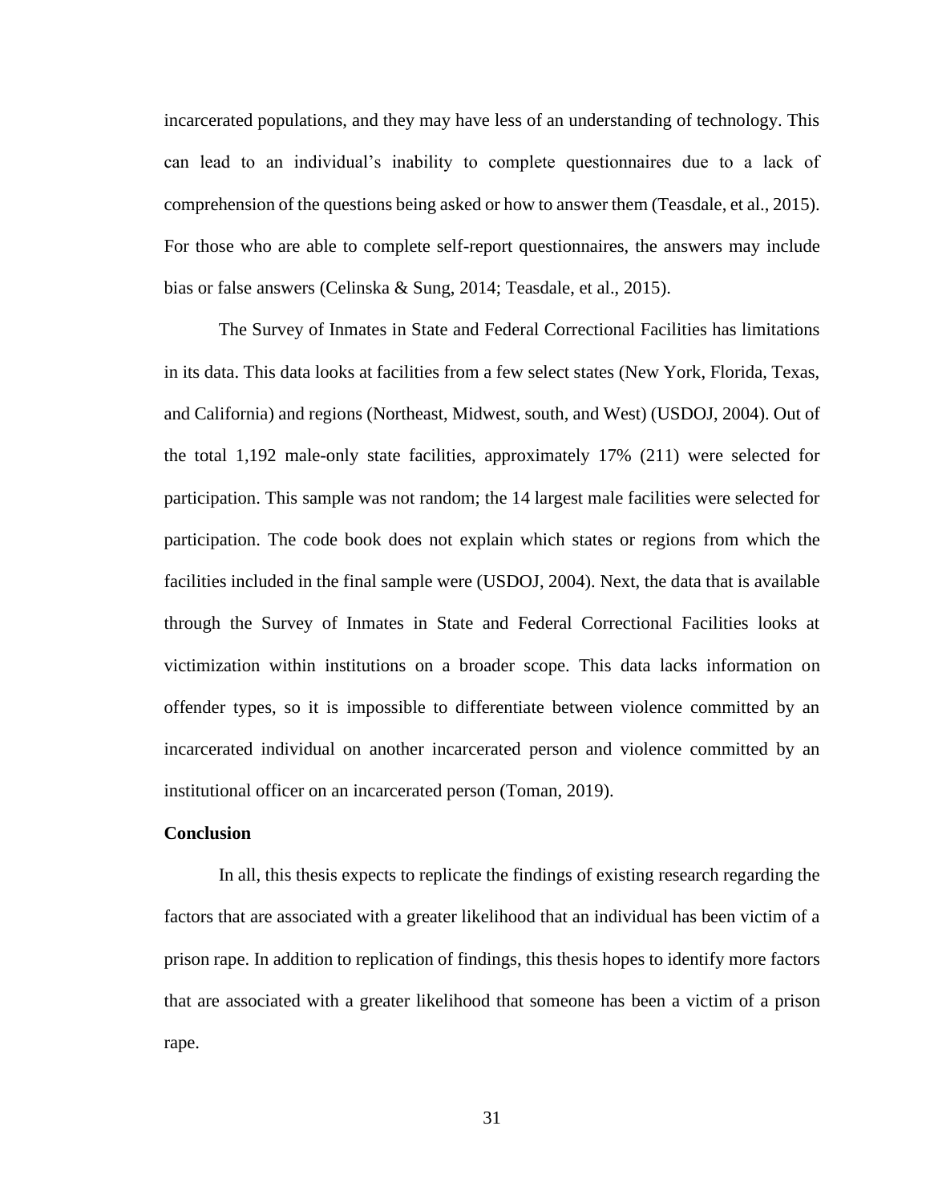incarcerated populations, and they may have less of an understanding of technology. This can lead to an individual's inability to complete questionnaires due to a lack of comprehension of the questions being asked or how to answer them (Teasdale, et al., 2015). For those who are able to complete self-report questionnaires, the answers may include bias or false answers (Celinska & Sung, 2014; Teasdale, et al., 2015).

The Survey of Inmates in State and Federal Correctional Facilities has limitations in its data. This data looks at facilities from a few select states (New York, Florida, Texas, and California) and regions (Northeast, Midwest, south, and West) (USDOJ, 2004). Out of the total 1,192 male-only state facilities, approximately 17% (211) were selected for participation. This sample was not random; the 14 largest male facilities were selected for participation. The code book does not explain which states or regions from which the facilities included in the final sample were (USDOJ, 2004). Next, the data that is available through the Survey of Inmates in State and Federal Correctional Facilities looks at victimization within institutions on a broader scope. This data lacks information on offender types, so it is impossible to differentiate between violence committed by an incarcerated individual on another incarcerated person and violence committed by an institutional officer on an incarcerated person (Toman, 2019).

**Conclusion**

In all, this thesis expects to replicate the findings of existing research regarding the factors that are associated with a greater likelihood that an individual has been victim of a prison rape. In addition to replication of findings, this thesis hopes to identify more factors that are associated with a greater likelihood that someone has been a victim of a prison rape.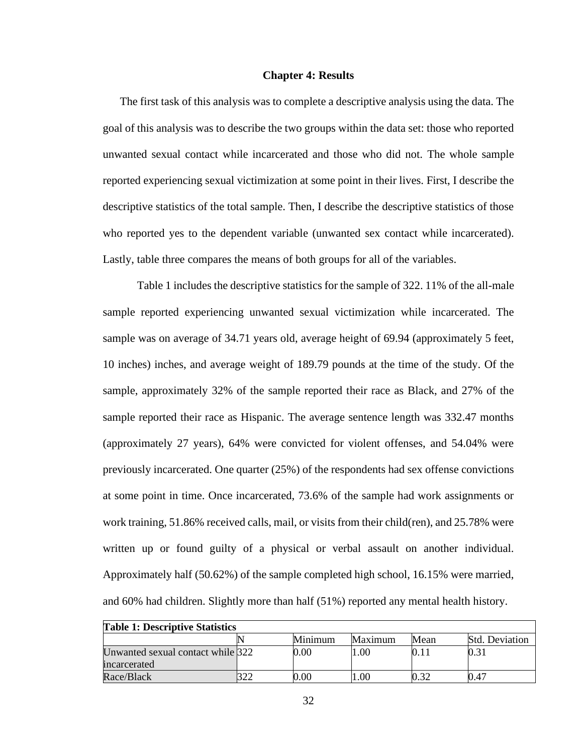## Chapter 4: Results

The first task of this analysis was to complete a descriptive analysis using the data. The goal of this analysis was to describe the two groups within the data set: those who reported unwanted sexual contact while incarcerated and those who did not. The whole sample reported experiencing sexual victimization at some point in their lives. First, I describe the descriptive statistics of the total sample. Then, I describe the descriptive statistics of those who reported yes to the dependent variable (unwanted sex contact while incarcerated). Lastly, table three compares the means of both groups for all of the variables.

Table 1 includes the descriptive statistics for the sample of 322. 11% of the all-male sample reported experiencing unwanted sexual victimization while incarcerated. The sample was on average of 34.71 years old, average height of 69.94 (approximately 5 feet, 10 inches) inches, and average weight of 189.79 pounds at the time of the study. Of the sample, approximately 32% of the sample reported their race as Black, and 27% of the sample reported their race as Hispanic. The average sentence length was 332.47 months (approximately 27 years), 64% were convicted for violent offenses, and 54.04% were previously incarcerated. One quarter (25%) of the respondents had sex offense convictions at some point in time. Once incarcerated, 73.6% of the sample had work assignments or work training, 51.86% received calls, mail, or visits from their child(ren), and 25.78% were written up or found guilty of a physical or verbal assault on another individual. Approximately half (50.62%) of the sample completed high school, 16.15% were married, and 60% had children. Slightly more than half (51%) reported any mental health history.

| **Table 1: Descriptive Statistics** | | | | | |
|---|---|---|---|---|---|
| | N | Minimum | Maximum | Mean | Std. Deviation |
| Unwanted sexual contact while incarcerated | 322 | 0.00 | 1.00 | 0.11 | 0.31 |
| Race/Black | 322 | 0.00 | 1.00 | 0.32 | 0.47 |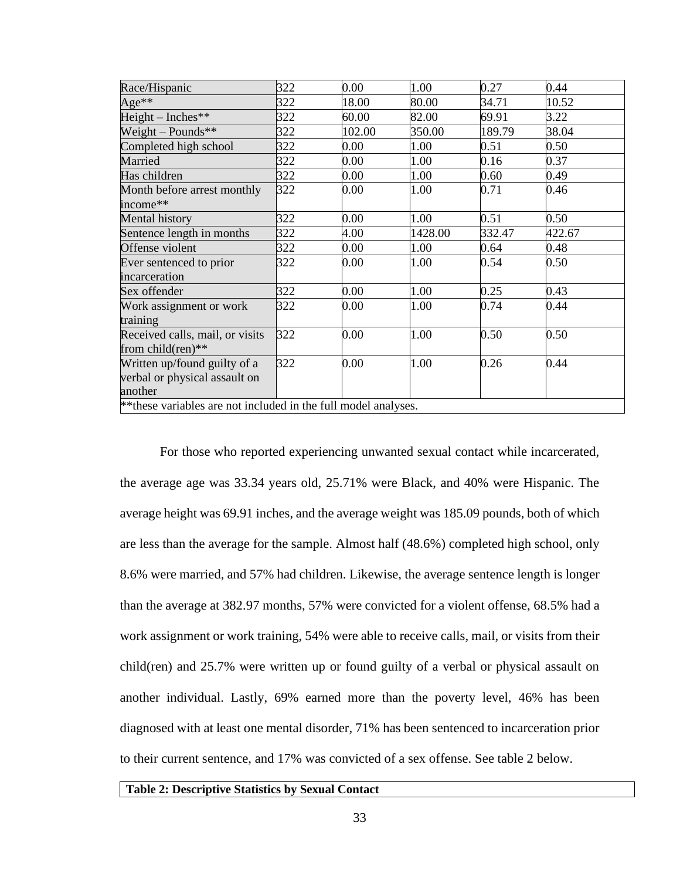| Race/Hispanic | 322 | 0.00 | 1.00 | 0.27 | 0.44 |
|---|---|---|---|---|---|
| Age** | 322 | 18.00 | 80.00 | 34.71 | 10.52 |
| Height – Inches** | 322 | 60.00 | 82.00 | 69.91 | 3.22 |
| Weight – Pounds** | 322 | 102.00 | 350.00 | 189.79 | 38.04 |
| Completed high school | 322 | 0.00 | 1.00 | 0.51 | 0.50 |
| Married | 322 | 0.00 | 1.00 | 0.16 | 0.37 |
| Has children | 322 | 0.00 | 1.00 | 0.60 | 0.49 |
| Month before arrest monthly income** | 322 | 0.00 | 1.00 | 0.71 | 0.46 |
| Mental history | 322 | 0.00 | 1.00 | 0.51 | 0.50 |
| Sentence length in months | 322 | 4.00 | 1428.00 | 332.47 | 422.67 |
| Offense violent | 322 | 0.00 | 1.00 | 0.64 | 0.48 |
| Ever sentenced to prior incarceration | 322 | 0.00 | 1.00 | 0.54 | 0.50 |
| Sex offender | 322 | 0.00 | 1.00 | 0.25 | 0.43 |
| Work assignment or work training | 322 | 0.00 | 1.00 | 0.74 | 0.44 |
| Received calls, mail, or visits from child(ren)** | 322 | 0.00 | 1.00 | 0.50 | 0.50 |
| Written up/found guilty of a verbal or physical assault on another | 322 | 0.00 | 1.00 | 0.26 | 0.44 |
| **these variables are not included in the full model analyses. | | | | | |

For those who reported experiencing unwanted sexual contact while incarcerated, the average age was 33.34 years old, 25.71% were Black, and 40% were Hispanic. The average height was 69.91 inches, and the average weight was 185.09 pounds, both of which are less than the average for the sample. Almost half (48.6%) completed high school, only 8.6% were married, and 57% had children. Likewise, the average sentence length is longer than the average at 382.97 months, 57% were convicted for a violent offense, 68.5% had a work assignment or work training, 54% were able to receive calls, mail, or visits from their child(ren) and 25.7% were written up or found guilty of a verbal or physical assault on another individual. Lastly, 69% earned more than the poverty level, 46% has been diagnosed with at least one mental disorder, 71% has been sentenced to incarceration prior to their current sentence, and 17% was convicted of a sex offense. See table 2 below.

**Table 2: Descriptive Statistics by Sexual Contact**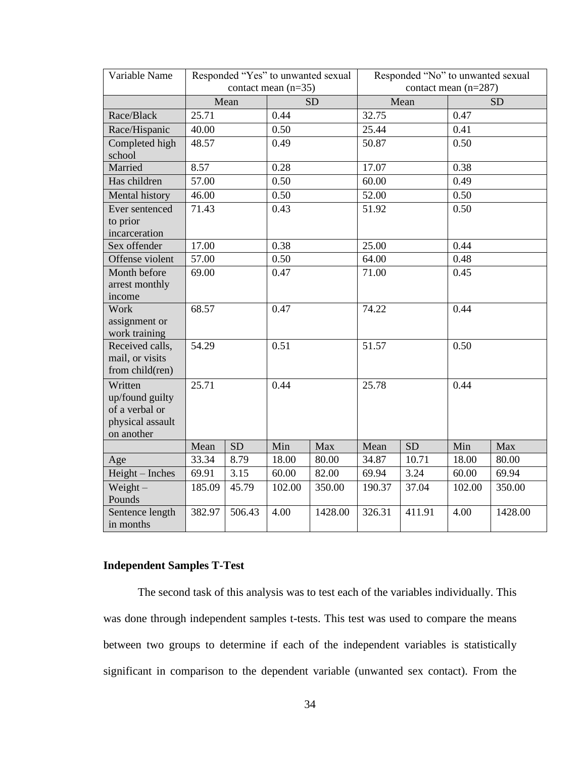| Variable Name | Responded "Yes" to unwanted sexual contact mean (n=35) | | | | Responded "No" to unwanted sexual contact mean (n=287) | | | |
|---|---|---|---|---|---|---|---|---|
| | Mean | | SD | | Mean | | SD | |
| Race/Black | 25.71 | | 0.44 | | 32.75 | | 0.47 | |
| Race/Hispanic | 40.00 | | 0.50 | | 25.44 | | 0.41 | |
| Completed high school | 48.57 | | 0.49 | | 50.87 | | 0.50 | |
| Married | 8.57 | | 0.28 | | 17.07 | | 0.38 | |
| Has children | 57.00 | | 0.50 | | 60.00 | | 0.49 | |
| Mental history | 46.00 | | 0.50 | | 52.00 | | 0.50 | |
| Ever sentenced to prior incarceration | 71.43 | | 0.43 | | 51.92 | | 0.50 | |
| Sex offender | 17.00 | | 0.38 | | 25.00 | | 0.44 | |
| Offense violent | 57.00 | | 0.50 | | 64.00 | | 0.48 | |
| Month before arrest monthly income | 69.00 | | 0.47 | | 71.00 | | 0.45 | |
| Work assignment or work training | 68.57 | | 0.47 | | 74.22 | | 0.44 | |
| Received calls, mail, or visits from child(ren) | 54.29 | | 0.51 | | 51.57 | | 0.50 | |
| Written up/found guilty of a verbal or physical assault on another | 25.71 | | 0.44 | | 25.78 | | 0.44 | |
| | Mean | SD | Min | Max | Mean | SD | Min | Max |
| Age | 33.34 | 8.79 | 18.00 | 80.00 | 34.87 | 10.71 | 18.00 | 80.00 |
| Height – Inches | 69.91 | 3.15 | 60.00 | 82.00 | 69.94 | 3.24 | 60.00 | 69.94 |
| Weight – Pounds | 185.09 | 45.79 | 102.00 | 350.00 | 190.37 | 37.04 | 102.00 | 350.00 |
| Sentence length in months | 382.97 | 506.43 | 4.00 | 1428.00 | 326.31 | 411.91 | 4.00 | 1428.00 |

**Independent Samples T-Test**

The second task of this analysis was to test each of the variables individually. This was done through independent samples t-tests. This test was used to compare the means between two groups to determine if each of the independent variables is statistically significant in comparison to the dependent variable (unwanted sex contact). From the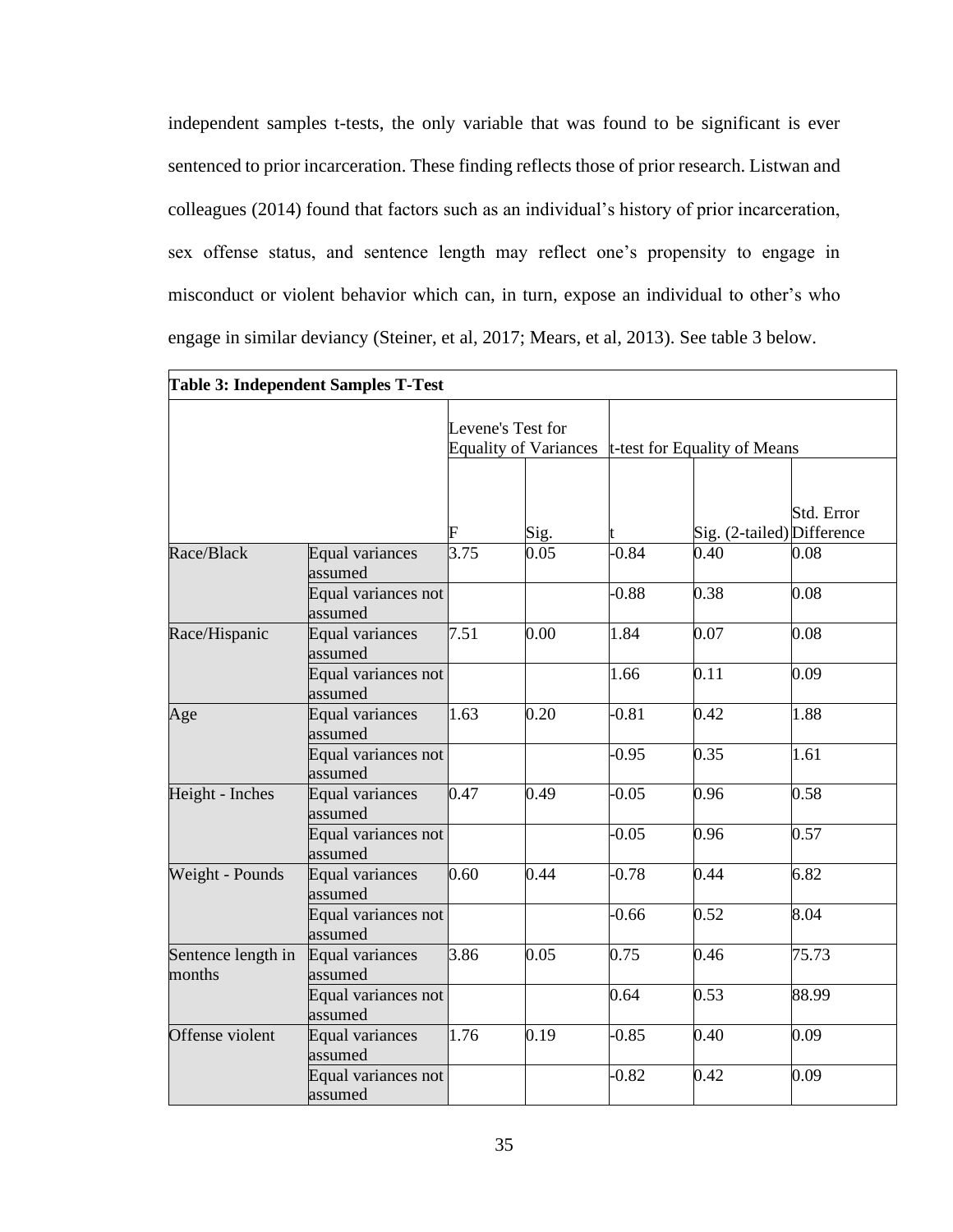independent samples t-tests, the only variable that was found to be significant is ever sentenced to prior incarceration. These finding reflects those of prior research. Listwan and colleagues (2014) found that factors such as an individual's history of prior incarceration, sex offense status, and sentence length may reflect one's propensity to engage in misconduct or violent behavior which can, in turn, expose an individual to other's who engage in similar deviancy (Steiner, et al, 2017; Mears, et al, 2013). See table 3 below.

**Table 3: Independent Samples T-Test**

| | | Levene's Test for Equality of Variances | | t-test for Equality of Means | | |
|---|---|---|---|---|---|---|
| | | F | Sig. | t | Sig. (2-tailed) | Std. Error Difference |
| Race/Black | Equal variances assumed | 3.75 | 0.05 | -0.84 | 0.40 | 0.08 |
| | Equal variances not assumed | | | -0.88 | 0.38 | 0.08 |
| Race/Hispanic | Equal variances assumed | 7.51 | 0.00 | 1.84 | 0.07 | 0.08 |
| | Equal variances not assumed | | | 1.66 | 0.11 | 0.09 |
| Age | Equal variances assumed | 1.63 | 0.20 | -0.81 | 0.42 | 1.88 |
| | Equal variances not assumed | | | -0.95 | 0.35 | 1.61 |
| Height - Inches | Equal variances assumed | 0.47 | 0.49 | -0.05 | 0.96 | 0.58 |
| | Equal variances not assumed | | | -0.05 | 0.96 | 0.57 |
| Weight - Pounds | Equal variances assumed | 0.60 | 0.44 | -0.78 | 0.44 | 6.82 |
| | Equal variances not assumed | | | -0.66 | 0.52 | 8.04 |
| Sentence length in months | Equal variances assumed | 3.86 | 0.05 | 0.75 | 0.46 | 75.73 |
| | Equal variances not assumed | | | 0.64 | 0.53 | 88.99 |
| Offense violent | Equal variances assumed | 1.76 | 0.19 | -0.85 | 0.40 | 0.09 |
| | Equal variances not assumed | | | -0.82 | 0.42 | 0.09 |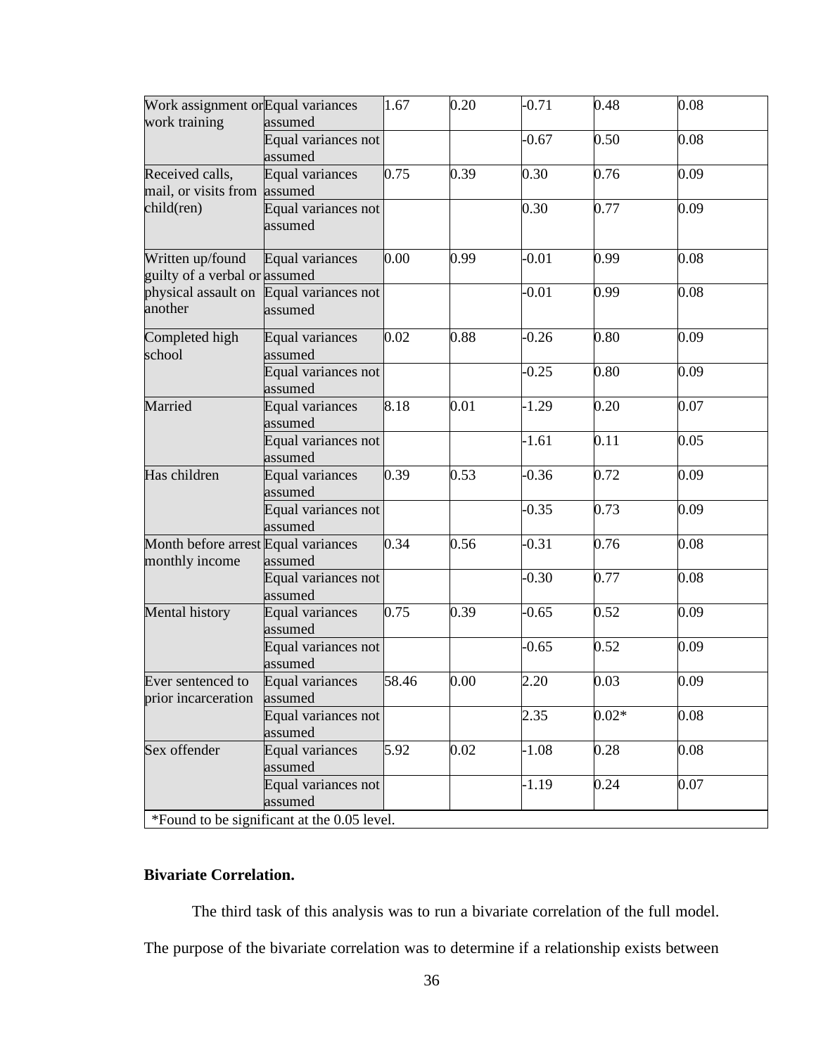| | | | | | | |
|---|---|---|---|---|---|---|
| Work assignment or work training | Equal variances assumed | 1.67 | 0.20 | -0.71 | 0.48 | 0.08 |
| | Equal variances not assumed | | | -0.67 | 0.50 | 0.08 |
| Received calls, mail, or visits from child(ren) | Equal variances assumed | 0.75 | 0.39 | 0.30 | 0.76 | 0.09 |
| | Equal variances not assumed | | | 0.30 | 0.77 | 0.09 |
| Written up/found guilty of a verbal or physical assault on another | Equal variances assumed | 0.00 | 0.99 | -0.01 | 0.99 | 0.08 |
| | Equal variances not assumed | | | -0.01 | 0.99 | 0.08 |
| Completed high school | Equal variances assumed | 0.02 | 0.88 | -0.26 | 0.80 | 0.09 |
| | Equal variances not assumed | | | -0.25 | 0.80 | 0.09 |
| Married | Equal variances assumed | 8.18 | 0.01 | -1.29 | 0.20 | 0.07 |
| | Equal variances not assumed | | | -1.61 | 0.11 | 0.05 |
| Has children | Equal variances assumed | 0.39 | 0.53 | -0.36 | 0.72 | 0.09 |
| | Equal variances not assumed | | | -0.35 | 0.73 | 0.09 |
| Month before arrest monthly income | Equal variances assumed | 0.34 | 0.56 | -0.31 | 0.76 | 0.08 |
| | Equal variances not assumed | | | -0.30 | 0.77 | 0.08 |
| Mental history | Equal variances assumed | 0.75 | 0.39 | -0.65 | 0.52 | 0.09 |
| | Equal variances not assumed | | | -0.65 | 0.52 | 0.09 |
| Ever sentenced to prior incarceration | Equal variances assumed | 58.46 | 0.00 | 2.20 | 0.03 | 0.09 |
| | Equal variances not assumed | | | 2.35 | 0.02* | 0.08 |
| Sex offender | Equal variances assumed | 5.92 | 0.02 | -1.08 | 0.28 | 0.08 |
| | Equal variances not assumed | | | -1.19 | 0.24 | 0.07 |

*Found to be significant at the 0.05 level.

**Bivariate Correlation.**

The third task of this analysis was to run a bivariate correlation of the full model. The purpose of the bivariate correlation was to determine if a relationship exists between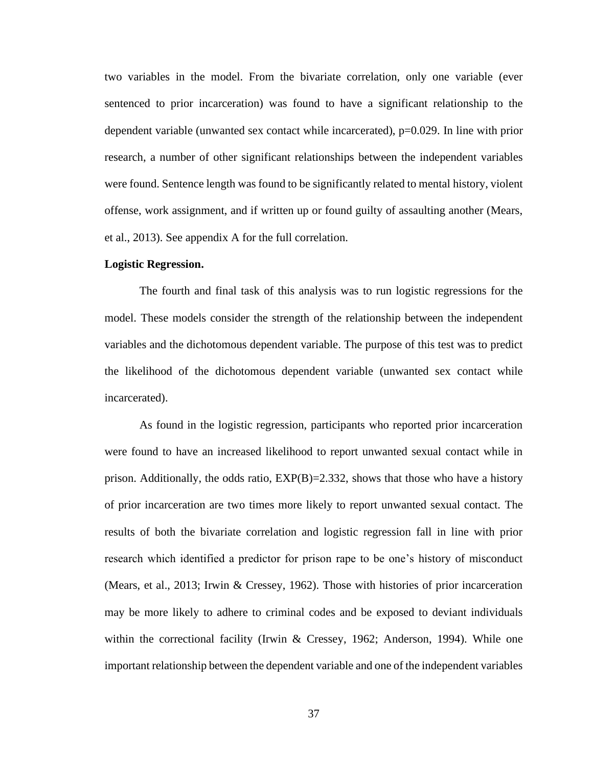two variables in the model. From the bivariate correlation, only one variable (ever sentenced to prior incarceration) was found to have a significant relationship to the dependent variable (unwanted sex contact while incarcerated), $p=0.029$. In line with prior research, a number of other significant relationships between the independent variables were found. Sentence length was found to be significantly related to mental history, violent offense, work assignment, and if written up or found guilty of assaulting another (Mears, et al., 2013). See appendix A for the full correlation.

**Logistic Regression.**

The fourth and final task of this analysis was to run logistic regressions for the model. These models consider the strength of the relationship between the independent variables and the dichotomous dependent variable. The purpose of this test was to predict the likelihood of the dichotomous dependent variable (unwanted sex contact while incarcerated).

As found in the logistic regression, participants who reported prior incarceration were found to have an increased likelihood to report unwanted sexual contact while in prison. Additionally, the odds ratio, $EXP(B)=2.332$, shows that those who have a history of prior incarceration are two times more likely to report unwanted sexual contact. The results of both the bivariate correlation and logistic regression fall in line with prior research which identified a predictor for prison rape to be one's history of misconduct (Mears, et al., 2013; Irwin & Cressey, 1962). Those with histories of prior incarceration may be more likely to adhere to criminal codes and be exposed to deviant individuals within the correctional facility (Irwin & Cressey, 1962; Anderson, 1994). While one important relationship between the dependent variable and one of the independent variables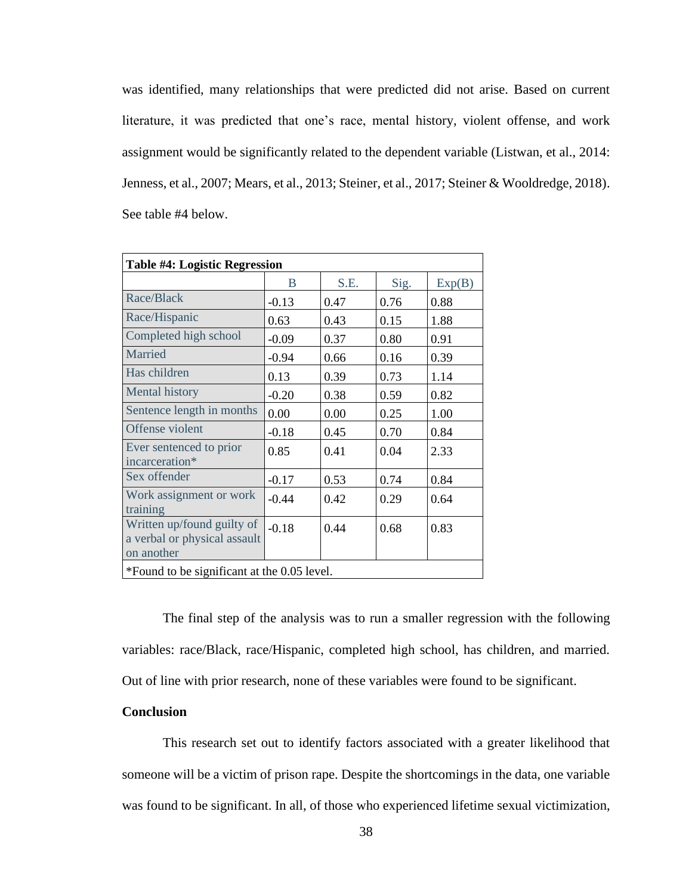was identified, many relationships that were predicted did not arise. Based on current literature, it was predicted that one's race, mental history, violent offense, and work assignment would be significantly related to the dependent variable (Listwan, et al., 2014: Jenness, et al., 2007; Mears, et al., 2013; Steiner, et al., 2017; Steiner & Wooldredge, 2018). See table #4 below.

| **Table #4: Logistic Regression** | | | | |
|---|---|---|---|---|
| | B | S.E. | Sig. | Exp(B) |
| Race/Black | -0.13 | 0.47 | 0.76 | 0.88 |
| Race/Hispanic | 0.63 | 0.43 | 0.15 | 1.88 |
| Completed high school | -0.09 | 0.37 | 0.80 | 0.91 |
| Married | -0.94 | 0.66 | 0.16 | 0.39 |
| Has children | 0.13 | 0.39 | 0.73 | 1.14 |
| Mental history | -0.20 | 0.38 | 0.59 | 0.82 |
| Sentence length in months | 0.00 | 0.00 | 0.25 | 1.00 |
| Offense violent | -0.18 | 0.45 | 0.70 | 0.84 |
| Ever sentenced to prior incarceration* | 0.85 | 0.41 | 0.04 | 2.33 |
| Sex offender | -0.17 | 0.53 | 0.74 | 0.84 |
| Work assignment or work training | -0.44 | 0.42 | 0.29 | 0.64 |
| Written up/found guilty of a verbal or physical assault on another | -0.18 | 0.44 | 0.68 | 0.83 |
| *Found to be significant at the 0.05 level. | | | | |

The final step of the analysis was to run a smaller regression with the following variables: race/Black, race/Hispanic, completed high school, has children, and married. Out of line with prior research, none of these variables were found to be significant.

**Conclusion**

This research set out to identify factors associated with a greater likelihood that someone will be a victim of prison rape. Despite the shortcomings in the data, one variable was found to be significant. In all, of those who experienced lifetime sexual victimization,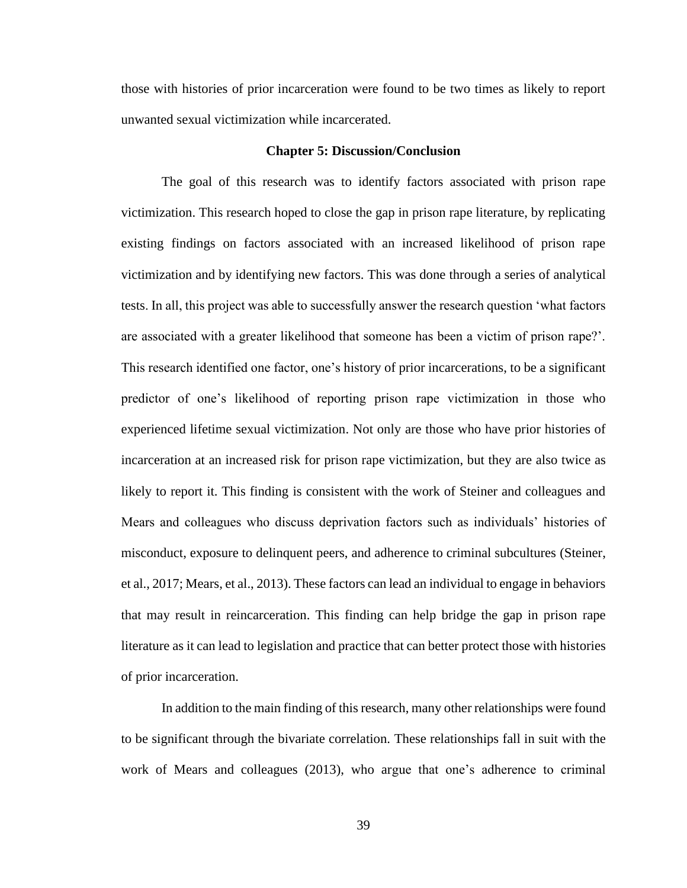those with histories of prior incarceration were found to be two times as likely to report unwanted sexual victimization while incarcerated.

## Chapter 5: Discussion/Conclusion

The goal of this research was to identify factors associated with prison rape victimization. This research hoped to close the gap in prison rape literature, by replicating existing findings on factors associated with an increased likelihood of prison rape victimization and by identifying new factors. This was done through a series of analytical tests. In all, this project was able to successfully answer the research question 'what factors are associated with a greater likelihood that someone has been a victim of prison rape?'. This research identified one factor, one's history of prior incarcerations, to be a significant predictor of one's likelihood of reporting prison rape victimization in those who experienced lifetime sexual victimization. Not only are those who have prior histories of incarceration at an increased risk for prison rape victimization, but they are also twice as likely to report it. This finding is consistent with the work of Steiner and colleagues and Mears and colleagues who discuss deprivation factors such as individuals' histories of misconduct, exposure to delinquent peers, and adherence to criminal subcultures (Steiner, et al., 2017; Mears, et al., 2013). These factors can lead an individual to engage in behaviors that may result in reincarceration. This finding can help bridge the gap in prison rape literature as it can lead to legislation and practice that can better protect those with histories of prior incarceration.

In addition to the main finding of this research, many other relationships were found to be significant through the bivariate correlation. These relationships fall in suit with the work of Mears and colleagues (2013), who argue that one's adherence to criminal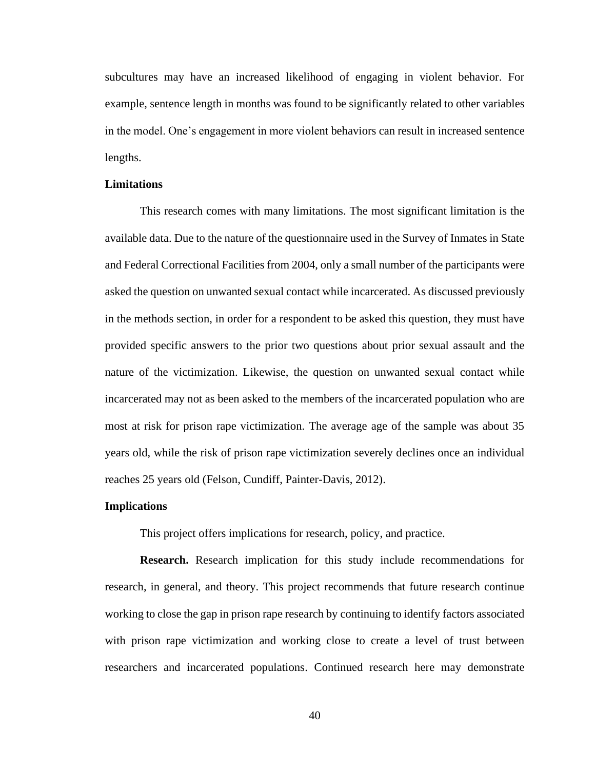subcultures may have an increased likelihood of engaging in violent behavior. For example, sentence length in months was found to be significantly related to other variables in the model. One's engagement in more violent behaviors can result in increased sentence lengths.

## Limitations

This research comes with many limitations. The most significant limitation is the available data. Due to the nature of the questionnaire used in the Survey of Inmates in State and Federal Correctional Facilities from 2004, only a small number of the participants were asked the question on unwanted sexual contact while incarcerated. As discussed previously in the methods section, in order for a respondent to be asked this question, they must have provided specific answers to the prior two questions about prior sexual assault and the nature of the victimization. Likewise, the question on unwanted sexual contact while incarcerated may not as been asked to the members of the incarcerated population who are most at risk for prison rape victimization. The average age of the sample was about 35 years old, while the risk of prison rape victimization severely declines once an individual reaches 25 years old (Felson, Cundiff, Painter-Davis, 2012).

## Implications

This project offers implications for research, policy, and practice.

**Research.** Research implication for this study include recommendations for research, in general, and theory. This project recommends that future research continue working to close the gap in prison rape research by continuing to identify factors associated with prison rape victimization and working close to create a level of trust between researchers and incarcerated populations. Continued research here may demonstrate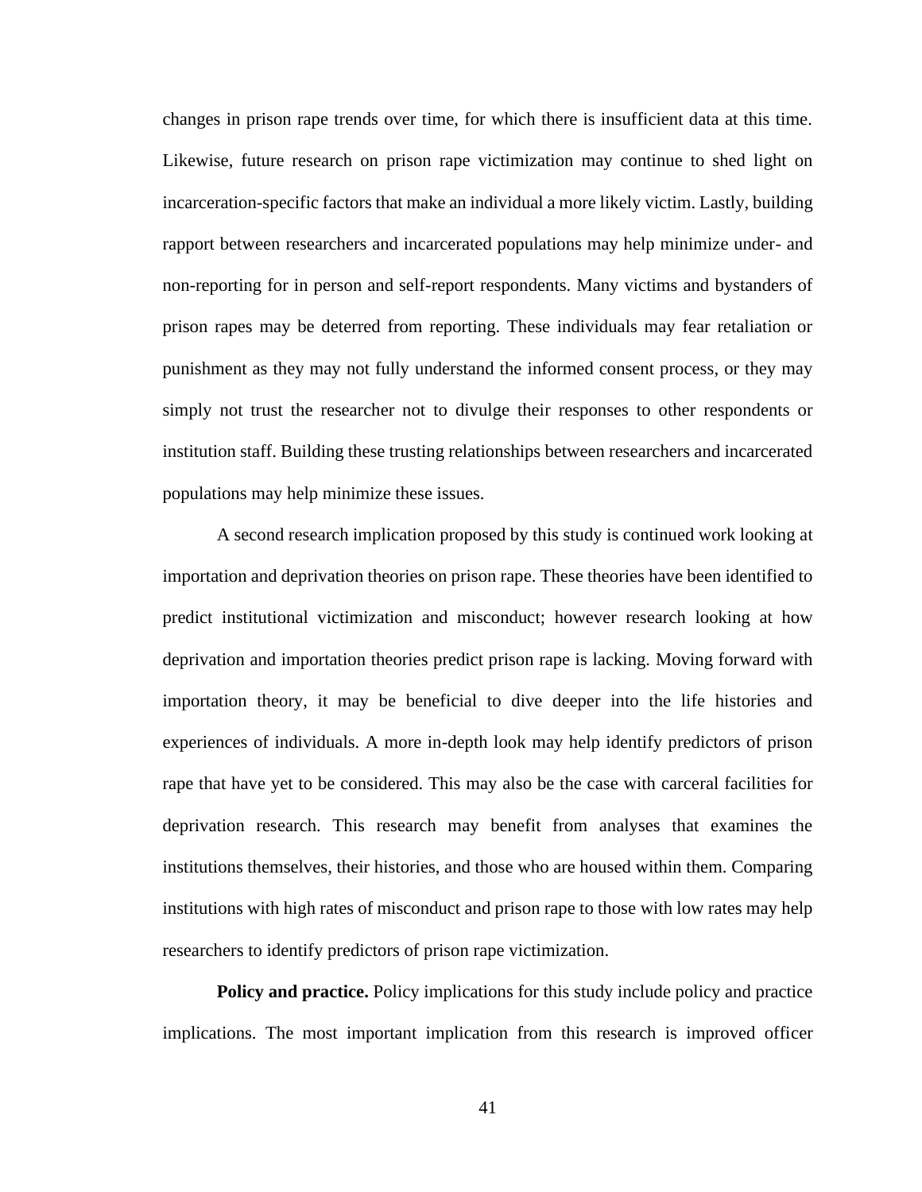changes in prison rape trends over time, for which there is insufficient data at this time. Likewise, future research on prison rape victimization may continue to shed light on incarceration-specific factors that make an individual a more likely victim. Lastly, building rapport between researchers and incarcerated populations may help minimize under- and non-reporting for in person and self-report respondents. Many victims and bystanders of prison rapes may be deterred from reporting. These individuals may fear retaliation or punishment as they may not fully understand the informed consent process, or they may simply not trust the researcher not to divulge their responses to other respondents or institution staff. Building these trusting relationships between researchers and incarcerated populations may help minimize these issues.

A second research implication proposed by this study is continued work looking at importation and deprivation theories on prison rape. These theories have been identified to predict institutional victimization and misconduct; however research looking at how deprivation and importation theories predict prison rape is lacking. Moving forward with importation theory, it may be beneficial to dive deeper into the life histories and experiences of individuals. A more in-depth look may help identify predictors of prison rape that have yet to be considered. This may also be the case with carceral facilities for deprivation research. This research may benefit from analyses that examines the institutions themselves, their histories, and those who are housed within them. Comparing institutions with high rates of misconduct and prison rape to those with low rates may help researchers to identify predictors of prison rape victimization.

**Policy and practice.** Policy implications for this study include policy and practice implications. The most important implication from this research is improved officer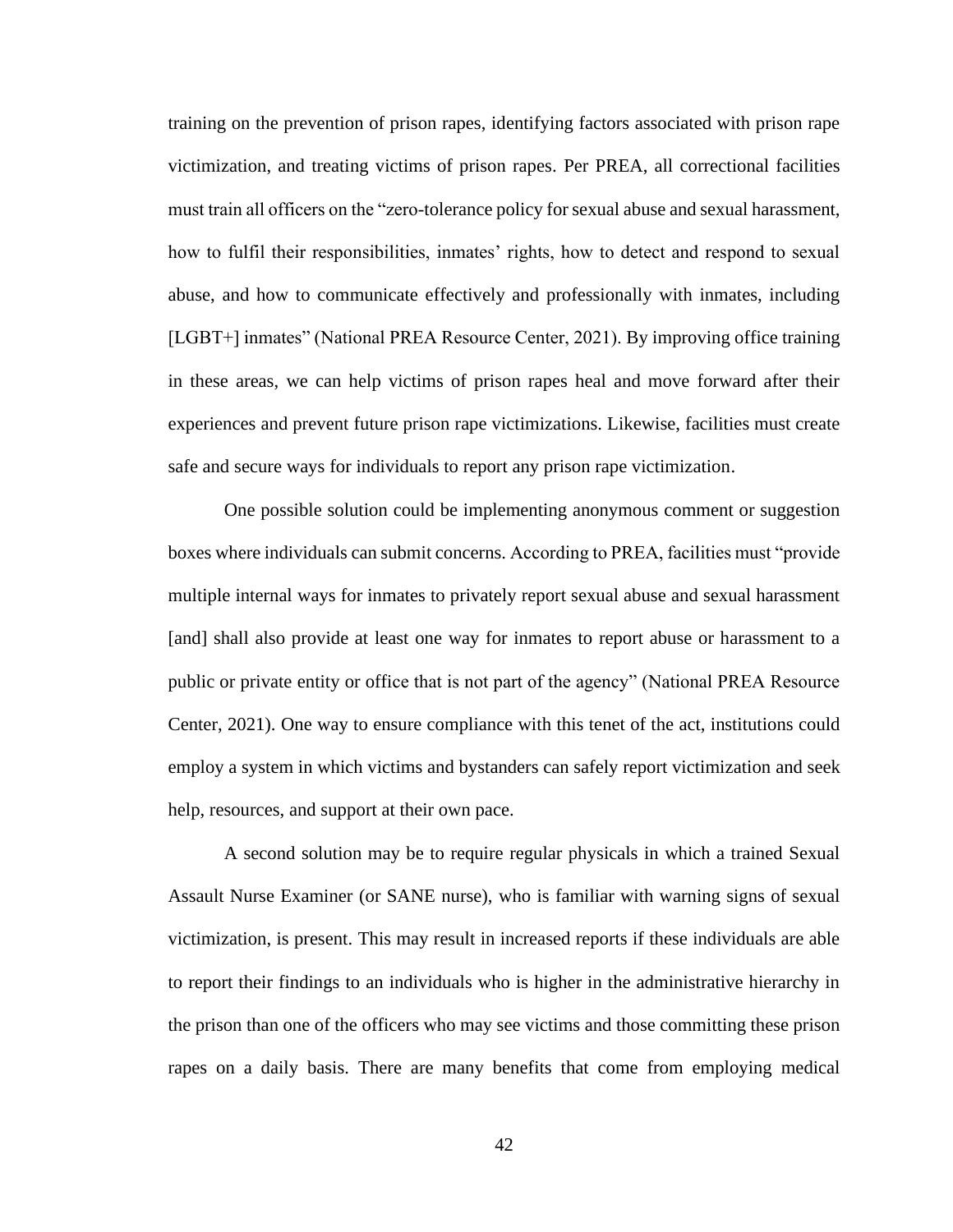training on the prevention of prison rapes, identifying factors associated with prison rape victimization, and treating victims of prison rapes. Per PREA, all correctional facilities must train all officers on the "zero-tolerance policy for sexual abuse and sexual harassment, how to fulfil their responsibilities, inmates' rights, how to detect and respond to sexual abuse, and how to communicate effectively and professionally with inmates, including [LGBT+] inmates" (National PREA Resource Center, 2021). By improving office training in these areas, we can help victims of prison rapes heal and move forward after their experiences and prevent future prison rape victimizations. Likewise, facilities must create safe and secure ways for individuals to report any prison rape victimization.

One possible solution could be implementing anonymous comment or suggestion boxes where individuals can submit concerns. According to PREA, facilities must "provide multiple internal ways for inmates to privately report sexual abuse and sexual harassment [and] shall also provide at least one way for inmates to report abuse or harassment to a public or private entity or office that is not part of the agency" (National PREA Resource Center, 2021). One way to ensure compliance with this tenet of the act, institutions could employ a system in which victims and bystanders can safely report victimization and seek help, resources, and support at their own pace.

A second solution may be to require regular physicals in which a trained Sexual Assault Nurse Examiner (or SANE nurse), who is familiar with warning signs of sexual victimization, is present. This may result in increased reports if these individuals are able to report their findings to an individuals who is higher in the administrative hierarchy in the prison than one of the officers who may see victims and those committing these prison rapes on a daily basis. There are many benefits that come from employing medical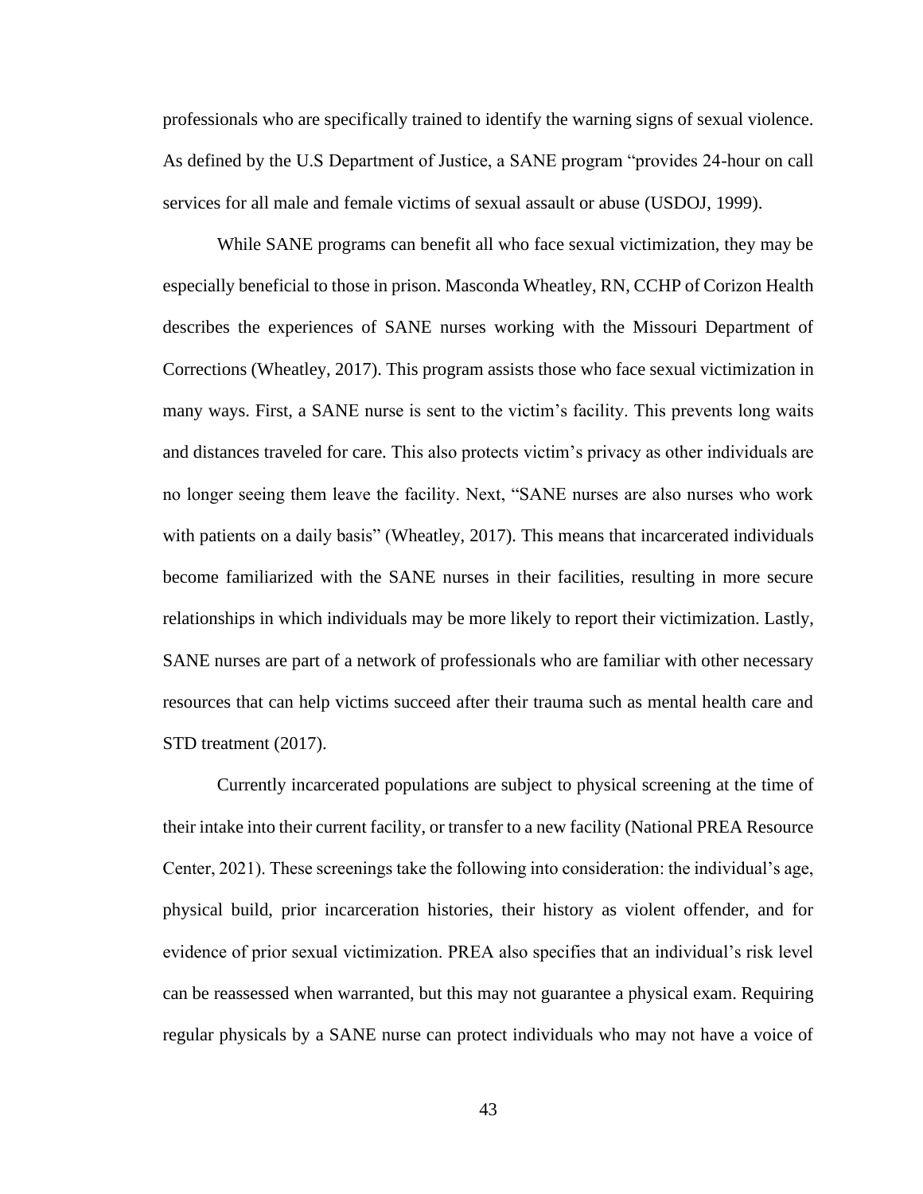professionals who are specifically trained to identify the warning signs of sexual violence. As defined by the U.S Department of Justice, a SANE program "provides 24-hour on call services for all male and female victims of sexual assault or abuse (USDOJ, 1999).

While SANE programs can benefit all who face sexual victimization, they may be especially beneficial to those in prison. Masconda Wheatley, RN, CCHP of Corizon Health describes the experiences of SANE nurses working with the Missouri Department of Corrections (Wheatley, 2017). This program assists those who face sexual victimization in many ways. First, a SANE nurse is sent to the victim's facility. This prevents long waits and distances traveled for care. This also protects victim's privacy as other individuals are no longer seeing them leave the facility. Next, "SANE nurses are also nurses who work with patients on a daily basis" (Wheatley, 2017). This means that incarcerated individuals become familiarized with the SANE nurses in their facilities, resulting in more secure relationships in which individuals may be more likely to report their victimization. Lastly, SANE nurses are part of a network of professionals who are familiar with other necessary resources that can help victims succeed after their trauma such as mental health care and STD treatment (2017).

Currently incarcerated populations are subject to physical screening at the time of their intake into their current facility, or transfer to a new facility (National PREA Resource Center, 2021). These screenings take the following into consideration: the individual's age, physical build, prior incarceration histories, their history as violent offender, and for evidence of prior sexual victimization. PREA also specifies that an individual's risk level can be reassessed when warranted, but this may not guarantee a physical exam. Requiring regular physicals by a SANE nurse can protect individuals who may not have a voice of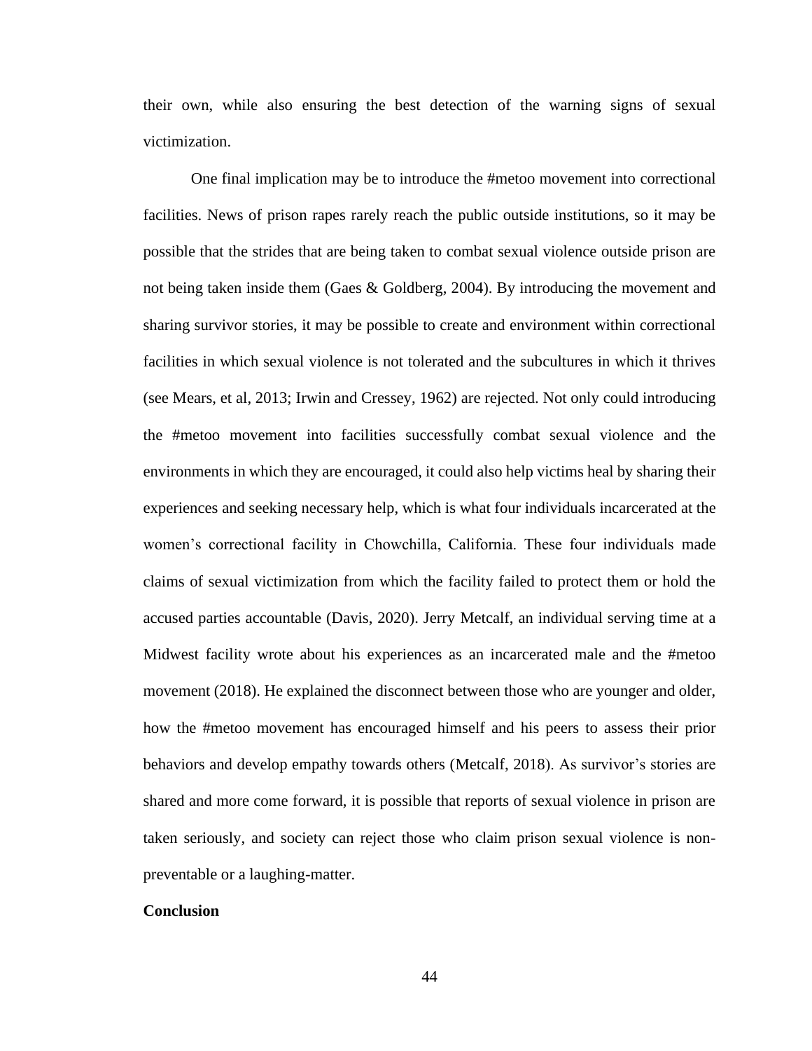their own, while also ensuring the best detection of the warning signs of sexual victimization.

One final implication may be to introduce the #metoo movement into correctional facilities. News of prison rapes rarely reach the public outside institutions, so it may be possible that the strides that are being taken to combat sexual violence outside prison are not being taken inside them (Gaes & Goldberg, 2004). By introducing the movement and sharing survivor stories, it may be possible to create and environment within correctional facilities in which sexual violence is not tolerated and the subcultures in which it thrives (see Mears, et al, 2013; Irwin and Cressey, 1962) are rejected. Not only could introducing the #metoo movement into facilities successfully combat sexual violence and the environments in which they are encouraged, it could also help victims heal by sharing their experiences and seeking necessary help, which is what four individuals incarcerated at the women's correctional facility in Chowchilla, California. These four individuals made claims of sexual victimization from which the facility failed to protect them or hold the accused parties accountable (Davis, 2020). Jerry Metcalf, an individual serving time at a Midwest facility wrote about his experiences as an incarcerated male and the #metoo movement (2018). He explained the disconnect between those who are younger and older, how the #metoo movement has encouraged himself and his peers to assess their prior behaviors and develop empathy towards others (Metcalf, 2018). As survivor's stories are shared and more come forward, it is possible that reports of sexual violence in prison are taken seriously, and society can reject those who claim prison sexual violence is non-preventable or a laughing-matter.

**Conclusion**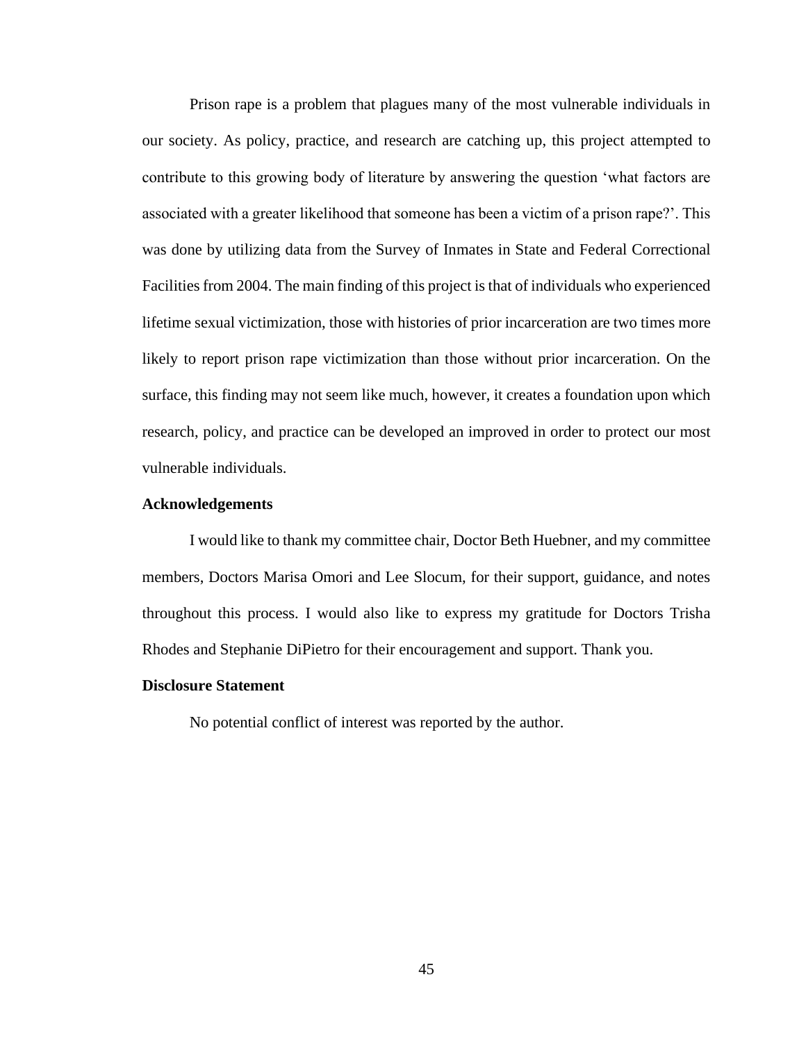Prison rape is a problem that plagues many of the most vulnerable individuals in our society. As policy, practice, and research are catching up, this project attempted to contribute to this growing body of literature by answering the question 'what factors are associated with a greater likelihood that someone has been a victim of a prison rape?'. This was done by utilizing data from the Survey of Inmates in State and Federal Correctional Facilities from 2004. The main finding of this project is that of individuals who experienced lifetime sexual victimization, those with histories of prior incarceration are two times more likely to report prison rape victimization than those without prior incarceration. On the surface, this finding may not seem like much, however, it creates a foundation upon which research, policy, and practice can be developed an improved in order to protect our most vulnerable individuals.

**Acknowledgements**

I would like to thank my committee chair, Doctor Beth Huebner, and my committee members, Doctors Marisa Omori and Lee Slocum, for their support, guidance, and notes throughout this process. I would also like to express my gratitude for Doctors Trisha Rhodes and Stephanie DiPietro for their encouragement and support. Thank you.

**Disclosure Statement**

No potential conflict of interest was reported by the author.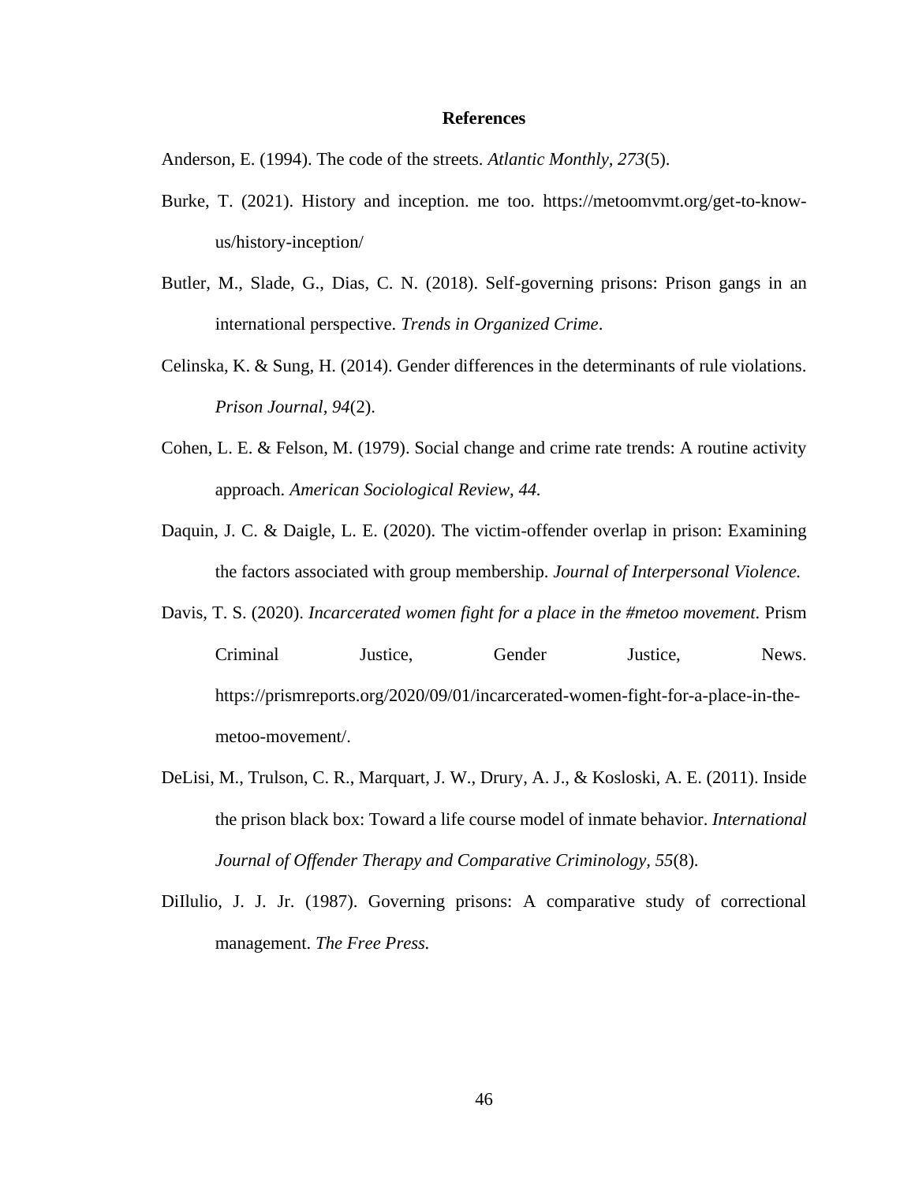# References

Anderson, E. (1994). The code of the streets. *Atlantic Monthly, 273*(5).

Burke, T. (2021). History and inception. me too. https://metoomvmt.org/get-to-know-us/history-inception/

Butler, M., Slade, G., Dias, C. N. (2018). Self-governing prisons: Prison gangs in an international perspective. *Trends in Organized Crime*.

Celinska, K. & Sung, H. (2014). Gender differences in the determinants of rule violations. *Prison Journal, 94*(2).

Cohen, L. E. & Felson, M. (1979). Social change and crime rate trends: A routine activity approach. *American Sociological Review, 44.*

Daquin, J. C. & Daigle, L. E. (2020). The victim-offender overlap in prison: Examining the factors associated with group membership. *Journal of Interpersonal Violence.*

Davis, T. S. (2020). *Incarcerated women fight for a place in the #metoo movement*. Prism Criminal Justice, Gender Justice, News. https://prismreports.org/2020/09/01/incarcerated-women-fight-for-a-place-in-the-metoo-movement/.

DeLisi, M., Trulson, C. R., Marquart, J. W., Drury, A. J., & Kosloski, A. E. (2011). Inside the prison black box: Toward a life course model of inmate behavior. *International Journal of Offender Therapy and Comparative Criminology, 55*(8).

DiIlulio, J. J. Jr. (1987). Governing prisons: A comparative study of correctional management. *The Free Press.*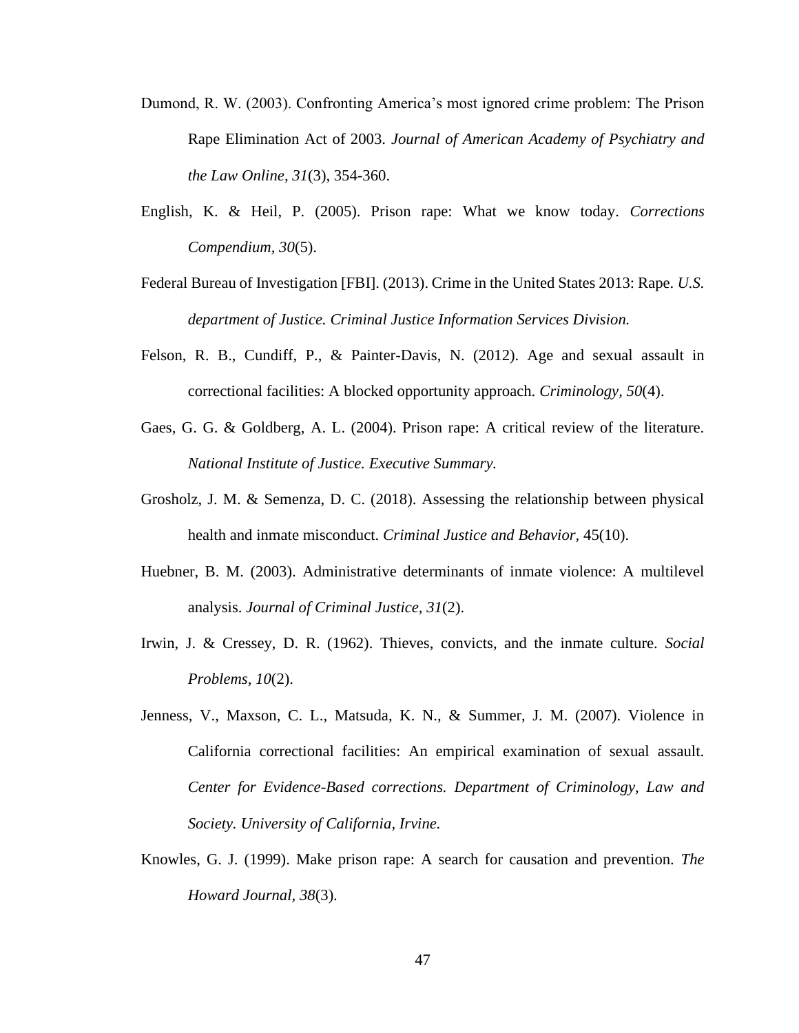Dumond, R. W. (2003). Confronting America's most ignored crime problem: The Prison Rape Elimination Act of 2003. *Journal of American Academy of Psychiatry and the Law Online, 31*(3), 354-360.

English, K. & Heil, P. (2005). Prison rape: What we know today. *Corrections Compendium, 30*(5).

Federal Bureau of Investigation [FBI]. (2013). Crime in the United States 2013: Rape. *U.S. department of Justice. Criminal Justice Information Services Division.*

Felson, R. B., Cundiff, P., & Painter-Davis, N. (2012). Age and sexual assault in correctional facilities: A blocked opportunity approach. *Criminology, 50*(4).

Gaes, G. G. & Goldberg, A. L. (2004). Prison rape: A critical review of the literature. *National Institute of Justice. Executive Summary.*

Grosholz, J. M. & Semenza, D. C. (2018). Assessing the relationship between physical health and inmate misconduct. *Criminal Justice and Behavior,* 45(10).

Huebner, B. M. (2003). Administrative determinants of inmate violence: A multilevel analysis. *Journal of Criminal Justice, 31*(2).

Irwin, J. & Cressey, D. R. (1962). Thieves, convicts, and the inmate culture. *Social Problems, 10*(2).

Jenness, V., Maxson, C. L., Matsuda, K. N., & Summer, J. M. (2007). Violence in California correctional facilities: An empirical examination of sexual assault. *Center for Evidence-Based corrections. Department of Criminology, Law and Society. University of California, Irvine.*

Knowles, G. J. (1999). Make prison rape: A search for causation and prevention. *The Howard Journal, 38*(3).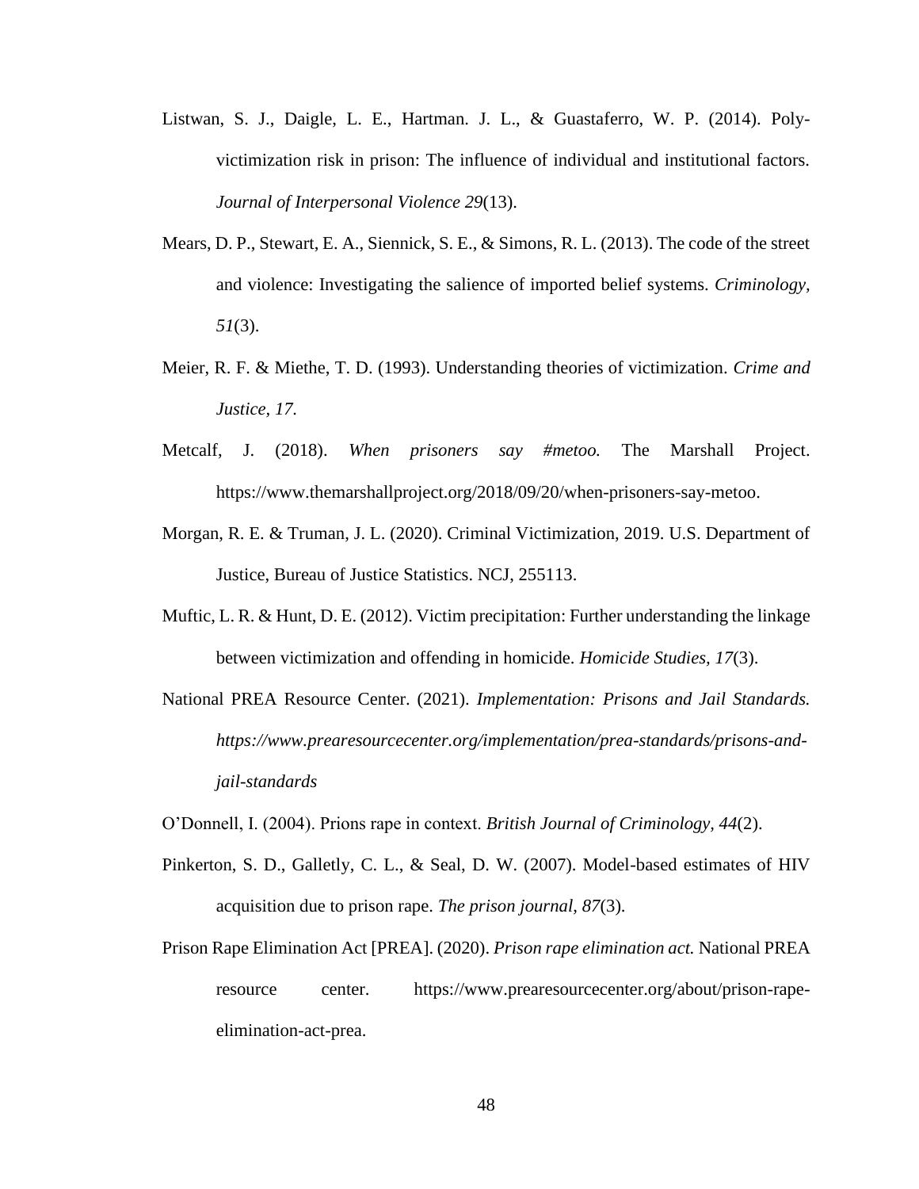Listwan, S. J., Daigle, L. E., Hartman. J. L., & Guastaferro, W. P. (2014). Poly-victimization risk in prison: The influence of individual and institutional factors. *Journal of Interpersonal Violence 29*(13).

Mears, D. P., Stewart, E. A., Siennick, S. E., & Simons, R. L. (2013). The code of the street and violence: Investigating the salience of imported belief systems. *Criminology, 51*(3).

Meier, R. F. & Miethe, T. D. (1993). Understanding theories of victimization. *Crime and Justice, 17.*

Metcalf, J. (2018). *When prisoners say #metoo.* The Marshall Project. https://www.themarshallproject.org/2018/09/20/when-prisoners-say-metoo.

Morgan, R. E. & Truman, J. L. (2020). Criminal Victimization, 2019. U.S. Department of Justice, Bureau of Justice Statistics. NCJ, 255113.

Muftic, L. R. & Hunt, D. E. (2012). Victim precipitation: Further understanding the linkage between victimization and offending in homicide. *Homicide Studies, 17*(3).

National PREA Resource Center. (2021). *Implementation: Prisons and Jail Standards. https://www.prearesourcecenter.org/implementation/prea-standards/prisons-and-jail-standards*

O'Donnell, I. (2004). Prions rape in context. *British Journal of Criminology*, *44*(2).

Pinkerton, S. D., Galletly, C. L., & Seal, D. W. (2007). Model-based estimates of HIV acquisition due to prison rape. *The prison journal*, *87*(3).

Prison Rape Elimination Act [PREA]. (2020). *Prison rape elimination act.* National PREA resource center. https://www.prearesourcecenter.org/about/prison-rape-elimination-act-prea.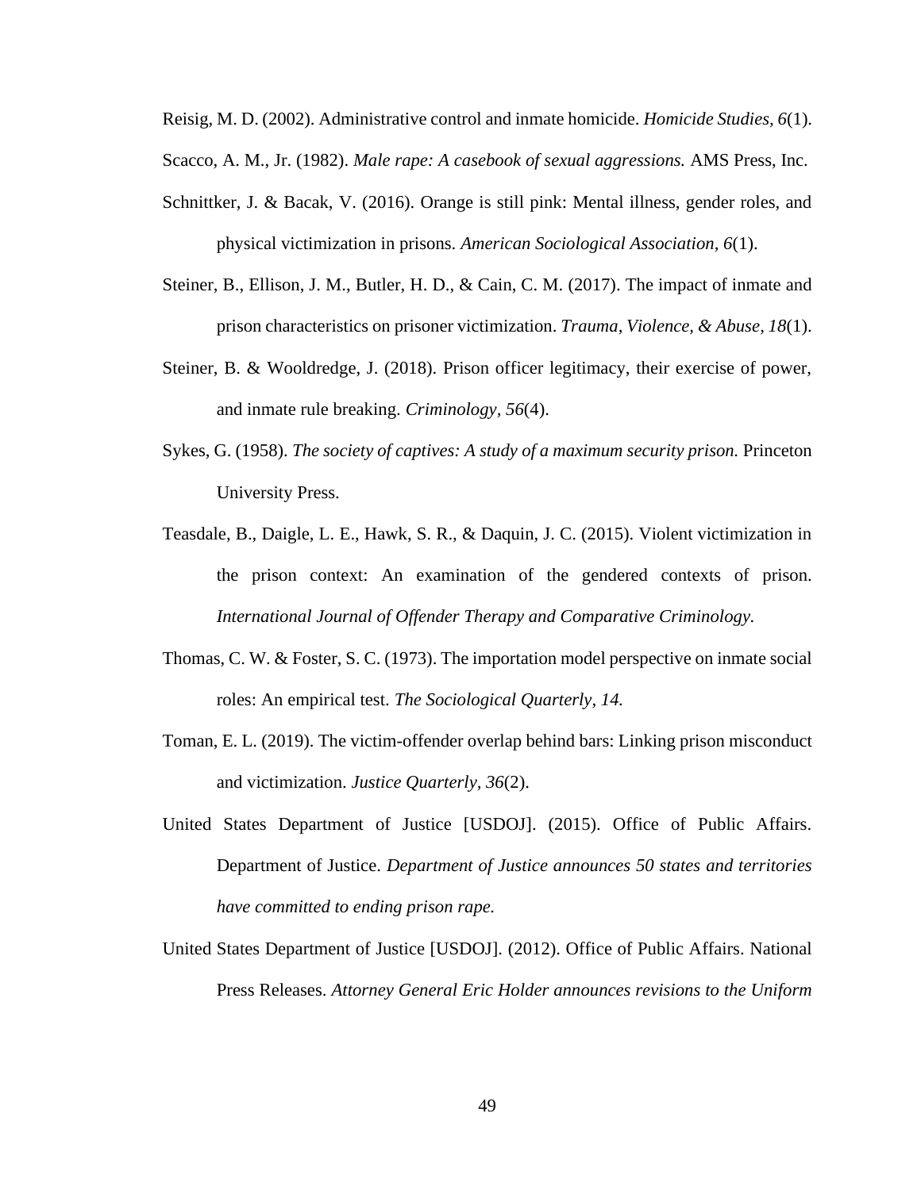Reisig, M. D. (2002). Administrative control and inmate homicide. *Homicide Studies, 6*(1).

Scacco, A. M., Jr. (1982). *Male rape: A casebook of sexual aggressions.* AMS Press, Inc.

Schnittker, J. & Bacak, V. (2016). Orange is still pink: Mental illness, gender roles, and physical victimization in prisons. *American Sociological Association, 6*(1).

Steiner, B., Ellison, J. M., Butler, H. D., & Cain, C. M. (2017). The impact of inmate and prison characteristics on prisoner victimization. *Trauma, Violence, & Abuse, 18*(1).

Steiner, B. & Wooldredge, J. (2018). Prison officer legitimacy, their exercise of power, and inmate rule breaking. *Criminology, 56*(4).

Sykes, G. (1958). *The society of captives: A study of a maximum security prison.* Princeton University Press.

Teasdale, B., Daigle, L. E., Hawk, S. R., & Daquin, J. C. (2015). Violent victimization in the prison context: An examination of the gendered contexts of prison. *International Journal of Offender Therapy and Comparative Criminology.*

Thomas, C. W. & Foster, S. C. (1973). The importation model perspective on inmate social roles: An empirical test. *The Sociological Quarterly, 14.*

Toman, E. L. (2019). The victim-offender overlap behind bars: Linking prison misconduct and victimization. *Justice Quarterly, 36*(2).

United States Department of Justice [USDOJ]. (2015). Office of Public Affairs. Department of Justice. *Department of Justice announces 50 states and territories have committed to ending prison rape.*

United States Department of Justice [USDOJ]. (2012). Office of Public Affairs. National Press Releases. *Attorney General Eric Holder announces revisions to the Uniform*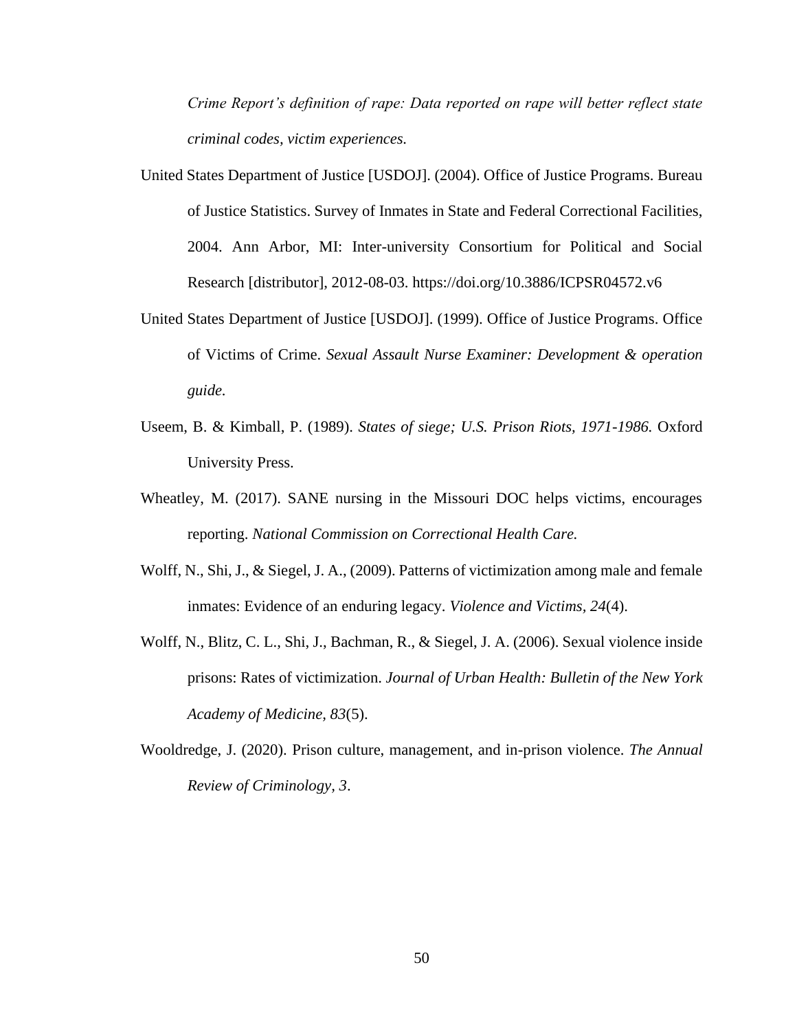*Crime Report's definition of rape: Data reported on rape will better reflect state criminal codes, victim experiences.*

United States Department of Justice [USDOJ]. (2004). Office of Justice Programs. Bureau of Justice Statistics. Survey of Inmates in State and Federal Correctional Facilities, 2004. Ann Arbor, MI: Inter-university Consortium for Political and Social Research [distributor], 2012-08-03. https://doi.org/10.3886/ICPSR04572.v6

United States Department of Justice [USDOJ]. (1999). Office of Justice Programs. Office of Victims of Crime. *Sexual Assault Nurse Examiner: Development & operation guide.*

Useem, B. & Kimball, P. (1989). *States of siege; U.S. Prison Riots, 1971-1986.* Oxford University Press.

Wheatley, M. (2017). SANE nursing in the Missouri DOC helps victims, encourages reporting. *National Commission on Correctional Health Care.*

Wolff, N., Shi, J., & Siegel, J. A., (2009). Patterns of victimization among male and female inmates: Evidence of an enduring legacy. *Violence and Victims, 24*(4).

Wolff, N., Blitz, C. L., Shi, J., Bachman, R., & Siegel, J. A. (2006). Sexual violence inside prisons: Rates of victimization. *Journal of Urban Health: Bulletin of the New York Academy of Medicine, 83*(5).

Wooldredge, J. (2020). Prison culture, management, and in-prison violence. *The Annual Review of Criminology, 3*.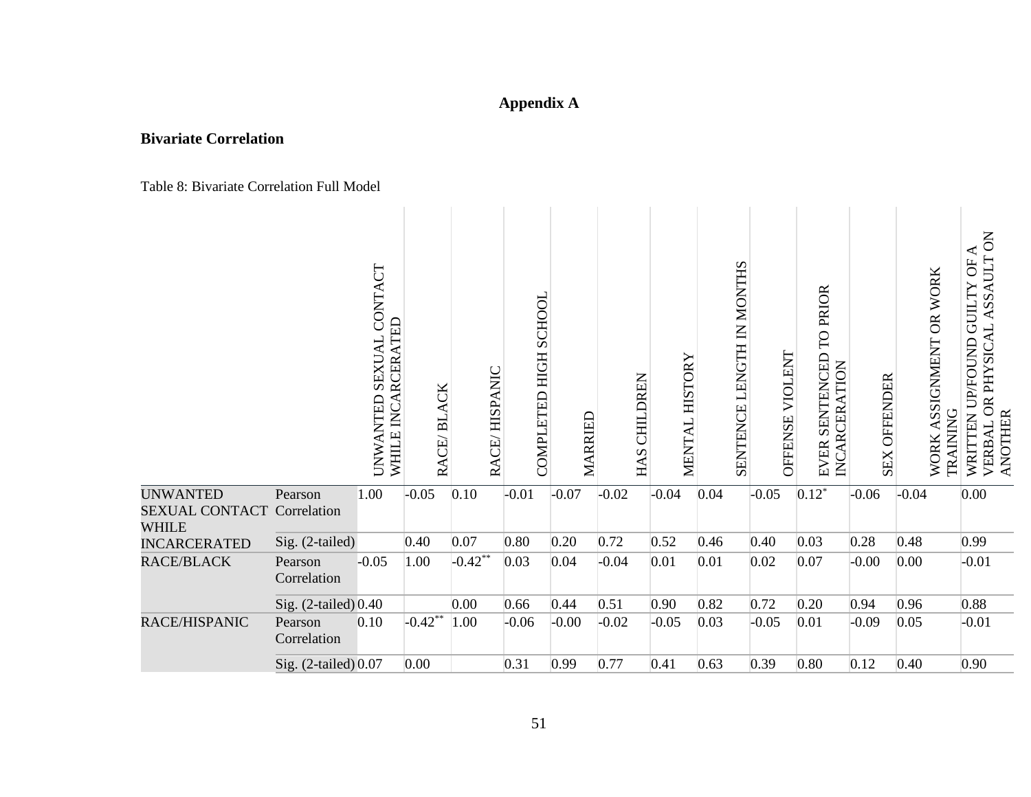# Appendix A

## Bivariate Correlation

Table 8: Bivariate Correlation Full Model

| | | UNWANTED SEXUAL CONTACT WHILE INCARCERATED | RACE/ BLACK | RACE/ HISPANIC | COMPLETED HIGH SCHOOL | MARRIED | HAS CHILDREN | MENTAL HISTORY | SENTENCE LENGTH IN MONTHS | OFFENSE VIOLENT | EVER SENTENCED TO PRIOR INCARCERATION | SEX OFFENDER | WORK ASSIGNMENT OR WORK TRAINING | WRITTEN UP/FOUND GUILTY OF A VERBAL OR PHYSICAL ASSAULT ON ANOTHER |
|---|---|---|---|---|---|---|---|---|---|---|---|---|---|---|
| UNWANTED SEXUAL CONTACT WHILE INCARCERATED | Pearson Correlation | 1.00 | -0.05 | 0.10 | -0.01 | -0.07 | -0.02 | -0.04 | 0.04 | -0.05 | 0.12* | -0.06 | -0.04 | 0.00 |
| | Sig. (2-tailed) | | 0.40 | 0.07 | 0.80 | 0.20 | 0.72 | 0.52 | 0.46 | 0.40 | 0.03 | 0.28 | 0.48 | 0.99 |
| RACE/BLACK | Pearson Correlation | -0.05 | 1.00 | -0.42** | 0.03 | 0.04 | -0.04 | 0.01 | 0.01 | 0.02 | 0.07 | -0.00 | 0.00 | -0.01 |
| | Sig. (2-tailed) | 0.40 | | 0.00 | 0.66 | 0.44 | 0.51 | 0.90 | 0.82 | 0.72 | 0.20 | 0.94 | 0.96 | 0.88 |
| RACE/HISPANIC | Pearson Correlation | 0.10 | -0.42** | 1.00 | -0.06 | -0.00 | -0.02 | -0.05 | 0.03 | -0.05 | 0.01 | -0.09 | 0.05 | -0.01 |
| | Sig. (2-tailed) | 0.07 | 0.00 | | 0.31 | 0.99 | 0.77 | 0.41 | 0.63 | 0.39 | 0.80 | 0.12 | 0.40 | 0.90 |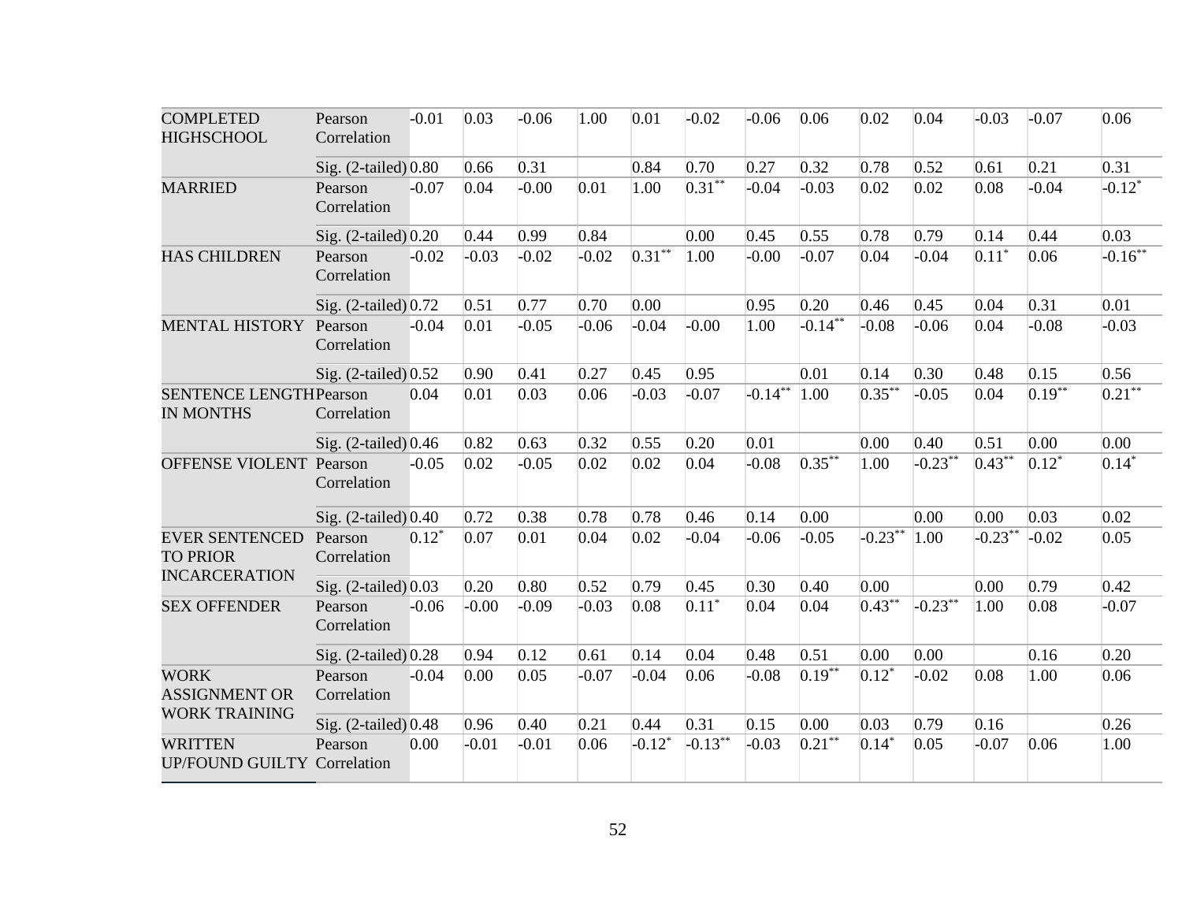| | | | | | | | | | | | | | | |
|---|---|---|---|---|---|---|---|---|---|---|---|---|---|---|
| COMPLETED HIGHSCHOOL | Pearson Correlation | -0.01 | 0.03 | -0.06 | 1.00 | 0.01 | -0.02 | -0.06 | 0.06 | 0.02 | 0.04 | -0.03 | -0.07 | 0.06 |
| | Sig. (2-tailed) | 0.80 | 0.66 | 0.31 | | 0.84 | 0.70 | 0.27 | 0.32 | 0.78 | 0.52 | 0.61 | 0.21 | 0.31 |
| MARRIED | Pearson Correlation | -0.07 | 0.04 | -0.00 | 0.01 | 1.00 | 0.31** | -0.04 | -0.03 | 0.02 | 0.02 | 0.08 | -0.04 | -0.12* |
| | Sig. (2-tailed) | 0.20 | 0.44 | 0.99 | 0.84 | | 0.00 | 0.45 | 0.55 | 0.78 | 0.79 | 0.14 | 0.44 | 0.03 |
| HAS CHILDREN | Pearson Correlation | -0.02 | -0.03 | -0.02 | -0.02 | 0.31** | 1.00 | -0.00 | -0.07 | 0.04 | -0.04 | 0.11* | 0.06 | -0.16** |
| | Sig. (2-tailed) | 0.72 | 0.51 | 0.77 | 0.70 | 0.00 | | 0.95 | 0.20 | 0.46 | 0.45 | 0.04 | 0.31 | 0.01 |
| MENTAL HISTORY | Pearson Correlation | -0.04 | 0.01 | -0.05 | -0.06 | -0.04 | -0.00 | 1.00 | -0.14** | -0.08 | -0.06 | 0.04 | -0.08 | -0.03 |
| | Sig. (2-tailed) | 0.52 | 0.90 | 0.41 | 0.27 | 0.45 | 0.95 | | 0.01 | 0.14 | 0.30 | 0.48 | 0.15 | 0.56 |
| SENTENCE LENGTH IN MONTHS | Pearson Correlation | 0.04 | 0.01 | 0.03 | 0.06 | -0.03 | -0.07 | -0.14** | 1.00 | 0.35** | -0.05 | 0.04 | 0.19** | 0.21** |
| | Sig. (2-tailed) | 0.46 | 0.82 | 0.63 | 0.32 | 0.55 | 0.20 | 0.01 | | 0.00 | 0.40 | 0.51 | 0.00 | 0.00 |
| OFFENSE VIOLENT | Pearson Correlation | -0.05 | 0.02 | -0.05 | 0.02 | 0.02 | 0.04 | -0.08 | 0.35** | 1.00 | -0.23** | 0.43** | 0.12* | 0.14* |
| | Sig. (2-tailed) | 0.40 | 0.72 | 0.38 | 0.78 | 0.78 | 0.46 | 0.14 | 0.00 | | 0.00 | 0.00 | 0.03 | 0.02 |
| EVER SENTENCED TO PRIOR INCARCERATION | Pearson Correlation | 0.12* | 0.07 | 0.01 | 0.04 | 0.02 | -0.04 | -0.06 | -0.05 | -0.23** | 1.00 | -0.23** | -0.02 | 0.05 |
| | Sig. (2-tailed) | 0.03 | 0.20 | 0.80 | 0.52 | 0.79 | 0.45 | 0.30 | 0.40 | 0.00 | | 0.00 | 0.79 | 0.42 |
| SEX OFFENDER | Pearson Correlation | -0.06 | -0.00 | -0.09 | -0.03 | 0.08 | 0.11* | 0.04 | 0.04 | 0.43** | -0.23** | 1.00 | 0.08 | -0.07 |
| | Sig. (2-tailed) | 0.28 | 0.94 | 0.12 | 0.61 | 0.14 | 0.04 | 0.48 | 0.51 | 0.00 | 0.00 | | 0.16 | 0.20 |
| WORK ASSIGNMENT OR WORK TRAINING | Pearson Correlation | -0.04 | 0.00 | 0.05 | -0.07 | -0.04 | 0.06 | -0.08 | 0.19** | 0.12* | -0.02 | 0.08 | 1.00 | 0.06 |
| | Sig. (2-tailed) | 0.48 | 0.96 | 0.40 | 0.21 | 0.44 | 0.31 | 0.15 | 0.00 | 0.03 | 0.79 | 0.16 | | 0.26 |
| WRITTEN UP/FOUND GUILTY | Pearson Correlation | 0.00 | -0.01 | -0.01 | 0.06 | -0.12* | -0.13** | -0.03 | 0.21** | 0.14* | 0.05 | -0.07 | 0.06 | 1.00 |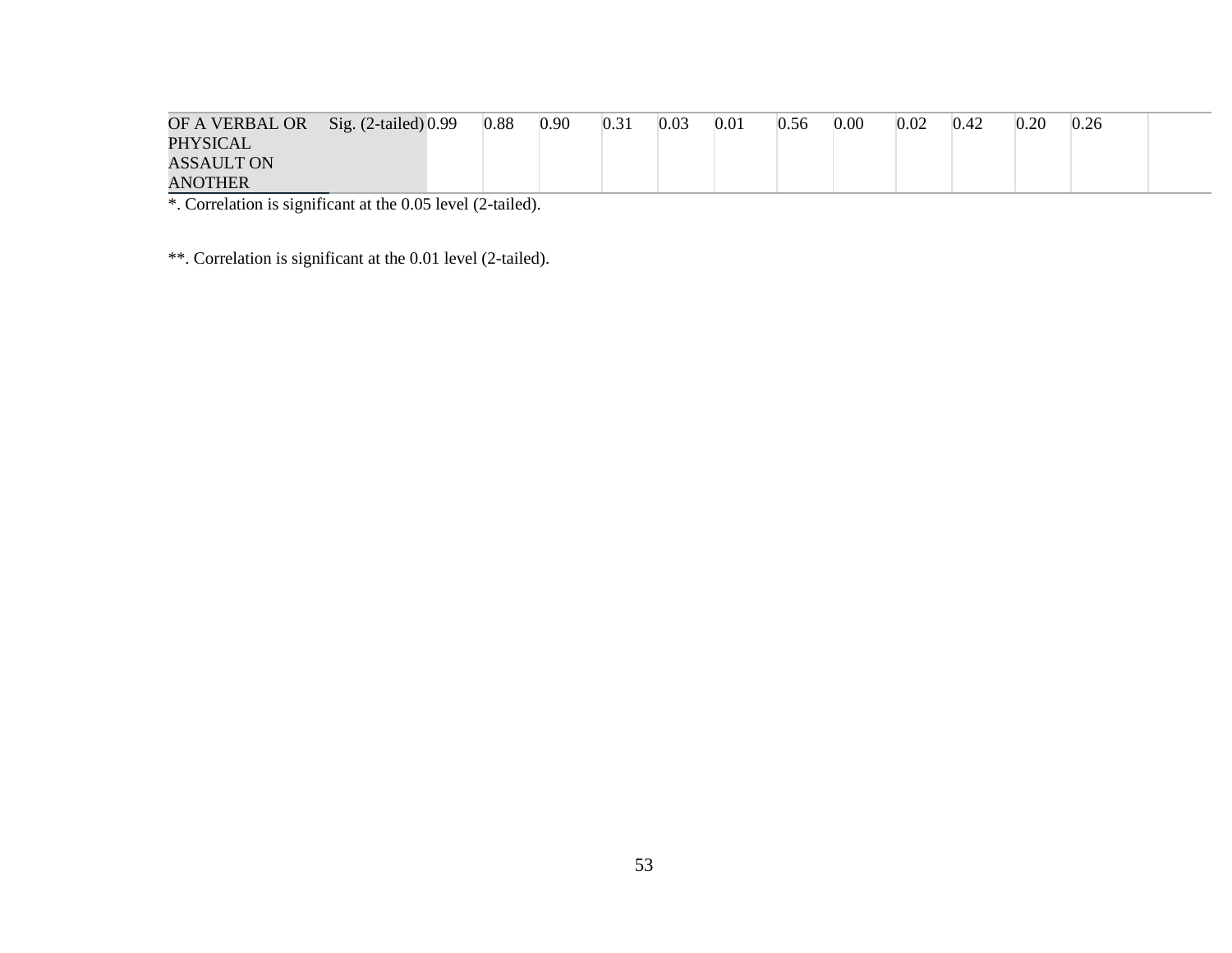| | | | | | | | | | | | | | | |
|---|---|---|---|---|---|---|---|---|---|---|---|---|---|---|
| OF A VERBAL OR PHYSICAL ASSAULT ON ANOTHER | Sig. (2-tailed) | 0.99 | 0.88 | 0.90 | 0.31 | 0.03 | 0.01 | 0.56 | 0.00 | 0.02 | 0.42 | 0.20 | 0.26 | |

*. Correlation is significant at the 0.05 level (2-tailed).

**. Correlation is significant at the 0.01 level (2-tailed).